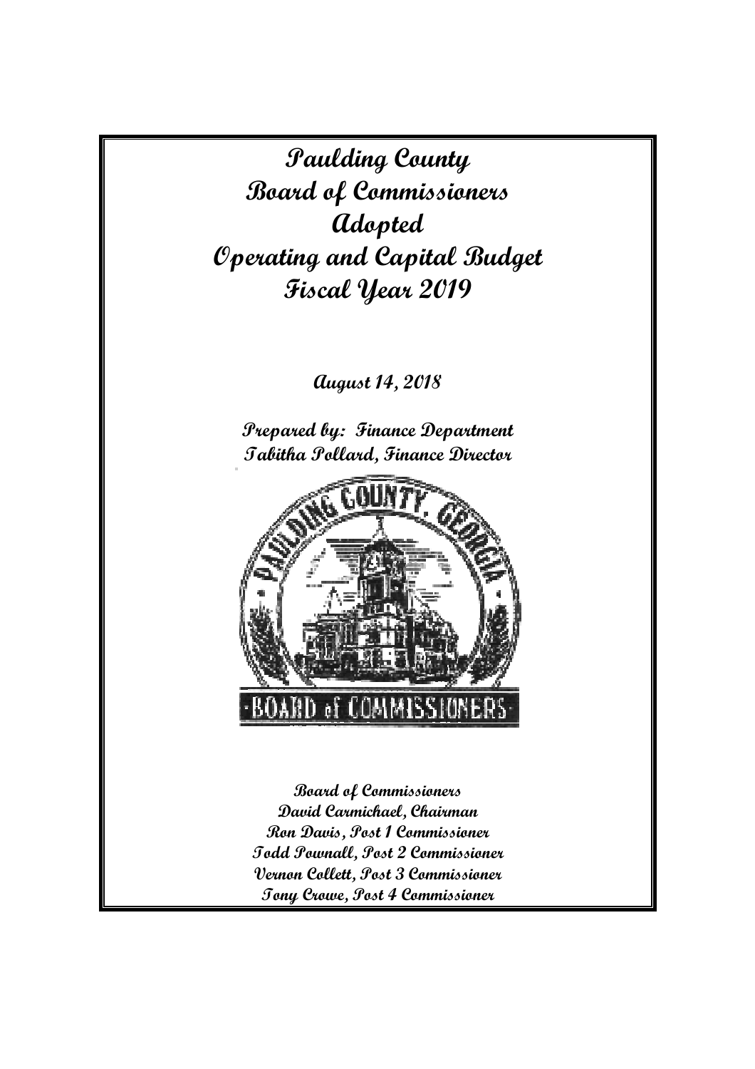# Paulding County
# Board of Commissioners
# Adopted
# Operating and Capital Budget
# Fiscal Year 2019

**August 14, 2018**

**Prepared by: Finance Department**
**Tabitha Pollard, Finance Director**

**Board of Commissioners**
**David Carmichael, Chairman**
**Ron Davis, Post 1 Commissioner**
**Todd Pownall, Post 2 Commissioner**
**Vernon Collett, Post 3 Commissioner**
**Tony Crowe, Post 4 Commissioner**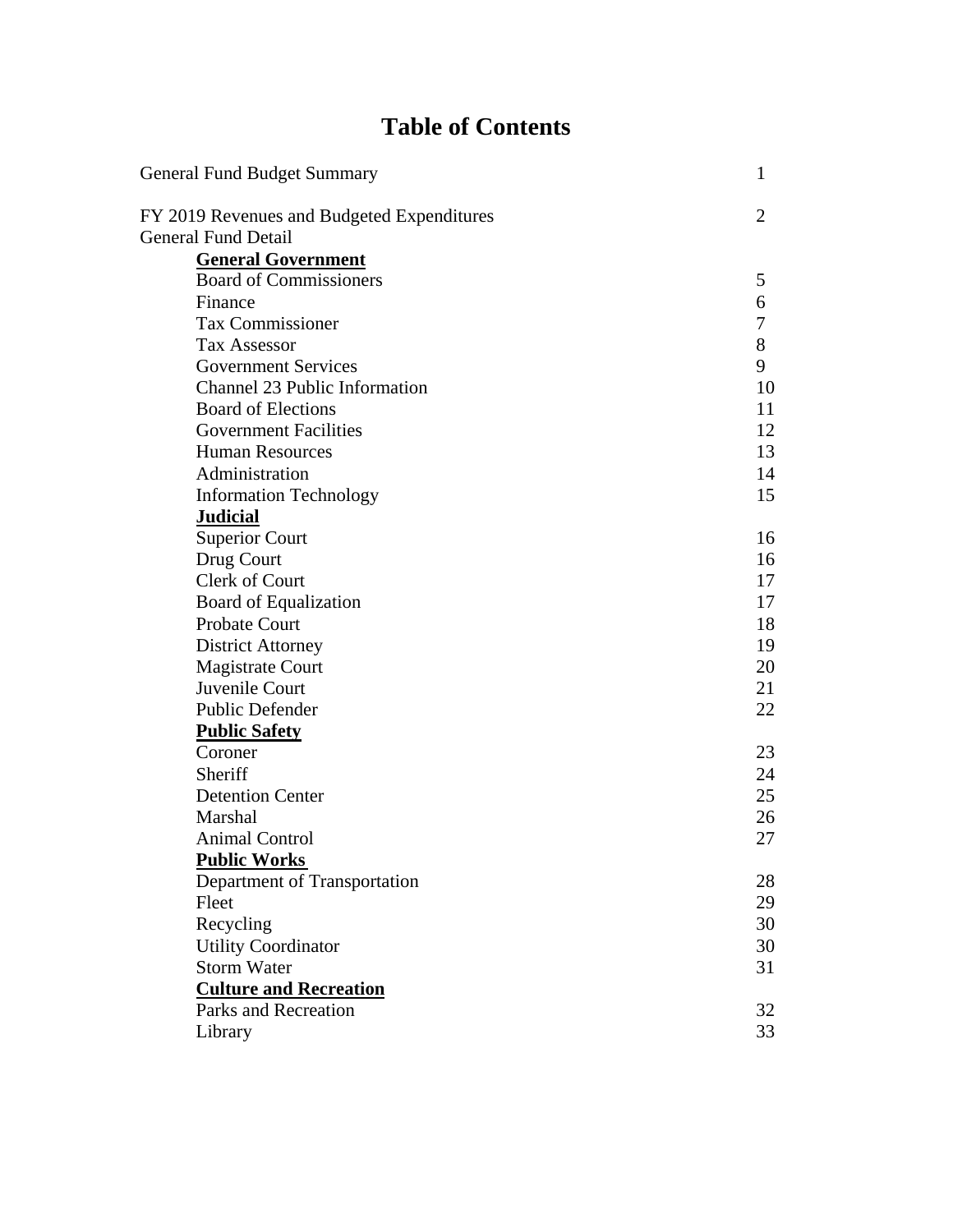# Table of Contents

| | |
|---|---|
| General Fund Budget Summary | 1 |
| FY 2019 Revenues and Budgeted Expenditures | 2 |
| General Fund Detail | |
| **General Government** | |
| Board of Commissioners | 5 |
| Finance | 6 |
| Tax Commissioner | 7 |
| Tax Assessor | 8 |
| Government Services | 9 |
| Channel 23 Public Information | 10 |
| Board of Elections | 11 |
| Government Facilities | 12 |
| Human Resources | 13 |
| Administration | 14 |
| Information Technology | 15 |
| **Judicial** | |
| Superior Court | 16 |
| Drug Court | 16 |
| Clerk of Court | 17 |
| Board of Equalization | 17 |
| Probate Court | 18 |
| District Attorney | 19 |
| Magistrate Court | 20 |
| Juvenile Court | 21 |
| Public Defender | 22 |
| **Public Safety** | |
| Coroner | 23 |
| Sheriff | 24 |
| Detention Center | 25 |
| Marshal | 26 |
| Animal Control | 27 |
| **Public Works** | |
| Department of Transportation | 28 |
| Fleet | 29 |
| Recycling | 30 |
| Utility Coordinator | 30 |
| Storm Water | 31 |
| **Culture and Recreation** | |
| Parks and Recreation | 32 |
| Library | 33 |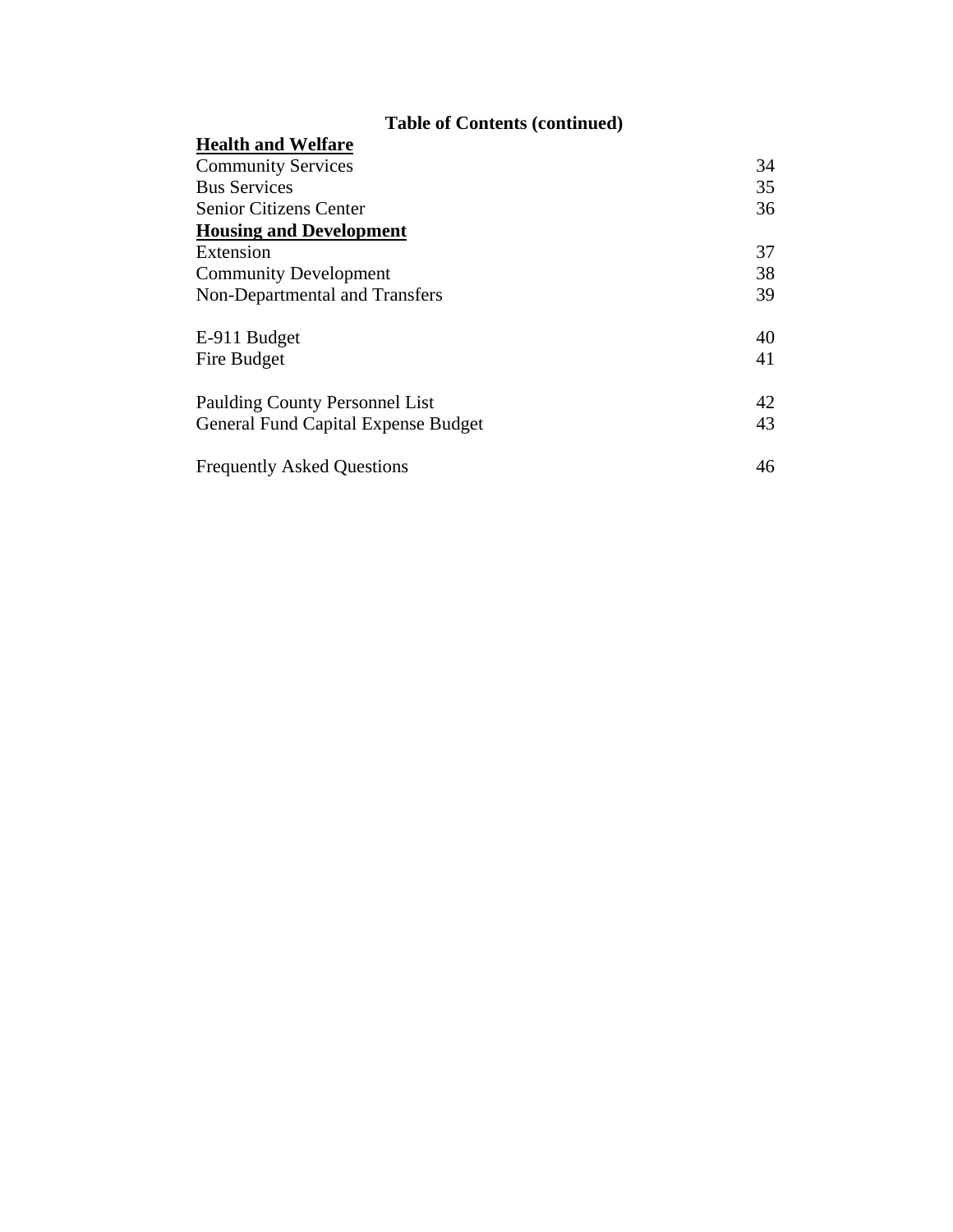## Table of Contents (continued)

| | |
|---|---|
| **Health and Welfare** | |
| Community Services | 34 |
| Bus Services | 35 |
| Senior Citizens Center | 36 |
| **Housing and Development** | |
| Extension | 37 |
| Community Development | 38 |
| Non-Departmental and Transfers | 39 |
| | |
| E-911 Budget | 40 |
| Fire Budget | 41 |
| | |
| Paulding County Personnel List | 42 |
| General Fund Capital Expense Budget | 43 |
| | |
| Frequently Asked Questions | 46 |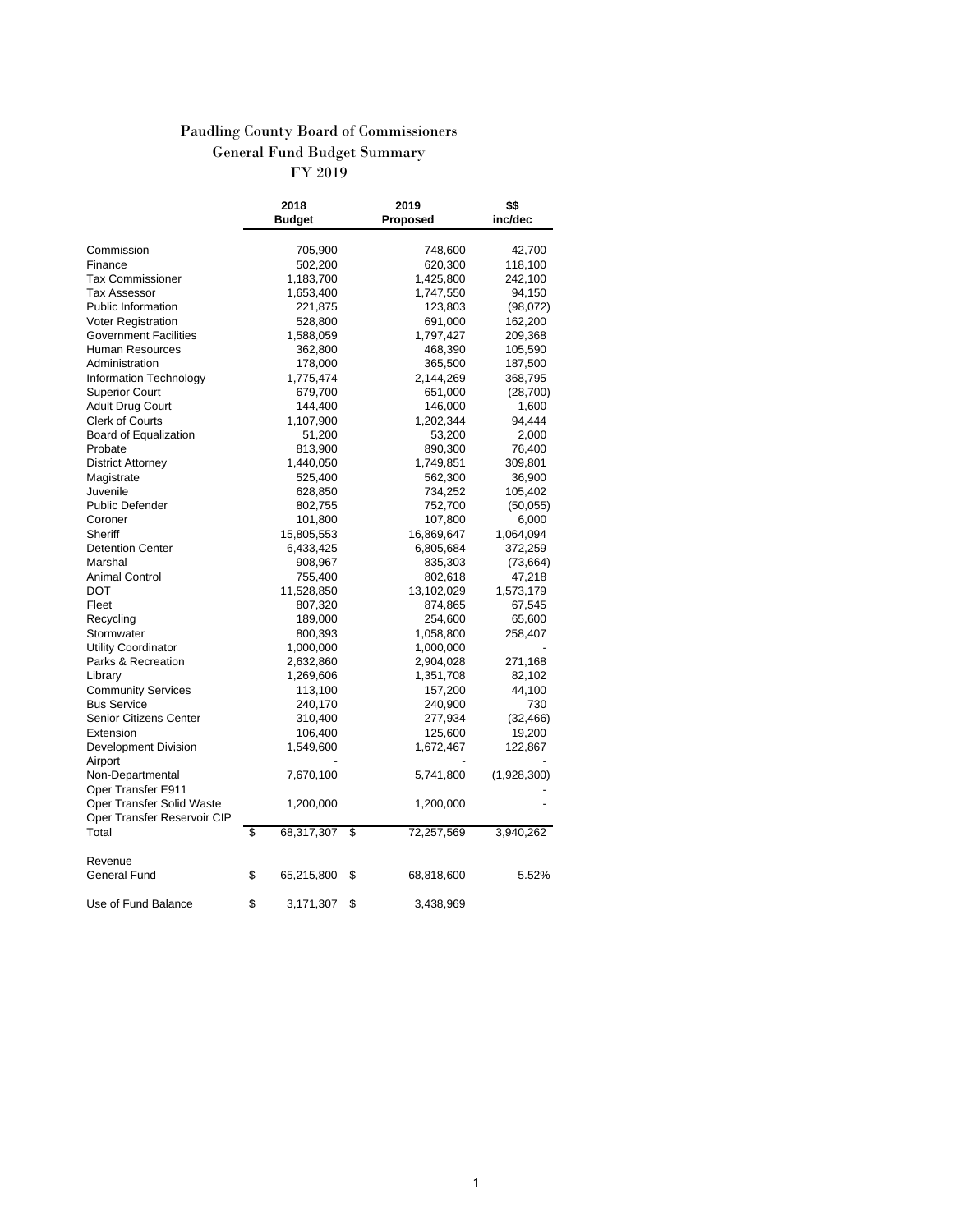# Paudling County Board of Commissioners

## General Fund Budget Summary

### FY 2019

| | 2018 Budget | 2019 Proposed | $$ inc/dec |
|---|---|---|---|
| Commission | 705,900 | 748,600 | 42,700 |
| Finance | 502,200 | 620,300 | 118,100 |
| Tax Commissioner | 1,183,700 | 1,425,800 | 242,100 |
| Tax Assessor | 1,653,400 | 1,747,550 | 94,150 |
| Public Information | 221,875 | 123,803 | (98,072) |
| Voter Registration | 528,800 | 691,000 | 162,200 |
| Government Facilities | 1,588,059 | 1,797,427 | 209,368 |
| Human Resources | 362,800 | 468,390 | 105,590 |
| Administration | 178,000 | 365,500 | 187,500 |
| Information Technology | 1,775,474 | 2,144,269 | 368,795 |
| Superior Court | 679,700 | 651,000 | (28,700) |
| Adult Drug Court | 144,400 | 146,000 | 1,600 |
| Clerk of Courts | 1,107,900 | 1,202,344 | 94,444 |
| Board of Equalization | 51,200 | 53,200 | 2,000 |
| Probate | 813,900 | 890,300 | 76,400 |
| District Attorney | 1,440,050 | 1,749,851 | 309,801 |
| Magistrate | 525,400 | 562,300 | 36,900 |
| Juvenile | 628,850 | 734,252 | 105,402 |
| Public Defender | 802,755 | 752,700 | (50,055) |
| Coroner | 101,800 | 107,800 | 6,000 |
| Sheriff | 15,805,553 | 16,869,647 | 1,064,094 |
| Detention Center | 6,433,425 | 6,805,684 | 372,259 |
| Marshal | 908,967 | 835,303 | (73,664) |
| Animal Control | 755,400 | 802,618 | 47,218 |
| DOT | 11,528,850 | 13,102,029 | 1,573,179 |
| Fleet | 807,320 | 874,865 | 67,545 |
| Recycling | 189,000 | 254,600 | 65,600 |
| Stormwater | 800,393 | 1,058,800 | 258,407 |
| Utility Coordinator | 1,000,000 | 1,000,000 | - |
| Parks & Recreation | 2,632,860 | 2,904,028 | 271,168 |
| Library | 1,269,606 | 1,351,708 | 82,102 |
| Community Services | 113,100 | 157,200 | 44,100 |
| Bus Service | 240,170 | 240,900 | 730 |
| Senior Citizens Center | 310,400 | 277,934 | (32,466) |
| Extension | 106,400 | 125,600 | 19,200 |
| Development Division | 1,549,600 | 1,672,467 | 122,867 |
| Airport | - | - | - |
| Non-Departmental | 7,670,100 | 5,741,800 | (1,928,300) |
| Oper Transfer E911 | | | - |
| Oper Transfer Solid Waste | 1,200,000 | 1,200,000 | - |
| Oper Transfer Reservoir CIP | | | |
| Total | $ 68,317,307 | $ 72,257,569 | 3,940,262 |
| | | | |
| Revenue | | | |
| General Fund | $ 65,215,800 | $ 68,818,600 | 5.52% |
| | | | |
| Use of Fund Balance | $ 3,171,307 | $ 3,438,969 | |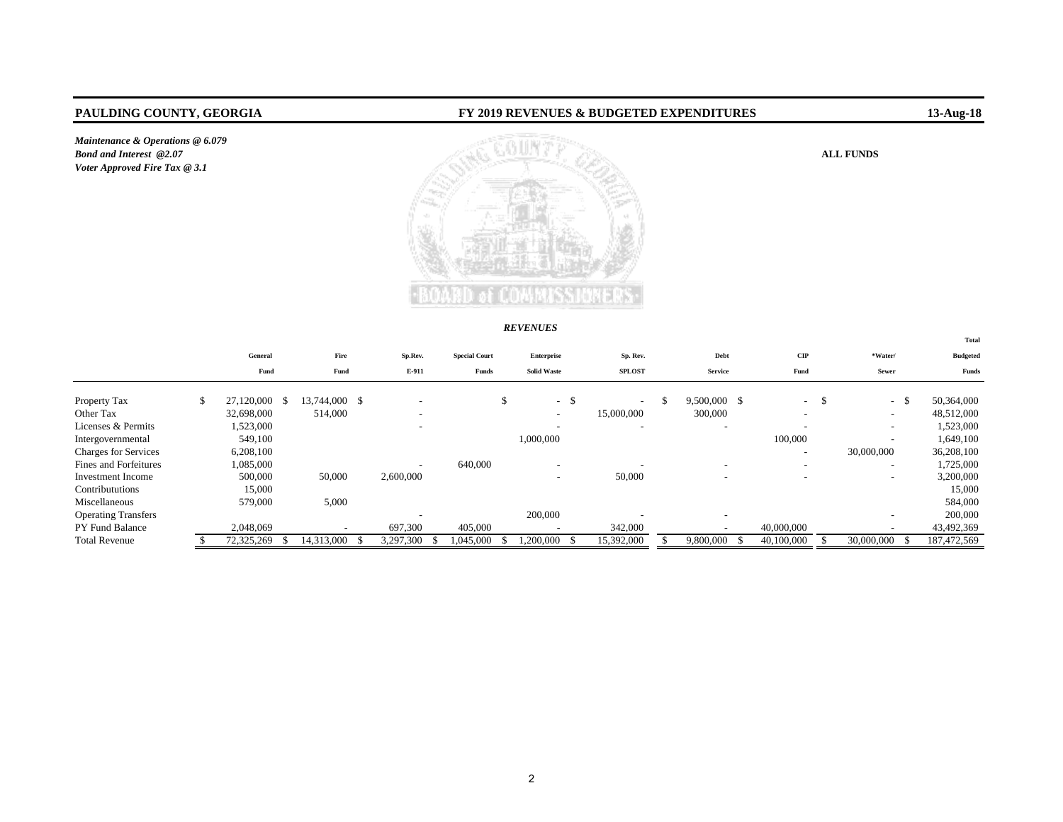# PAULDING COUNTY, GEORGIA

## FY 2019 REVENUES & BUDGETED EXPENDITURES

13-Aug-18

***Maintenance & Operations @ 6.079***
***Bond and Interest @2.07***
***Voter Approved Fire Tax @ 3.1***

**ALL FUNDS**

### *REVENUES*

| | General Fund | Fire Fund | Sp.Rev. E-911 | Special Court Funds | Enterprise Solid Waste | Sp. Rev. SPLOST | Debt Service | CIP Fund | *Water/ Sewer | Total Budgeted Funds |
|---|---|---|---|---|---|---|---|---|---|---|
| Property Tax | $ 27,120,000 | $ 13,744,000 | $ - | | $ - | $ - | $ 9,500,000 | $ - | $ - | $ 50,364,000 |
| Other Tax | 32,698,000 | 514,000 | - | | - | 15,000,000 | 300,000 | - | - | 48,512,000 |
| Licenses & Permits | 1,523,000 | | - | | - | - | - | - | - | 1,523,000 |
| Intergovernmental | 549,100 | | | | 1,000,000 | | | 100,000 | - | 1,649,100 |
| Charges for Services | 6,208,100 | | | | | | | - | 30,000,000 | 36,208,100 |
| Fines and Forfeitures | 1,085,000 | | - | 640,000 | - | - | - | - | - | 1,725,000 |
| Investment Income | 500,000 | 50,000 | 2,600,000 | | - | 50,000 | - | - | - | 3,200,000 |
| Contribututions | 15,000 | | | | | | | | | 15,000 |
| Miscellaneous | 579,000 | 5,000 | | | | | | | | 584,000 |
| Operating Transfers | | | - | | 200,000 | - | - | | - | 200,000 |
| PY Fund Balance | 2,048,069 | - | 697,300 | 405,000 | - | 342,000 | - | 40,000,000 | - | 43,492,369 |
| Total Revenue | $ 72,325,269 | $ 14,313,000 | $ 3,297,300 | $ 1,045,000 | $ 1,200,000 | $ 15,392,000 | $ 9,800,000 | $ 40,100,000 | $ 30,000,000 | $ 187,472,569 |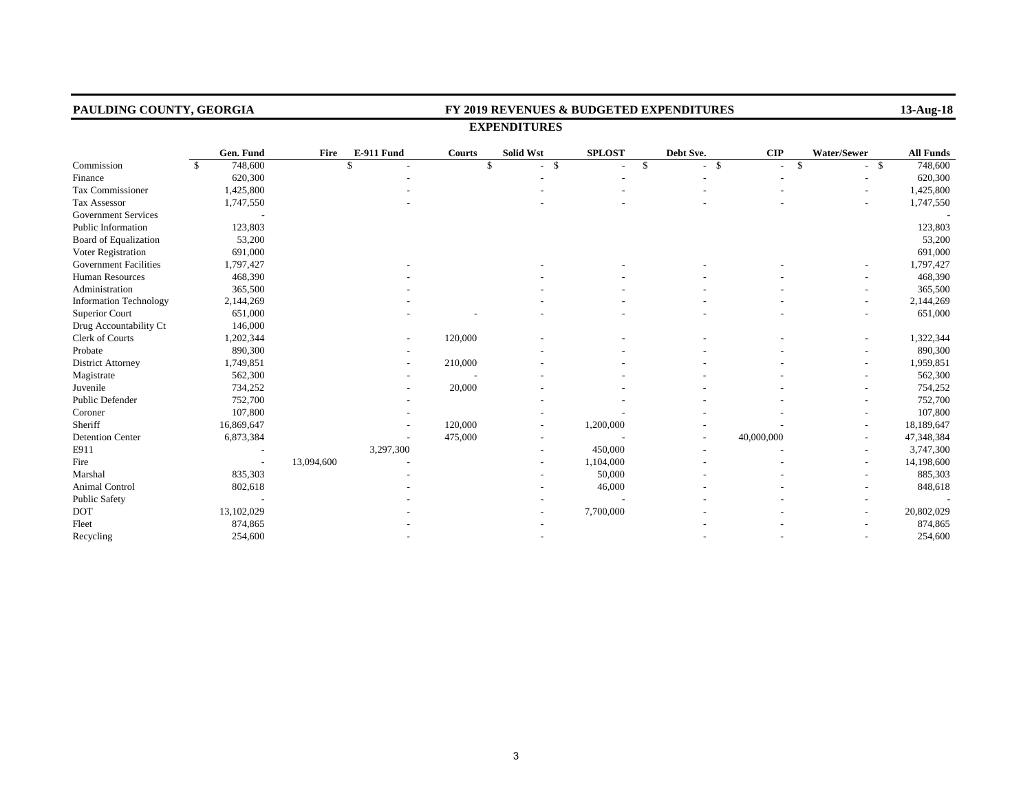**PAULDING COUNTY, GEORGIA** — **FY 2019 REVENUES & BUDGETED EXPENDITURES** — **13-Aug-18**

## EXPENDITURES

| | Gen. Fund | Fire | E-911 Fund | Courts | Solid Wst | SPLOST | Debt Sve. | CIP | Water/Sewer | All Funds |
|---|---|---|---|---|---|---|---|---|---|---|
| Commission | $ 748,600 | | $ - | | $ - | $ - | $ - | $ - | $ - | $ 748,600 |
| Finance | 620,300 | | - | | - | - | - | - | - | 620,300 |
| Tax Commissioner | 1,425,800 | | - | | - | - | - | - | - | 1,425,800 |
| Tax Assessor | 1,747,550 | | - | | - | - | - | - | - | 1,747,550 |
| Government Services | - | | | | | | | | | - |
| Public Information | 123,803 | | | | | | | | | 123,803 |
| Board of Equalization | 53,200 | | | | | | | | | 53,200 |
| Voter Registration | 691,000 | | | | | | | | | 691,000 |
| Government Facilities | 1,797,427 | | - | | - | - | - | - | - | 1,797,427 |
| Human Resources | 468,390 | | - | | - | - | - | - | - | 468,390 |
| Administration | 365,500 | | - | | - | - | - | - | - | 365,500 |
| Information Technology | 2,144,269 | | - | | - | - | - | - | - | 2,144,269 |
| Superior Court | 651,000 | | - | - | - | - | - | - | - | 651,000 |
| Drug Accountability Ct | 146,000 | | | | | | | | | |
| Clerk of Courts | 1,202,344 | | - | 120,000 | - | - | - | - | - | 1,322,344 |
| Probate | 890,300 | | - | | - | - | - | - | - | 890,300 |
| District Attorney | 1,749,851 | | - | 210,000 | - | - | - | - | - | 1,959,851 |
| Magistrate | 562,300 | | - | - | - | - | - | - | - | 562,300 |
| Juvenile | 734,252 | | - | 20,000 | - | - | - | - | - | 754,252 |
| Public Defender | 752,700 | | - | | - | - | - | - | - | 752,700 |
| Coroner | 107,800 | | - | | - | - | - | - | - | 107,800 |
| Sheriff | 16,869,647 | | - | 120,000 | - | 1,200,000 | - | - | - | 18,189,647 |
| Detention Center | 6,873,384 | | - | 475,000 | - | - | - | 40,000,000 | - | 47,348,384 |
| E911 | - | | 3,297,300 | | - | 450,000 | - | - | - | 3,747,300 |
| Fire | - | 13,094,600 | - | | - | 1,104,000 | - | - | - | 14,198,600 |
| Marshal | 835,303 | | - | | - | 50,000 | - | - | - | 885,303 |
| Animal Control | 802,618 | | - | | - | 46,000 | - | - | - | 848,618 |
| Public Safety | - | | - | | - | - | - | - | - | - |
| DOT | 13,102,029 | | - | | - | 7,700,000 | - | - | - | 20,802,029 |
| Fleet | 874,865 | | - | | - | | - | - | - | 874,865 |
| Recycling | 254,600 | | - | | - | | - | - | - | 254,600 |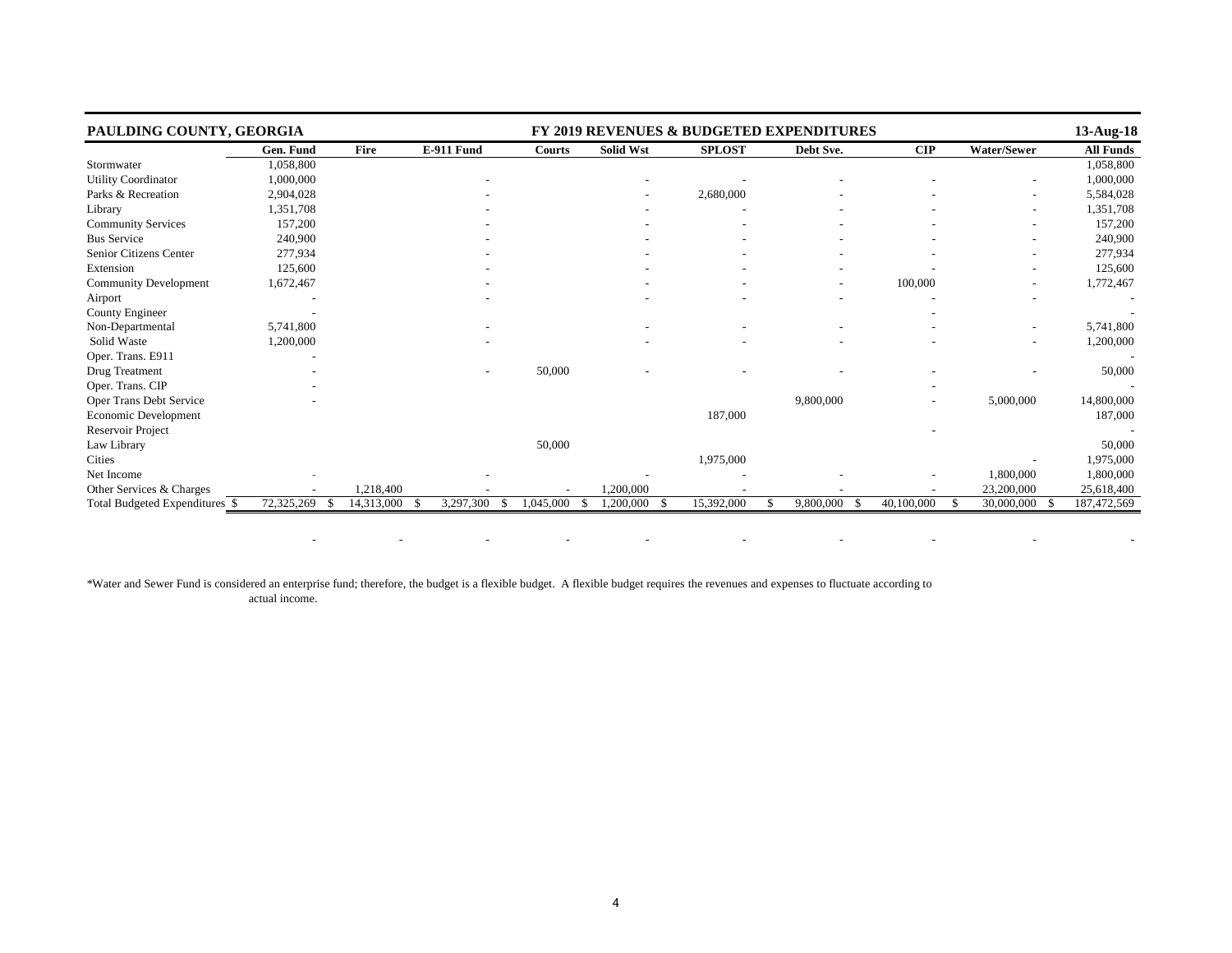| PAULDING COUNTY, GEORGIA | | | | FY 2019 REVENUES & BUDGETED EXPENDITURES | | | | | | 13-Aug-18 |
|---|---|---|---|---|---|---|---|---|---|---|
| | Gen. Fund | Fire | E-911 Fund | Courts | Solid Wst | SPLOST | Debt Sve. | CIP | Water/Sewer | All Funds |
| Stormwater | 1,058,800 | | | | | | | | | 1,058,800 |
| Utility Coordinator | 1,000,000 | | - | | - | - | - | - | - | 1,000,000 |
| Parks & Recreation | 2,904,028 | | - | | - | 2,680,000 | - | - | - | 5,584,028 |
| Library | 1,351,708 | | - | | - | - | - | - | - | 1,351,708 |
| Community Services | 157,200 | | - | | - | - | - | - | - | 157,200 |
| Bus Service | 240,900 | | - | | - | - | - | - | - | 240,900 |
| Senior Citizens Center | 277,934 | | - | | - | - | - | - | - | 277,934 |
| Extension | 125,600 | | - | | - | - | - | - | - | 125,600 |
| Community Development | 1,672,467 | | - | | - | - | - | 100,000 | - | 1,772,467 |
| Airport | - | | - | | - | - | - | - | - | - |
| County Engineer | - | | | | | | | - | | - |
| Non-Departmental | 5,741,800 | | - | | - | - | - | - | - | 5,741,800 |
| Solid Waste | 1,200,000 | | - | | - | - | - | - | - | 1,200,000 |
| Oper. Trans. E911 | - | | | | | | | | | - |
| Drug Treatment | - | | - | 50,000 | - | - | - | - | - | 50,000 |
| Oper. Trans. CIP | - | | | | | | | - | | - |
| Oper Trans Debt Service | - | | | | | | 9,800,000 | - | 5,000,000 | 14,800,000 |
| Economic Development | | | | | | 187,000 | | | | 187,000 |
| Reservoir Project | | | | | | | | - | | - |
| Law Library | | | | 50,000 | | | | | | 50,000 |
| Cities | | | | | | 1,975,000 | | | - | 1,975,000 |
| Net Income | - | | - | | - | - | - | - | 1,800,000 | 1,800,000 |
| Other Services & Charges | - | 1,218,400 | - | - | 1,200,000 | - | - | - | 23,200,000 | 25,618,400 |
| Total Budgeted Expenditures | $ 72,325,269 | $ 14,313,000 | $ 3,297,300 | $ 1,045,000 | $ 1,200,000 | $ 15,392,000 | $ 9,800,000 | $ 40,100,000 | $ 30,000,000 | $ 187,472,569 |
| | - | - | - | - | - | - | - | - | - | - |

*Water and Sewer Fund is considered an enterprise fund; therefore, the budget is a flexible budget. A flexible budget requires the revenues and expenses to fluctuate according to actual income.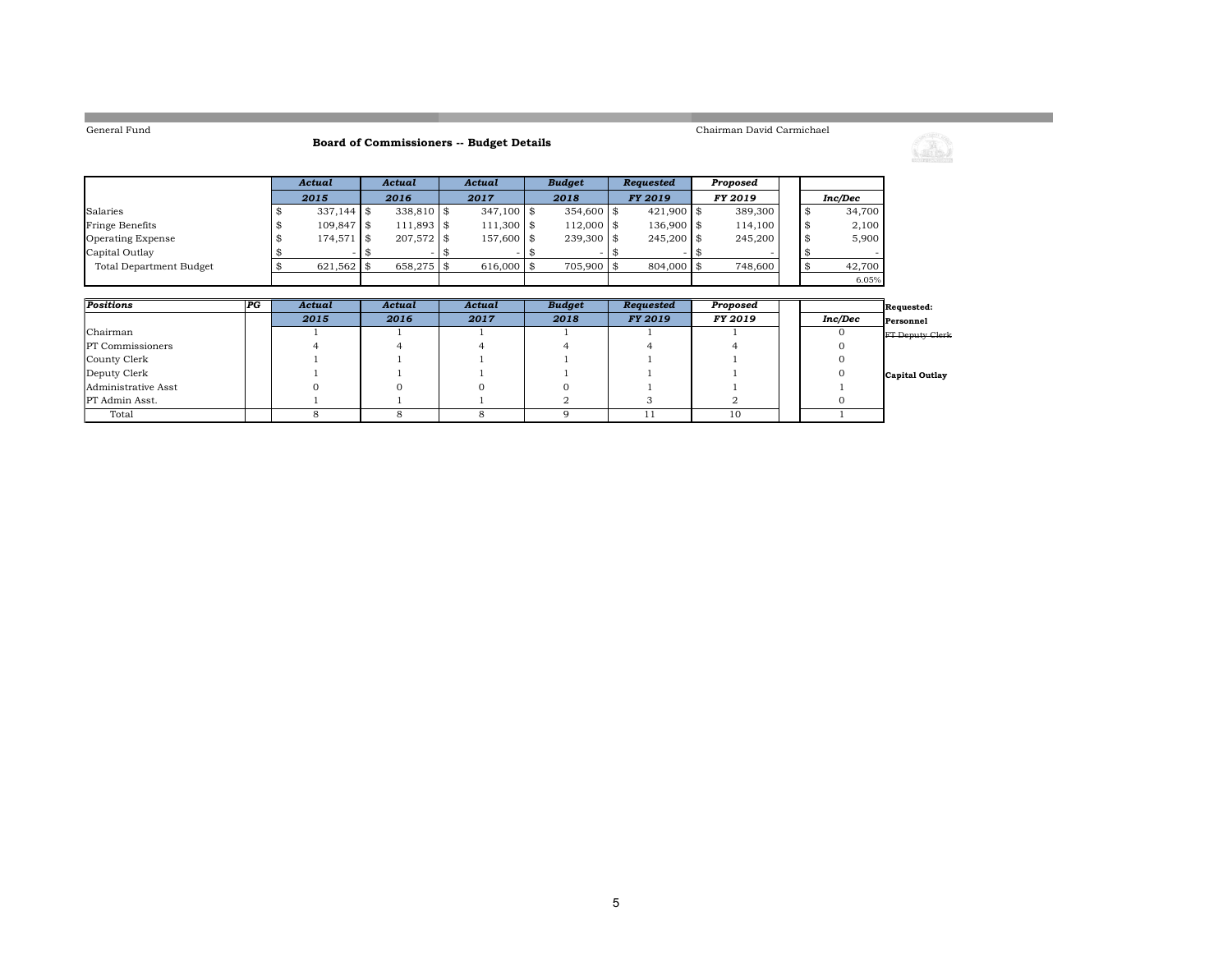General Fund

Chairman David Carmichael

## Board of Commissioners -- Budget Details

| | Actual 2015 | Actual 2016 | Actual 2017 | Budget 2018 | Requested FY 2019 | Proposed FY 2019 | | Inc/Dec |
|---|---|---|---|---|---|---|---|---|
| Salaries | $ 337,144 | $ 338,810 | $ 347,100 | $ 354,600 | $ 421,900 | $ 389,300 | | $ 34,700 |
| Fringe Benefits | $ 109,847 | $ 111,893 | $ 111,300 | $ 112,000 | $ 136,900 | $ 114,100 | | $ 2,100 |
| Operating Expense | $ 174,571 | $ 207,572 | $ 157,600 | $ 239,300 | $ 245,200 | $ 245,200 | | $ 5,900 |
| Capital Outlay | $ - | $ - | $ - | $ - | $ - | $ - | | $ - |
| Total Department Budget | $ 621,562 | $ 658,275 | $ 616,000 | $ 705,900 | $ 804,000 | $ 748,600 | | $ 42,700 |
| | | | | | | | | 6.05% |

| Positions | PG | Actual 2015 | Actual 2016 | Actual 2017 | Budget 2018 | Requested FY 2019 | Proposed FY 2019 | | Inc/Dec |
|---|---|---|---|---|---|---|---|---|---|
| Chairman | | 1 | 1 | 1 | 1 | 1 | 1 | | 0 |
| PT Commissioners | | 4 | 4 | 4 | 4 | 4 | 4 | | 0 |
| County Clerk | | 1 | 1 | 1 | 1 | 1 | 1 | | 0 |
| Deputy Clerk | | 1 | 1 | 1 | 1 | 1 | 1 | | 0 |
| Administrative Asst | | 0 | 0 | 0 | 0 | 1 | 1 | | 1 |
| PT Admin Asst. | | 1 | 1 | 1 | 2 | 3 | 2 | | 0 |
| Total | | 8 | 8 | 8 | 9 | 11 | 10 | | 1 |

**Requested:**

**Personnel**

~~FT Deputy Clerk~~

**Capital Outlay**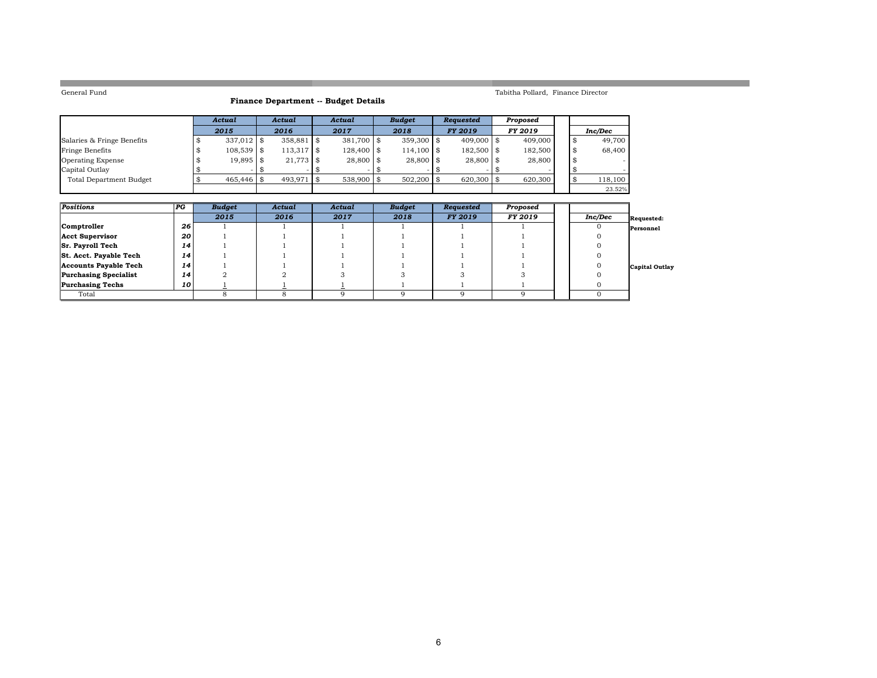General Fund

Tabitha Pollard, Finance Director

## Finance Department -- Budget Details

| | *Actual* | *Actual* | *Actual* | *Budget* | *Requested* | *Proposed* | | |
|---|---|---|---|---|---|---|---|---|
| | ***2015*** | ***2016*** | ***2017*** | ***2018*** | ***FY 2019*** | ***FY 2019*** | | ***Inc/Dec*** |
| Salaries & Fringe Benefits | $ 337,012 | $ 358,881 | $ 381,700 | $ 359,300 | $ 409,000 | $ 409,000 | | $ 49,700 |
| Fringe Benefits | $ 108,539 | $ 113,317 | $ 128,400 | $ 114,100 | $ 182,500 | $ 182,500 | | $ 68,400 |
| Operating Expense | $ 19,895 | $ 21,773 | $ 28,800 | $ 28,800 | $ 28,800 | $ 28,800 | | $ - |
| Capital Outlay | $ - | $ - | $ - | $ - | $ - | $ - | | $ - |
| Total Department Budget | $ 465,446 | $ 493,971 | $ 538,900 | $ 502,200 | $ 620,300 | $ 620,300 | | $ 118,100 |
| | | | | | | | | 23.52% |

| *Positions* | *PG* | *Budget* | *Actual* | *Actual* | *Budget* | *Requested* | *Proposed* | | |
|---|---|---|---|---|---|---|---|---|---|
| | | ***2015*** | ***2016*** | ***2017*** | ***2018*** | ***FY 2019*** | ***FY 2019*** | | ***Inc/Dec*** |
| **Comptroller** | ***26*** | 1 | 1 | 1 | 1 | 1 | 1 | | 0 |
| **Acct Supervisor** | ***20*** | 1 | 1 | 1 | 1 | 1 | 1 | | 0 |
| **Sr. Payroll Tech** | ***14*** | 1 | 1 | 1 | 1 | 1 | 1 | | 0 |
| **St. Acct. Payable Tech** | ***14*** | 1 | 1 | 1 | 1 | 1 | 1 | | 0 |
| **Accounts Payable Tech** | ***14*** | 1 | 1 | 1 | 1 | 1 | 1 | | 0 |
| **Purchasing Specialist** | ***14*** | 2 | 2 | 3 | 3 | 3 | 3 | | 0 |
| **Purchasing Techs** | ***10*** | 1 | 1 | 1 | 1 | 1 | 1 | | 0 |
| Total | | 8 | 8 | 9 | 9 | 9 | 9 | | 0 |

**Requested:**

**Personnel**

**Capital Outlay**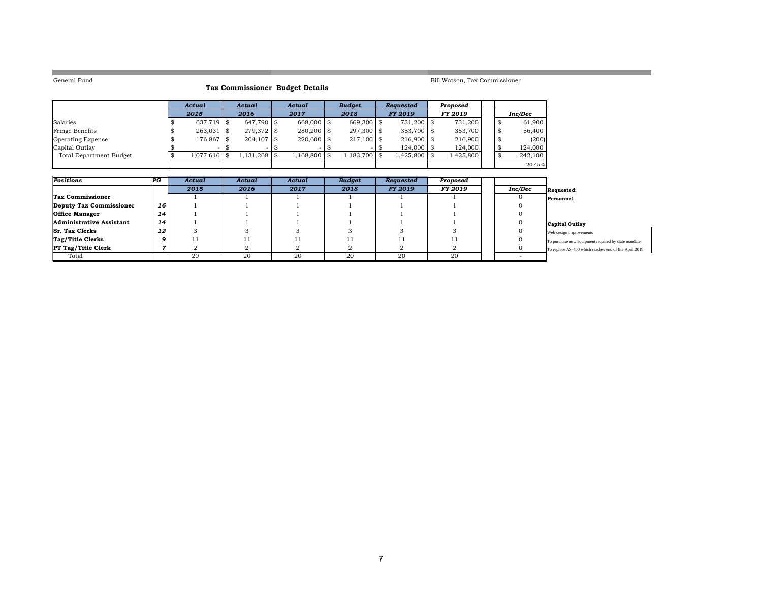General Fund

Bill Watson, Tax Commissioner

## Tax Commissioner Budget Details

| | *Actual* 2015 | *Actual* 2016 | *Actual* 2017 | *Budget* 2018 | *Requested* FY 2019 | *Proposed* FY 2019 | | *Inc/Dec* |
|---|---|---|---|---|---|---|---|---|
| Salaries | $ 637,719 | $ 647,790 | $ 668,000 | $ 669,300 | $ 731,200 | $ 731,200 | | $ 61,900 |
| Fringe Benefits | $ 263,031 | $ 279,372 | $ 280,200 | $ 297,300 | $ 353,700 | $ 353,700 | | $ 56,400 |
| Operating Expense | $ 176,867 | $ 204,107 | $ 220,600 | $ 217,100 | $ 216,900 | $ 216,900 | | $ (200) |
| Capital Outlay | $ - | $ - | $ - | $ - | $ 124,000 | $ 124,000 | | $ 124,000 |
| Total Department Budget | $ 1,077,616 | $ 1,131,268 | $ 1,168,800 | $ 1,183,700 | $ 1,425,800 | $ 1,425,800 | | $ 242,100 |
| | | | | | | | | 20.45% |

| *Positions* | *PG* | *Actual* 2015 | *Actual* 2016 | *Actual* 2017 | *Budget* 2018 | *Requested* FY 2019 | *Proposed* FY 2019 | | *Inc/Dec* |
|---|---|---|---|---|---|---|---|---|---|
| **Tax Commissioner** | | 1 | 1 | 1 | 1 | 1 | 1 | | 0 |
| **Deputy Tax Commissioner** | *16* | 1 | 1 | 1 | 1 | 1 | 1 | | 0 |
| **Office Manager** | *14* | 1 | 1 | 1 | 1 | 1 | 1 | | 0 |
| **Administrative Assistant** | *14* | 1 | 1 | 1 | 1 | 1 | 1 | | 0 |
| **Sr. Tax Clerks** | *12* | 3 | 3 | 3 | 3 | 3 | 3 | | 0 |
| **Tag/Title Clerks** | *9* | 11 | 11 | 11 | 11 | 11 | 11 | | 0 |
| **PT Tag/Title Clerk** | *7* | 2 | 2 | 2 | 2 | 2 | 2 | | 0 |
| Total | | 20 | 20 | 20 | 20 | 20 | 20 | | - |

**Requested:**

**Personnel**

**Capital Outlay**

Web design improvements

To purchase new equipment required by state mandate

To replace AS-400 which reaches end of life April 2019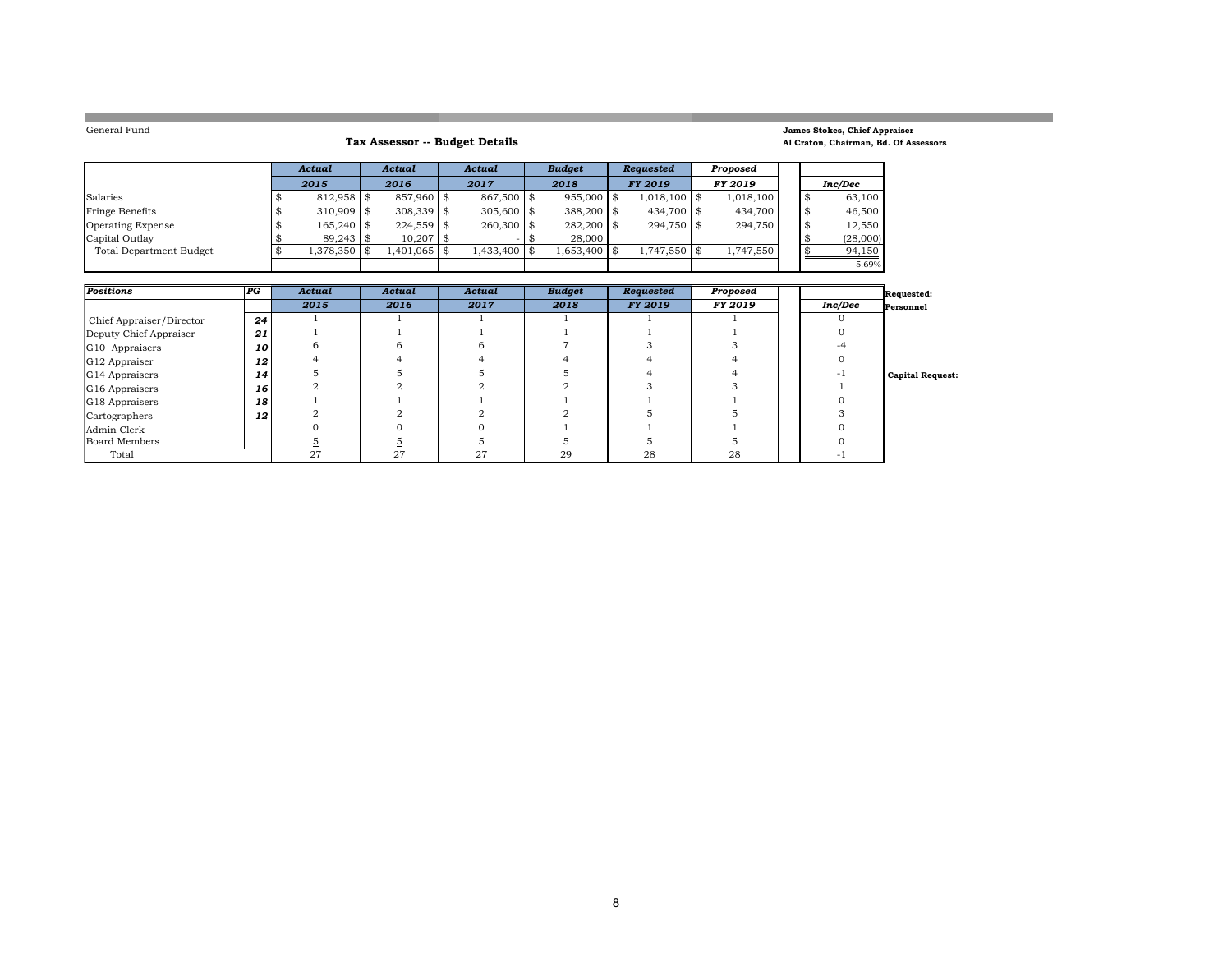General Fund

## Tax Assessor -- Budget Details

**James Stokes, Chief Appraiser**
**Al Craton, Chairman, Bd. Of Assessors**

| | *Actual* 2015 | *Actual* 2016 | *Actual* 2017 | *Budget* 2018 | *Requested* FY 2019 | *Proposed* FY 2019 | | *Inc/Dec* |
|---|---|---|---|---|---|---|---|---|
| Salaries | $ 812,958 | $ 857,960 | $ 867,500 | $ 955,000 | $ 1,018,100 | $ 1,018,100 | | $ 63,100 |
| Fringe Benefits | $ 310,909 | $ 308,339 | $ 305,600 | $ 388,200 | $ 434,700 | $ 434,700 | | $ 46,500 |
| Operating Expense | $ 165,240 | $ 224,559 | $ 260,300 | $ 282,200 | $ 294,750 | $ 294,750 | | $ 12,550 |
| Capital Outlay | $ 89,243 | $ 10,207 | $ - | $ 28,000 | | | | $ (28,000) |
| Total Department Budget | $ 1,378,350 | $ 1,401,065 | $ 1,433,400 | $ 1,653,400 | $ 1,747,550 | $ 1,747,550 | | $ 94,150 |
| | | | | | | | | 5.69% |

| *Positions* | *PG* | *Actual* 2015 | *Actual* 2016 | *Actual* 2017 | *Budget* 2018 | *Requested* FY 2019 | *Proposed* FY 2019 | | *Inc/Dec* |
|---|---|---|---|---|---|---|---|---|---|
| Chief Appraiser/Director | 24 | 1 | 1 | 1 | 1 | 1 | 1 | | 0 |
| Deputy Chief Appraiser | 21 | 1 | 1 | 1 | 1 | 1 | 1 | | 0 |
| G10 Appraisers | 10 | 6 | 6 | 6 | 7 | 3 | 3 | | -4 |
| G12 Appraiser | 12 | 4 | 4 | 4 | 4 | 4 | 4 | | 0 |
| G14 Appraisers | 14 | 5 | 5 | 5 | 5 | 4 | 4 | | -1 |
| G16 Appraisers | 16 | 2 | 2 | 2 | 2 | 3 | 3 | | 1 |
| G18 Appraisers | 18 | 1 | 1 | 1 | 1 | 1 | 1 | | 0 |
| Cartographers | 12 | 2 | 2 | 2 | 2 | 5 | 5 | | 3 |
| Admin Clerk | | 0 | 0 | 0 | 1 | 1 | 1 | | 0 |
| Board Members | | 5 | 5 | 5 | 5 | 5 | 5 | | 0 |
| Total | | 27 | 27 | 27 | 29 | 28 | 28 | | -1 |

**Requested: Personnel**

**Capital Request:**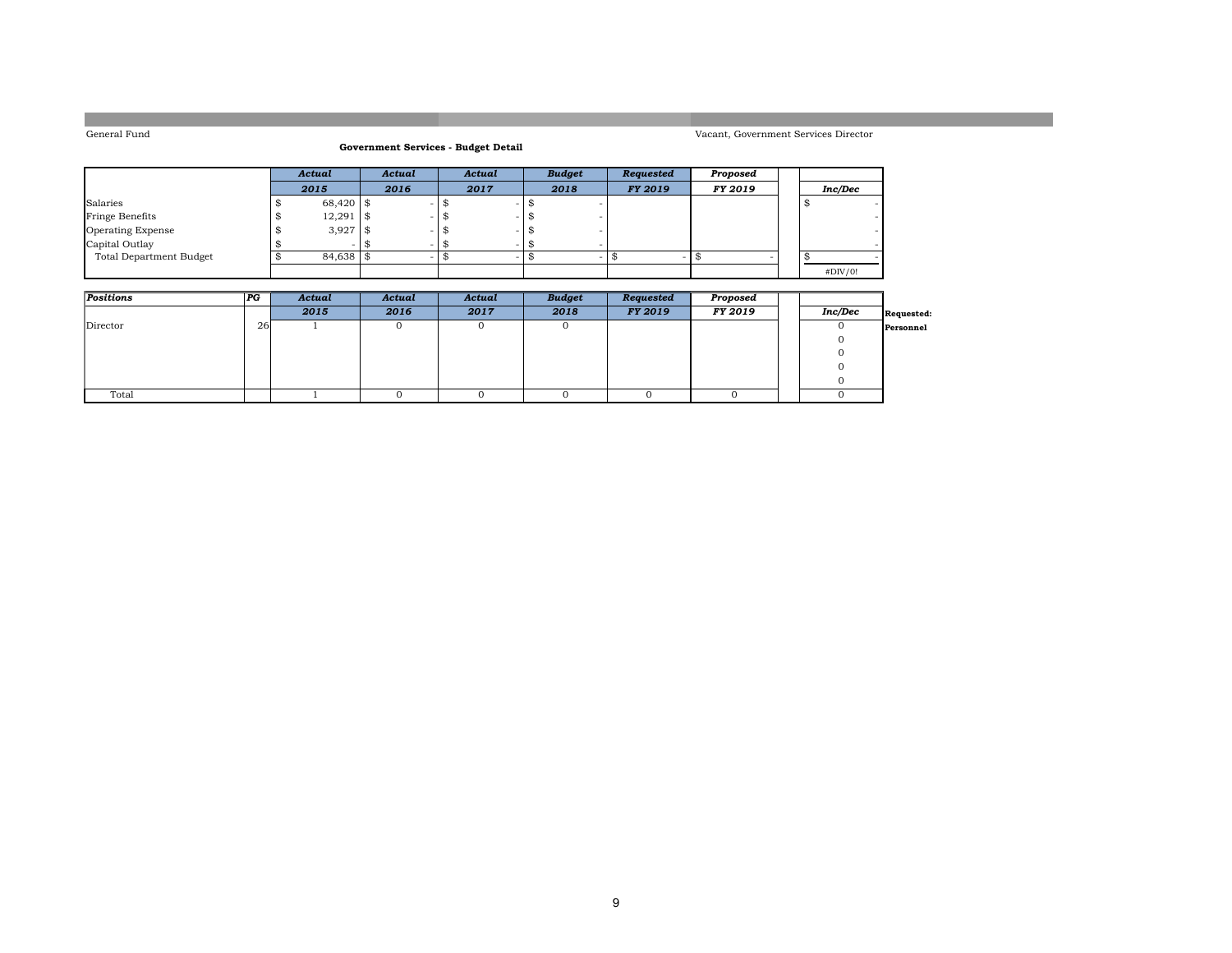General Fund

Vacant, Government Services Director

**Government Services - Budget Detail**

| | *Actual* | *Actual* | *Actual* | *Budget* | *Requested* | *Proposed* | | |
|---|---|---|---|---|---|---|---|---|
| | *2015* | *2016* | *2017* | *2018* | *FY 2019* | *FY 2019* | | *Inc/Dec* |
| Salaries | $ 68,420 | $ - | $ - | $ - | | | | $ - |
| Fringe Benefits | $ 12,291 | $ - | $ - | $ - | | | | - |
| Operating Expense | $ 3,927 | $ - | $ - | $ - | | | | - |
| Capital Outlay | $ - | $ - | $ - | $ - | | | | - |
| Total Department Budget | $ 84,638 | $ - | $ - | $ - | $ - | $ - | | $ - |
| | | | | | | | | #DIV/0! |

| *Positions* | *PG* | *Actual* | *Actual* | *Actual* | *Budget* | *Requested* | *Proposed* | | | |
|---|---|---|---|---|---|---|---|---|---|---|
| | | *2015* | *2016* | *2017* | *2018* | *FY 2019* | *FY 2019* | | *Inc/Dec* | **Requested:** |
| Director | 26 | 1 | 0 | 0 | 0 | | | | 0 | **Personnel** |
| | | | | | | | | | 0 | |
| | | | | | | | | | 0 | |
| | | | | | | | | | 0 | |
| | | | | | | | | | 0 | |
| Total | | 1 | 0 | 0 | 0 | 0 | 0 | | 0 | |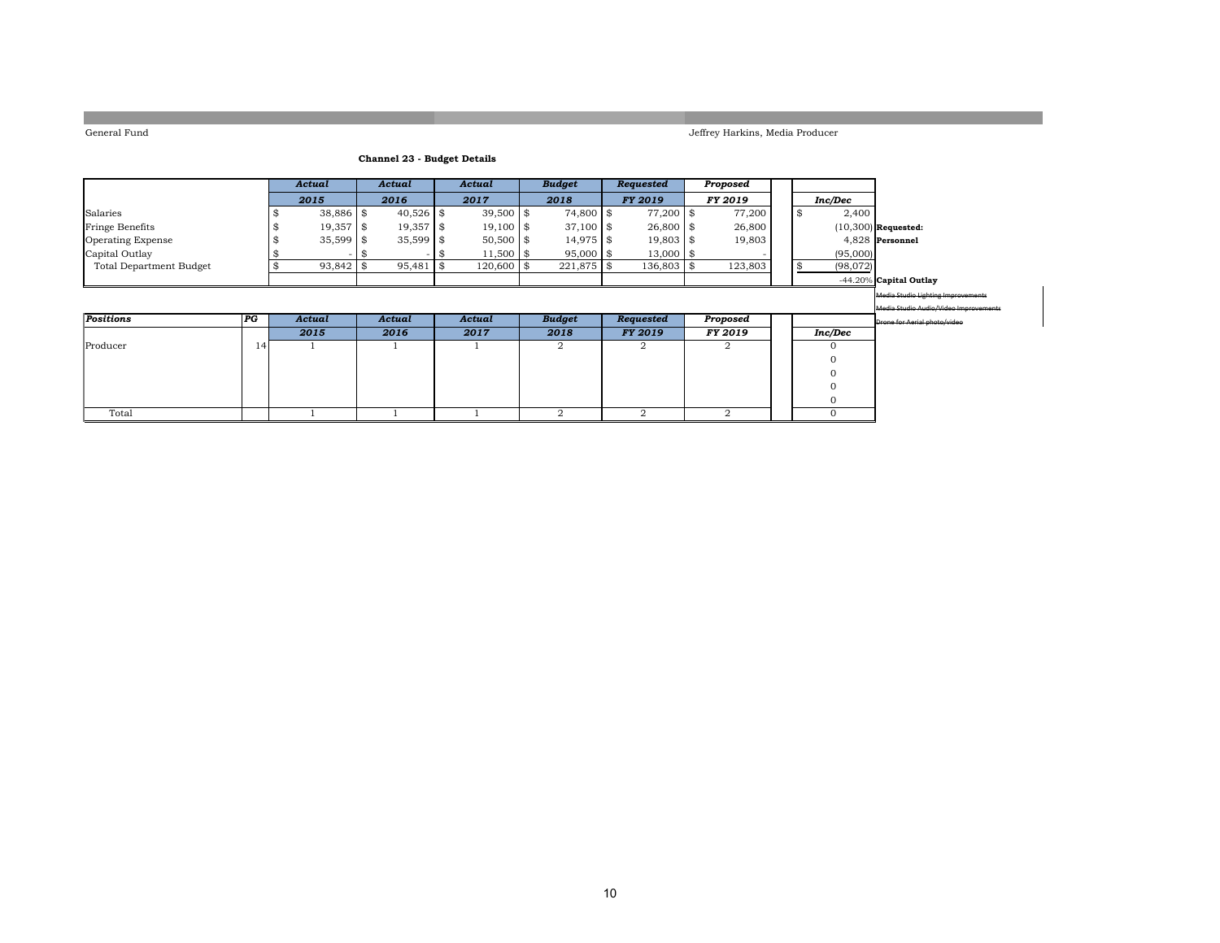General Fund

Jeffrey Harkins, Media Producer

**Channel 23 - Budget Details**

| | *Actual* | *Actual* | *Actual* | *Budget* | *Requested* | *Proposed* | |
|---|---|---|---|---|---|---|---|
| | *2015* | *2016* | *2017* | *2018* | *FY 2019* | *FY 2019* | *Inc/Dec* |
| Salaries | $ 38,886 | $ 40,526 | $ 39,500 | $ 74,800 | $ 77,200 | $ 77,200 | $ 2,400 |
| Fringe Benefits | $ 19,357 | $ 19,357 | $ 19,100 | $ 37,100 | $ 26,800 | $ 26,800 | (10,300) |
| Operating Expense | $ 35,599 | $ 35,599 | $ 50,500 | $ 14,975 | $ 19,803 | $ 19,803 | 4,828 |
| Capital Outlay | $ - | $ - | $ 11,500 | $ 95,000 | $ 13,000 | $ - | (95,000) |
| Total Department Budget | $ 93,842 | $ 95,481 | $ 120,600 | $ 221,875 | $ 136,803 | $ 123,803 | $ (98,072) |
| | | | | | | | -44.20% |

**Requested:**
**Personnel**

**Capital Outlay**

~~Media Studio Lighting Improvements~~
~~Media Studio Audio/Video Improvements~~
~~Drone for Aerial photo/video~~

| *Positions* | *PG* | *Actual* | *Actual* | *Actual* | *Budget* | *Requested* | *Proposed* | |
|---|---|---|---|---|---|---|---|---|
| | | *2015* | *2016* | *2017* | *2018* | *FY 2019* | *FY 2019* | *Inc/Dec* |
| Producer | 14 | 1 | 1 | 1 | 2 | 2 | 2 | 0 |
| | | | | | | | | 0 |
| | | | | | | | | 0 |
| | | | | | | | | 0 |
| | | | | | | | | 0 |
| Total | | 1 | 1 | 1 | 2 | 2 | 2 | 0 |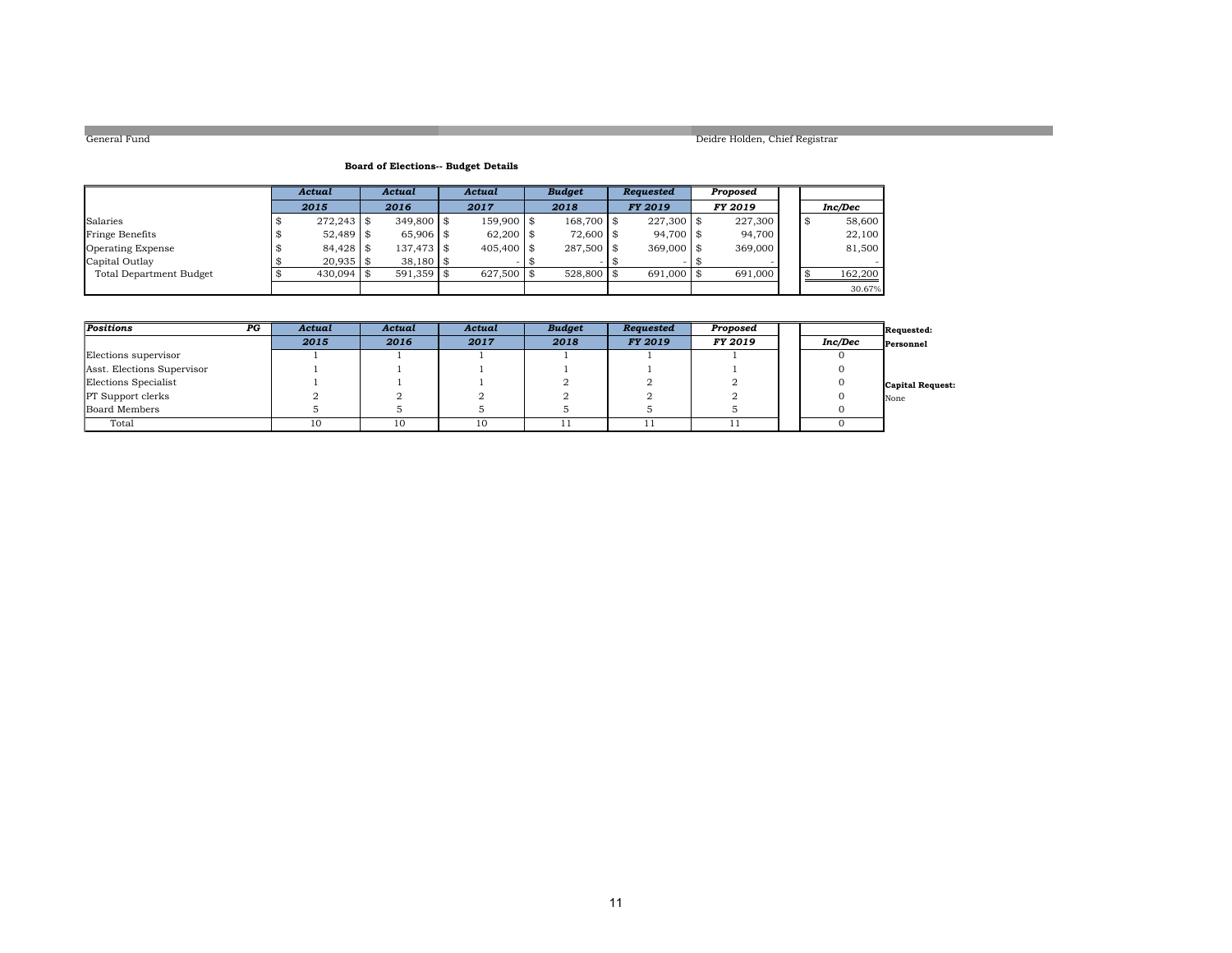General Fund | Deidre Holden, Chief Registrar

**Board of Elections-- Budget Details**

| | *Actual* | *Actual* | *Actual* | *Budget* | *Requested* | *Proposed* | |
|---|---|---|---|---|---|---|---|
| | *2015* | *2016* | *2017* | *2018* | *FY 2019* | *FY 2019* | *Inc/Dec* |
| Salaries | $ 272,243 | $ 349,800 | $ 159,900 | $ 168,700 | $ 227,300 | $ 227,300 | $ 58,600 |
| Fringe Benefits | $ 52,489 | $ 65,906 | $ 62,200 | $ 72,600 | $ 94,700 | $ 94,700 | 22,100 |
| Operating Expense | $ 84,428 | $ 137,473 | $ 405,400 | $ 287,500 | $ 369,000 | $ 369,000 | 81,500 |
| Capital Outlay | $ 20,935 | $ 38,180 | $ - | $ - | $ - | $ - | - |
| Total Department Budget | $ 430,094 | $ 591,359 | $ 627,500 | $ 528,800 | $ 691,000 | $ 691,000 | $ 162,200 |
| | | | | | | | 30.67% |

| *Positions* PG | *Actual* | *Actual* | *Actual* | *Budget* | *Requested* | *Proposed* | |
|---|---|---|---|---|---|---|---|
| | *2015* | *2016* | *2017* | *2018* | *FY 2019* | *FY 2019* | *Inc/Dec* |
| Elections supervisor | 1 | 1 | 1 | 1 | 1 | 1 | 0 |
| Asst. Elections Supervisor | 1 | 1 | 1 | 1 | 1 | 1 | 0 |
| Elections Specialist | 1 | 1 | 1 | 2 | 2 | 2 | 0 |
| PT Support clerks | 2 | 2 | 2 | 2 | 2 | 2 | 0 |
| Board Members | 5 | 5 | 5 | 5 | 5 | 5 | 0 |
| Total | 10 | 10 | 10 | 11 | 11 | 11 | 0 |

**Requested:**
**Personnel**

**Capital Request:**
None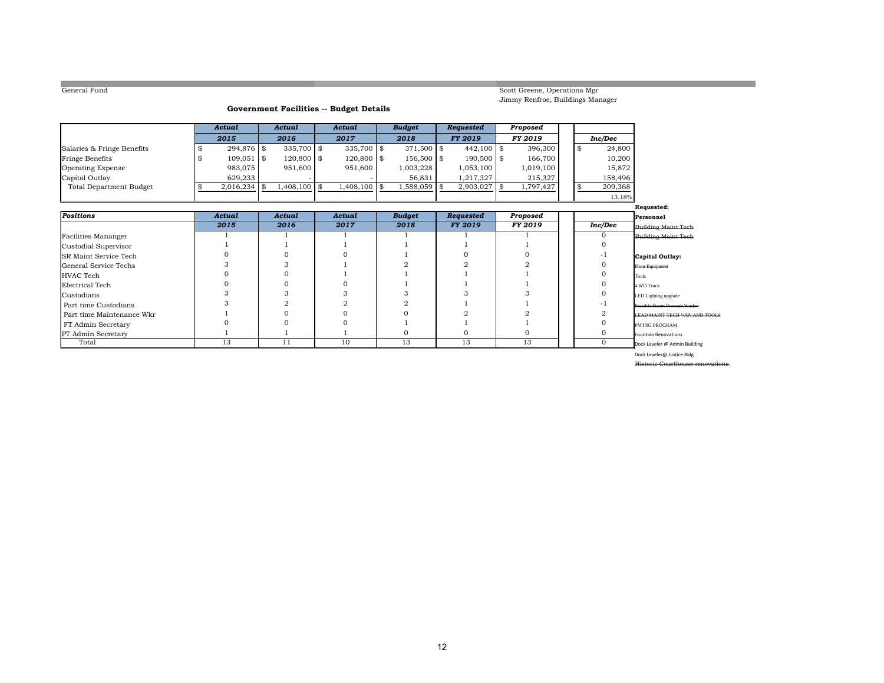General Fund

Scott Greene, Operations Mgr
Jimmy Renfroe, Buildings Manager

### Government Facilities -- Budget Details

| | *Actual* | *Actual* | *Actual* | *Budget* | *Requested* | *Proposed* | |
|---|---|---|---|---|---|---|---|
| | **2015** | **2016** | **2017** | **2018** | ***FY 2019*** | ***FY 2019*** | ***Inc/Dec*** |
| Salaries & Fringe Benefits | $ 294,876 | $ 335,700 | $ 335,700 | $ 371,500 | $ 442,100 | $ 396,300 | $ 24,800 |
| Fringe Benefits | $ 109,051 | $ 120,800 | $ 120,800 | $ 156,500 | $ 190,500 | $ 166,700 | 10,200 |
| Operating Expense | 983,075 | 951,600 | 951,600 | 1,003,228 | 1,053,100 | 1,019,100 | 15,872 |
| Capital Outlay | 629,233 | - | - | 56,831 | 1,217,327 | 215,327 | 158,496 |
| Total Department Budget | $ 2,016,234 | $ 1,408,100 | $ 1,408,100 | $ 1,588,059 | $ 2,903,027 | $ 1,797,427 | $ 209,368 |
| | | | | | | | 13.18% |

| *Positions* | *Actual* | *Actual* | *Actual* | *Budget* | *Requested* | *Proposed* | |
|---|---|---|---|---|---|---|---|
| | **2015** | **2016** | **2017** | **2018** | ***FY 2019*** | ***FY 2019*** | ***Inc/Dec*** |
| Facilities Mananger | 1 | 1 | 1 | 1 | 1 | 1 | 0 |
| Custodial Supervisor | 1 | 1 | 1 | 1 | 1 | 1 | 0 |
| SR Maint Service Tech | 0 | 0 | 0 | 1 | 0 | 0 | -1 |
| General Service Techs | 3 | 3 | 1 | 2 | 2 | 2 | 0 |
| HVAC Tech | 0 | 0 | 1 | 1 | 1 | 1 | 0 |
| Electrical Tech | 0 | 0 | 0 | 1 | 1 | 1 | 0 |
| Custodians | 3 | 3 | 3 | 3 | 3 | 3 | 0 |
| Part time Custodians | 3 | 2 | 2 | 2 | 1 | 1 | -1 |
| Part time Maintenance Wkr | 1 | 0 | 0 | 0 | 2 | 2 | 2 |
| FT Admin Secretary | 0 | 0 | 0 | 1 | 1 | 1 | 0 |
| PT Admin Secretary | 1 | 1 | 1 | 0 | 0 | 0 | 0 |
| Total | 13 | 11 | 10 | 13 | 13 | 13 | 0 |

**Requested:**

**Personnel**

~~Building Maint Tech~~

~~Building Maint Tech~~

**Capital Outlay:**

~~Floor Equipment~~

Tools

4 WD Truck

LED Lighting upgrade

~~Protable Steam Pressure Washer~~

~~LEAD MAINT TECH VAN AND TOOLS~~

PM'ING PROGRAM

Fountain Renovations

Dock Leveler @ Admin Building

Dock Leveler@ Justice Bldg

~~Historic Courthouse renovations~~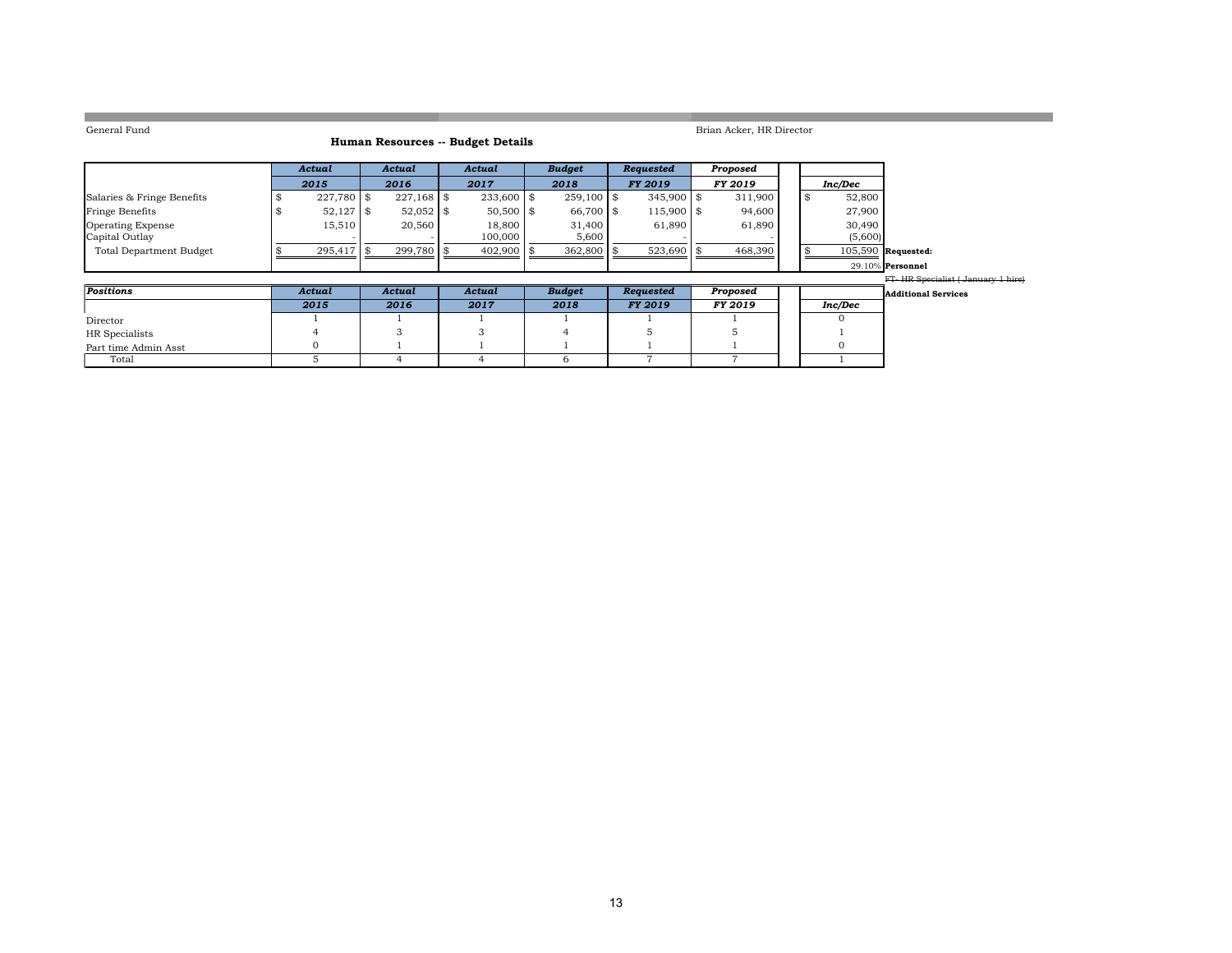General Fund

Brian Acker, HR Director

## Human Resources -- Budget Details

| | Actual 2015 | Actual 2016 | Actual 2017 | Budget 2018 | Requested FY 2019 | Proposed FY 2019 | | Inc/Dec |
|---|---|---|---|---|---|---|---|---|
| Salaries & Fringe Benefits | $ 227,780 | $ 227,168 | $ 233,600 | $ 259,100 | $ 345,900 | $ 311,900 | | $ 52,800 |
| Fringe Benefits | $ 52,127 | $ 52,052 | $ 50,500 | $ 66,700 | $ 115,900 | $ 94,600 | | 27,900 |
| Operating Expense | 15,510 | 20,560 | 18,800 | 31,400 | 61,890 | 61,890 | | 30,490 |
| Capital Outlay | - | - | 100,000 | 5,600 | - | - | | (5,600) |
| Total Department Budget | $ 295,417 | $ 299,780 | $ 402,900 | $ 362,800 | $ 523,690 | $ 468,390 | | $ 105,590 |
| | | | | | | | | 29.10% |

**Requested:**

**Personnel**

~~FT- HR Specialist ( January 1 hire)~~

**Additional Services**

| Positions | Actual 2015 | Actual 2016 | Actual 2017 | Budget 2018 | Requested FY 2019 | Proposed FY 2019 | | Inc/Dec |
|---|---|---|---|---|---|---|---|---|
| Director | 1 | 1 | 1 | 1 | 1 | 1 | | 0 |
| HR Specialists | 4 | 3 | 3 | 4 | 5 | 5 | | 1 |
| Part time Admin Asst | 0 | 1 | 1 | 1 | 1 | 1 | | 0 |
| Total | 5 | 4 | 4 | 6 | 7 | 7 | | 1 |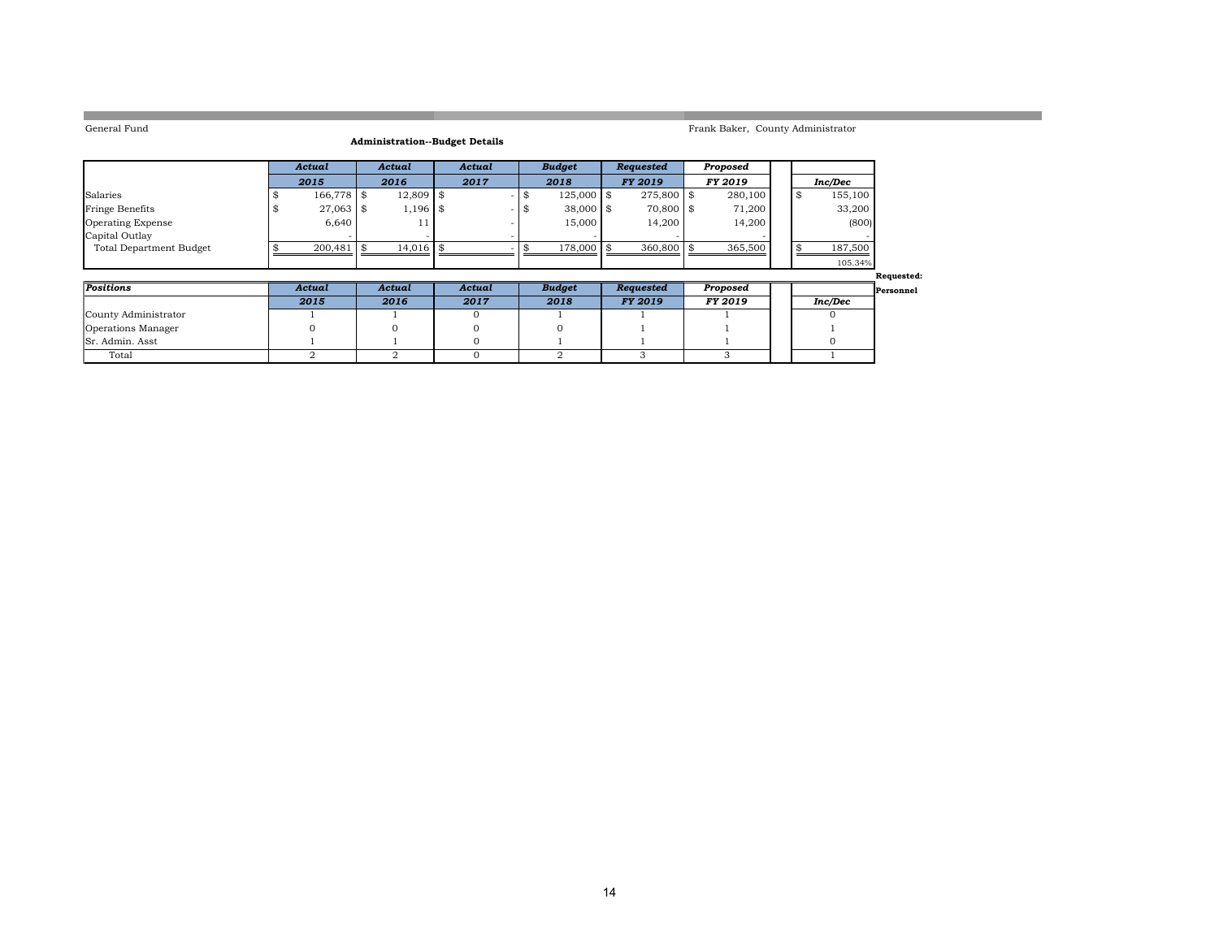General Fund

Frank Baker, County Administrator

**Administration--Budget Details**

| | *Actual* | *Actual* | *Actual* | *Budget* | *Requested* | *Proposed* | | |
|---|---|---|---|---|---|---|---|---|
| | ***2015*** | ***2016*** | ***2017*** | ***2018*** | ***FY 2019*** | ***FY 2019*** | | ***Inc/Dec*** |
| Salaries | $ 166,778 | $ 12,809 | $ - | $ 125,000 | $ 275,800 | $ 280,100 | | $ 155,100 |
| Fringe Benefits | $ 27,063 | $ 1,196 | $ - | $ 38,000 | $ 70,800 | $ 71,200 | | 33,200 |
| Operating Expense | 6,640 | 11 | - | 15,000 | 14,200 | 14,200 | | (800) |
| Capital Outlay | - | - | - | - | - | - | | - |
| Total Department Budget | $ 200,481 | $ 14,016 | $ - | $ 178,000 | $ 360,800 | $ 365,500 | | $ 187,500 |
| | | | | | | | | 105.34% |

**Requested:**
**Personnel**

| ***Positions*** | *Actual* | *Actual* | *Actual* | *Budget* | *Requested* | *Proposed* | | |
|---|---|---|---|---|---|---|---|---|
| | ***2015*** | ***2016*** | ***2017*** | ***2018*** | ***FY 2019*** | ***FY 2019*** | | ***Inc/Dec*** |
| County Administrator | 1 | 1 | 0 | 1 | 1 | 1 | | 0 |
| Operations Manager | 0 | 0 | 0 | 0 | 1 | 1 | | 1 |
| Sr. Admin. Asst | 1 | 1 | 0 | 1 | 1 | 1 | | 0 |
| Total | 2 | 2 | 0 | 2 | 3 | 3 | | 1 |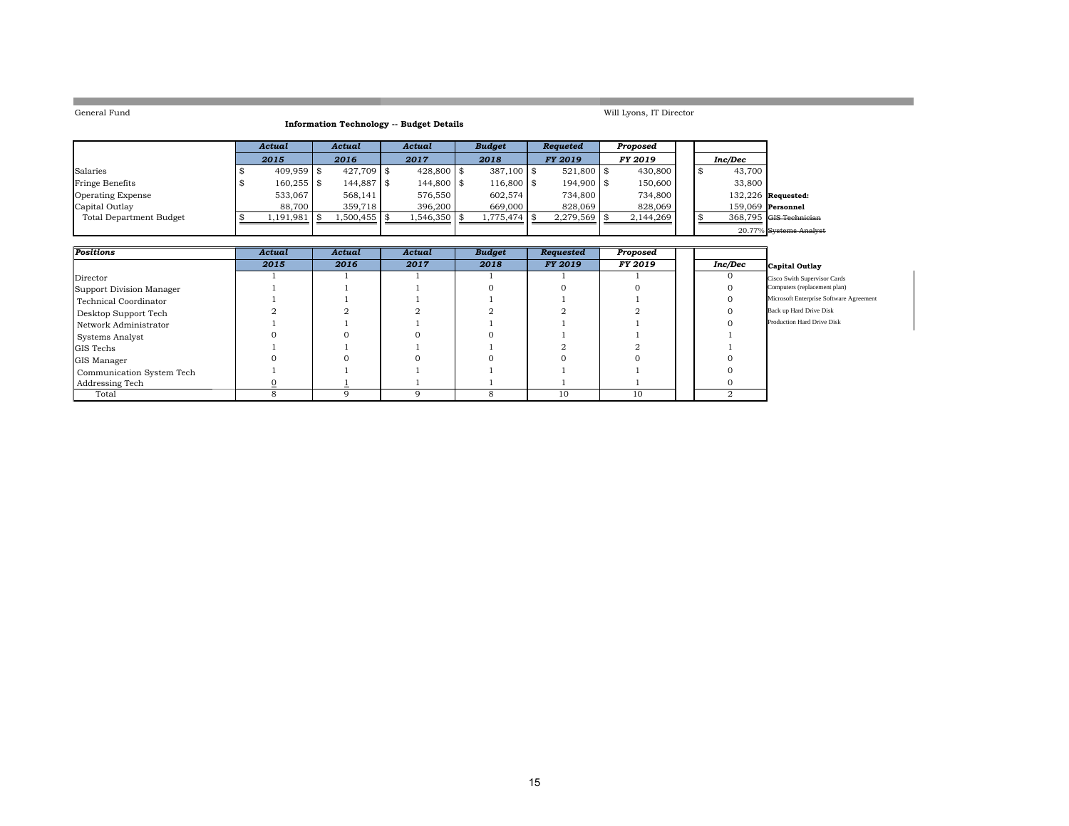General Fund

Will Lyons, IT Director

**Information Technology -- Budget Details**

| | *Actual* | *Actual* | *Actual* | *Budget* | *Requeted* | *Proposed* | |
|---|---|---|---|---|---|---|---|
| | ***2015*** | ***2016*** | ***2017*** | ***2018*** | ***FY 2019*** | ***FY 2019*** | ***Inc/Dec*** |
| Salaries | $ 409,959 | $ 427,709 | $ 428,800 | $ 387,100 | $ 521,800 | $ 430,800 | $ 43,700 |
| Fringe Benefits | $ 160,255 | $ 144,887 | $ 144,800 | $ 116,800 | $ 194,900 | $ 150,600 | 33,800 |
| Operating Expense | 533,067 | 568,141 | 576,550 | 602,574 | 734,800 | 734,800 | 132,226 |
| Capital Outlay | 88,700 | 359,718 | 396,200 | 669,000 | 828,069 | 828,069 | 159,069 |
| Total Department Budget | $ 1,191,981 | $ 1,500,455 | $ 1,546,350 | $ 1,775,474 | $ 2,279,569 | $ 2,144,269 | $ 368,795 |
| | | | | | | | 20.77% |

**Requested:**
**Personnel**
~~GIS Technician~~
~~Systems Analyst~~

| ***Positions*** | *Actual* | *Actual* | *Actual* | *Budget* | *Requested* | *Proposed* | |
|---|---|---|---|---|---|---|---|
| | ***2015*** | ***2016*** | ***2017*** | ***2018*** | ***FY 2019*** | ***FY 2019*** | ***Inc/Dec*** |
| Director | 1 | 1 | 1 | 1 | 1 | 1 | 0 |
| Support Division Manager | 1 | 1 | 1 | 0 | 0 | 0 | 0 |
| Technical Coordinator | 1 | 1 | 1 | 1 | 1 | 1 | 0 |
| Desktop Support Tech | 2 | 2 | 2 | 2 | 2 | 2 | 0 |
| Network Administrator | 1 | 1 | 1 | 1 | 1 | 1 | 0 |
| Systems Analyst | 0 | 0 | 0 | 0 | 1 | 1 | 1 |
| GIS Techs | 1 | 1 | 1 | 1 | 2 | 2 | 1 |
| GIS Manager | 0 | 0 | 0 | 0 | 0 | 0 | 0 |
| Communication System Tech | 1 | 1 | 1 | 1 | 1 | 1 | 0 |
| Addressing Tech | 0 | 1 | 1 | 1 | 1 | 1 | 0 |
| Total | 8 | 9 | 9 | 8 | 10 | 10 | 2 |

**Capital Outlay**
- Cisco Swith Supervisor Cards
- Computers (replacement plan)
- Microsoft Enterprise Software Agreement
- Back up Hard Drive Disk
- Production Hard Drive Disk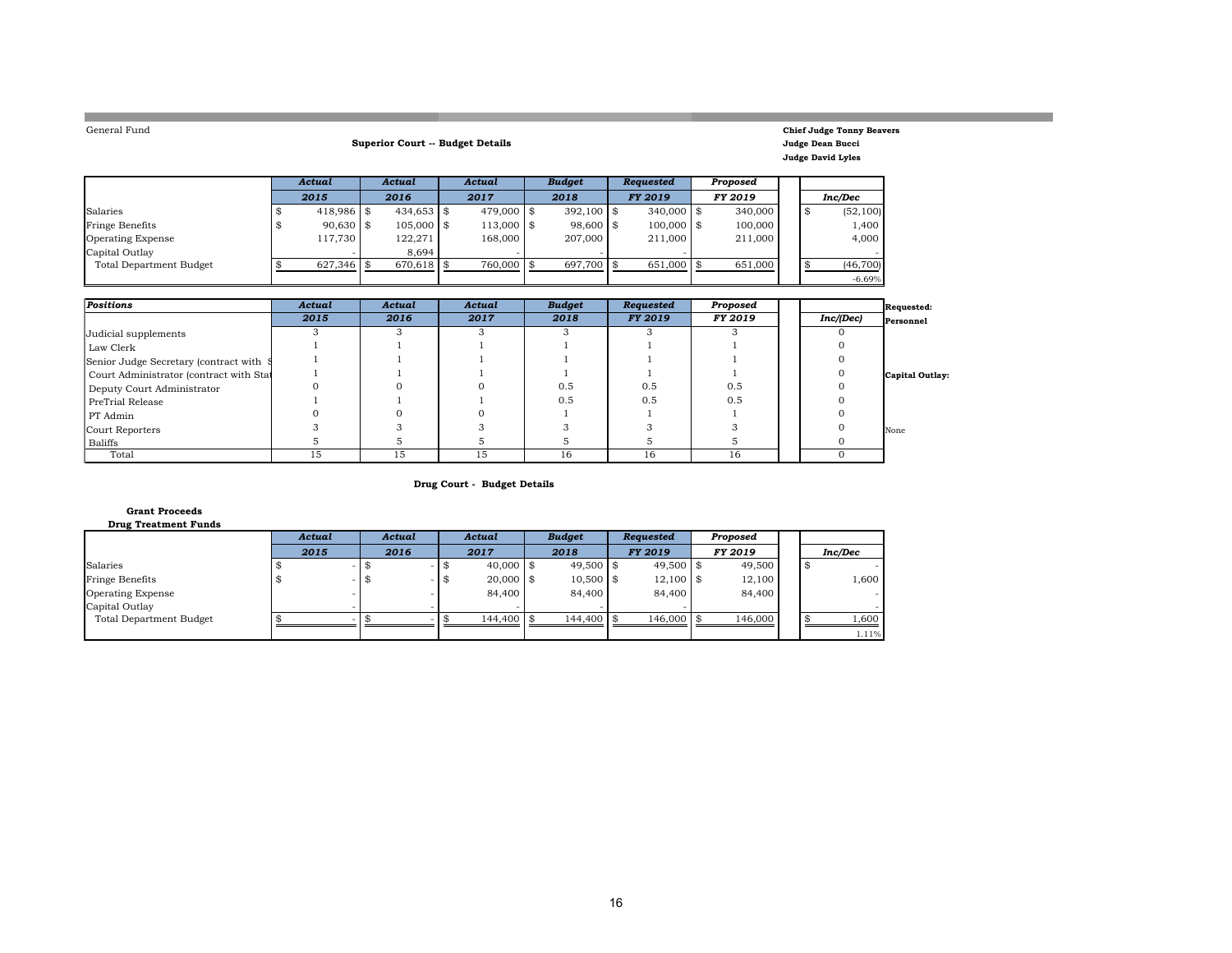General Fund

## Superior Court -- Budget Details

**Chief Judge Tonny Beavers**
**Judge Dean Bucci**
**Judge David Lyles**

| | *Actual* | *Actual* | *Actual* | *Budget* | *Requested* | *Proposed* | |
|---|---|---|---|---|---|---|---|
| | *2015* | *2016* | *2017* | *2018* | *FY 2019* | *FY 2019* | *Inc/Dec* |
| Salaries | $ 418,986 | $ 434,653 | $ 479,000 | $ 392,100 | $ 340,000 | $ 340,000 | $ (52,100) |
| Fringe Benefits | $ 90,630 | $ 105,000 | $ 113,000 | $ 98,600 | $ 100,000 | $ 100,000 | 1,400 |
| Operating Expense | 117,730 | 122,271 | 168,000 | 207,000 | 211,000 | 211,000 | 4,000 |
| Capital Outlay | - | 8,694 | - | - | - | | - |
| Total Department Budget | $ 627,346 | $ 670,618 | $ 760,000 | $ 697,700 | $ 651,000 | $ 651,000 | $ (46,700) |
| | | | | | | | -6.69% |

| *Positions* | *Actual* | *Actual* | *Actual* | *Budget* | *Requested* | *Proposed* | |
|---|---|---|---|---|---|---|---|
| | *2015* | *2016* | *2017* | *2018* | *FY 2019* | *FY 2019* | *Inc/(Dec)* |
| Judicial supplements | 3 | 3 | 3 | 3 | 3 | 3 | 0 |
| Law Clerk | 1 | 1 | 1 | 1 | 1 | 1 | 0 |
| Senior Judge Secretary (contract with S | 1 | 1 | 1 | 1 | 1 | 1 | 0 |
| Court Administrator (contract with Stat | 1 | 1 | 1 | 1 | 1 | 1 | 0 |
| Deputy Court Administrator | 0 | 0 | 0 | 0.5 | 0.5 | 0.5 | 0 |
| PreTrial Release | 1 | 1 | 1 | 0.5 | 0.5 | 0.5 | 0 |
| PT Admin | 0 | 0 | 0 | 1 | 1 | 1 | 0 |
| Court Reporters | 3 | 3 | 3 | 3 | 3 | 3 | 0 |
| Baliffs | 5 | 5 | 5 | 5 | 5 | 5 | 0 |
| Total | 15 | 15 | 15 | 16 | 16 | 16 | 0 |

**Requested:**
**Personnel**

**Capital Outlay:**

None

## Drug Court - Budget Details

**Grant Proceeds**
**Drug Treatment Funds**

| | *Actual* | *Actual* | *Actual* | *Budget* | *Requested* | *Proposed* | |
|---|---|---|---|---|---|---|---|
| | *2015* | *2016* | *2017* | *2018* | *FY 2019* | *FY 2019* | *Inc/Dec* |
| Salaries | $ - | $ - | $ 40,000 | $ 49,500 | $ 49,500 | $ 49,500 | $ - |
| Fringe Benefits | $ - | $ - | $ 20,000 | $ 10,500 | $ 12,100 | $ 12,100 | 1,600 |
| Operating Expense | - | - | 84,400 | 84,400 | 84,400 | 84,400 | - |
| Capital Outlay | - | - | - | - | - | | - |
| Total Department Budget | $ - | $ - | $ 144,400 | $ 144,400 | $ 146,000 | $ 146,000 | $ 1,600 |
| | | | | | | | 1.11% |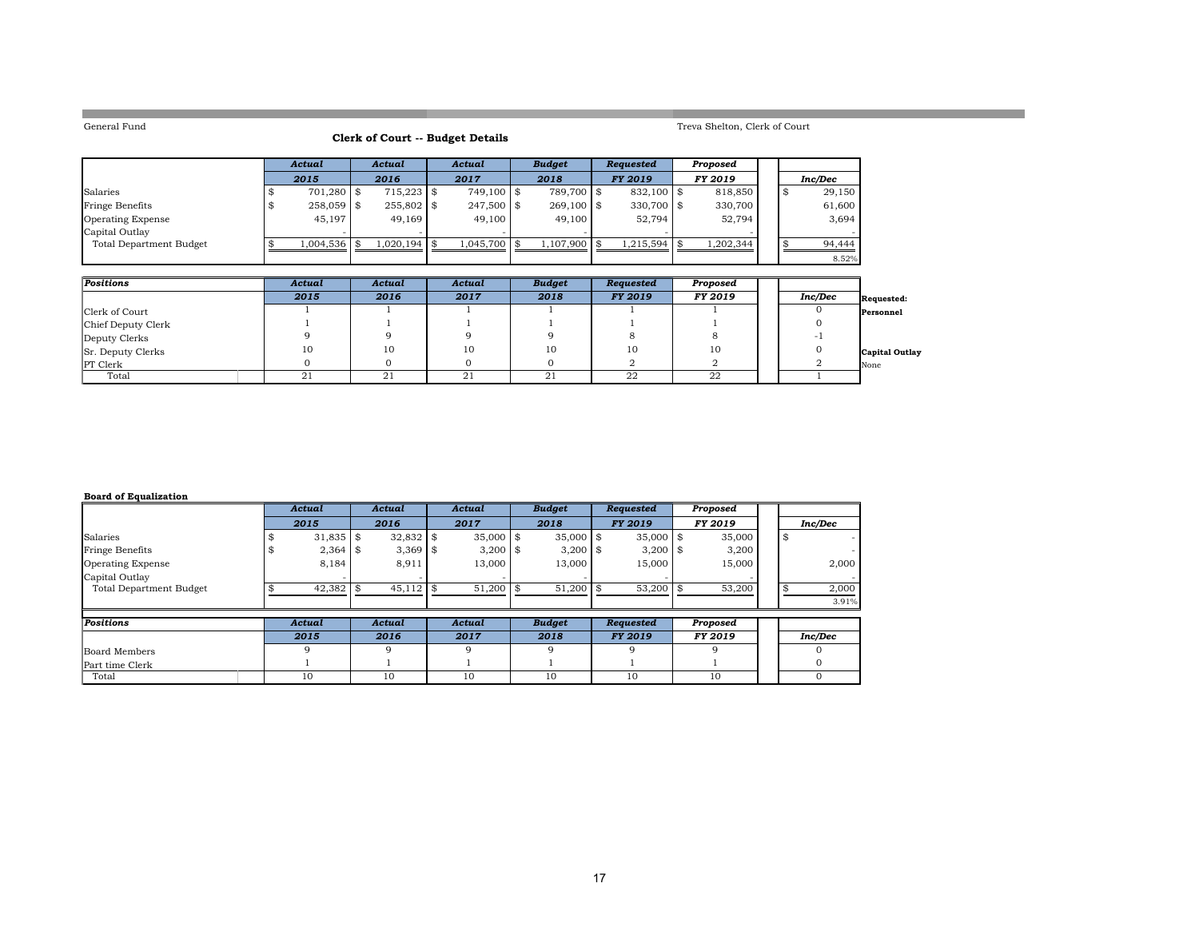General Fund

Treva Shelton, Clerk of Court

## Clerk of Court -- Budget Details

| | Actual 2015 | Actual 2016 | Actual 2017 | Budget 2018 | Requested FY 2019 | Proposed FY 2019 | Inc/Dec |
|---|---|---|---|---|---|---|---|
| Salaries | $ 701,280 | $ 715,223 | $ 749,100 | $ 789,700 | $ 832,100 | $ 818,850 | $ 29,150 |
| Fringe Benefits | $ 258,059 | $ 255,802 | $ 247,500 | $ 269,100 | $ 330,700 | $ 330,700 | 61,600 |
| Operating Expense | 45,197 | 49,169 | 49,100 | 49,100 | 52,794 | 52,794 | 3,694 |
| Capital Outlay | - | - | - | - | - | - | - |
| Total Department Budget | $ 1,004,536 | $ 1,020,194 | $ 1,045,700 | $ 1,107,900 | $ 1,215,594 | $ 1,202,344 | $ 94,444 |
| | | | | | | | 8.52% |

| Positions | Actual 2015 | Actual 2016 | Actual 2017 | Budget 2018 | Requested FY 2019 | Proposed FY 2019 | Inc/Dec |
|---|---|---|---|---|---|---|---|
| Clerk of Court | 1 | 1 | 1 | 1 | 1 | 1 | 0 |
| Chief Deputy Clerk | 1 | 1 | 1 | 1 | 1 | 1 | 0 |
| Deputy Clerks | 9 | 9 | 9 | 9 | 8 | 8 | -1 |
| Sr. Deputy Clerks | 10 | 10 | 10 | 10 | 10 | 10 | 0 |
| PT Clerk | 0 | 0 | 0 | 0 | 2 | 2 | 2 |
| Total | 21 | 21 | 21 | 21 | 22 | 22 | 1 |

**Requested:**

**Personnel**

**Capital Outlay**

None

**Board of Equalization**

| | Actual 2015 | Actual 2016 | Actual 2017 | Budget 2018 | Requested FY 2019 | Proposed FY 2019 | Inc/Dec |
|---|---|---|---|---|---|---|---|
| Salaries | $ 31,835 | $ 32,832 | $ 35,000 | $ 35,000 | $ 35,000 | $ 35,000 | $ - |
| Fringe Benefits | $ 2,364 | $ 3,369 | $ 3,200 | $ 3,200 | $ 3,200 | $ 3,200 | - |
| Operating Expense | 8,184 | 8,911 | 13,000 | 13,000 | 15,000 | 15,000 | 2,000 |
| Capital Outlay | - | - | - | - | - | - | - |
| Total Department Budget | $ 42,382 | $ 45,112 | $ 51,200 | $ 51,200 | $ 53,200 | $ 53,200 | $ 2,000 |
| | | | | | | | 3.91% |

| Positions | Actual 2015 | Actual 2016 | Actual 2017 | Budget 2018 | Requested FY 2019 | Proposed FY 2019 | Inc/Dec |
|---|---|---|---|---|---|---|---|
| Board Members | 9 | 9 | 9 | 9 | 9 | 9 | 0 |
| Part time Clerk | 1 | 1 | 1 | 1 | 1 | 1 | 0 |
| Total | 10 | 10 | 10 | 10 | 10 | 10 | 0 |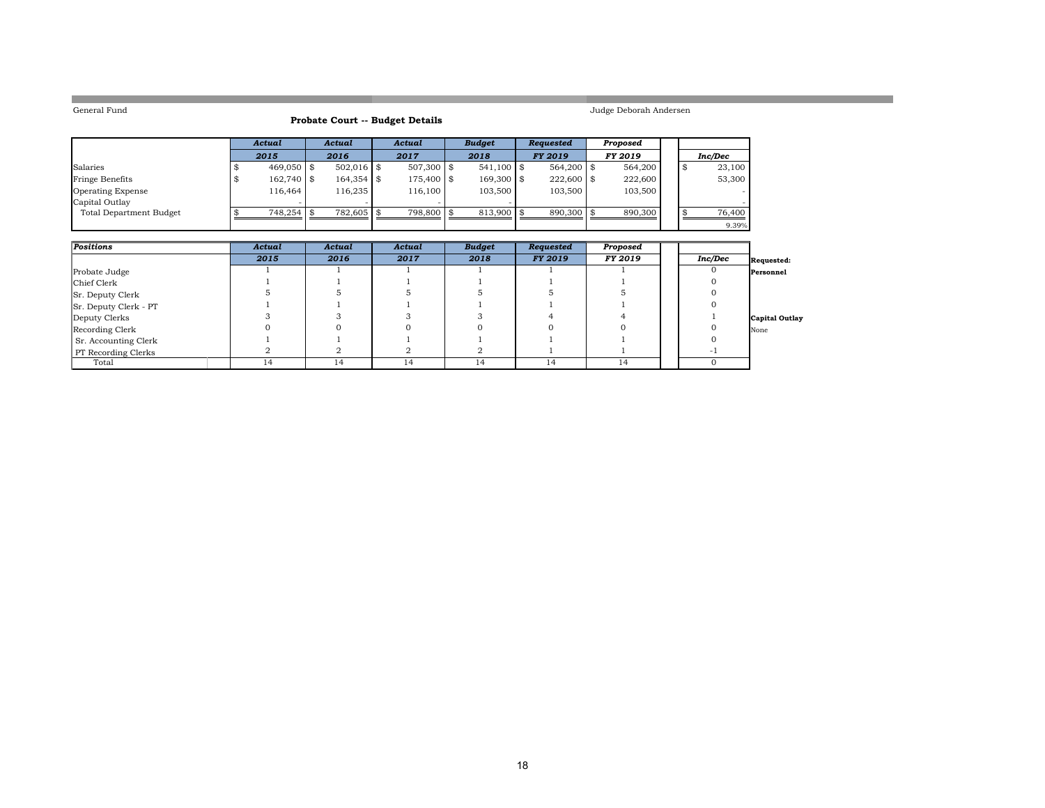General Fund

Judge Deborah Andersen

## Probate Court -- Budget Details

| | *Actual* 2015 | *Actual* 2016 | *Actual* 2017 | *Budget* 2018 | *Requested* FY 2019 | *Proposed* FY 2019 | *Inc/Dec* |
|---|---|---|---|---|---|---|---|
| Salaries | $ 469,050 | $ 502,016 | $ 507,300 | $ 541,100 | $ 564,200 | $ 564,200 | $ 23,100 |
| Fringe Benefits | $ 162,740 | $ 164,354 | $ 175,400 | $ 169,300 | $ 222,600 | $ 222,600 | 53,300 |
| Operating Expense | 116,464 | 116,235 | 116,100 | 103,500 | 103,500 | 103,500 | - |
| Capital Outlay | - | - | - | - | | | - |
| Total Department Budget | $ 748,254 | $ 782,605 | $ 798,800 | $ 813,900 | $ 890,300 | $ 890,300 | $ 76,400 |
| | | | | | | | 9.39% |

| *Positions* | *Actual* 2015 | *Actual* 2016 | *Actual* 2017 | *Budget* 2018 | *Requested* FY 2019 | *Proposed* FY 2019 | *Inc/Dec* |
|---|---|---|---|---|---|---|---|
| Probate Judge | 1 | 1 | 1 | 1 | 1 | 1 | 0 |
| Chief Clerk | 1 | 1 | 1 | 1 | 1 | 1 | 0 |
| Sr. Deputy Clerk | 5 | 5 | 5 | 5 | 5 | 5 | 0 |
| Sr. Deputy Clerk - PT | 1 | 1 | 1 | 1 | 1 | 1 | 0 |
| Deputy Clerks | 3 | 3 | 3 | 3 | 4 | 4 | 1 |
| Recording Clerk | 0 | 0 | 0 | 0 | 0 | 0 | 0 |
| Sr. Accounting Clerk | 1 | 1 | 1 | 1 | 1 | 1 | 0 |
| PT Recording Clerks | 2 | 2 | 2 | 2 | 1 | 1 | -1 |
| Total | 14 | 14 | 14 | 14 | 14 | 14 | 0 |

**Requested:**

**Personnel**

**Capital Outlay**

None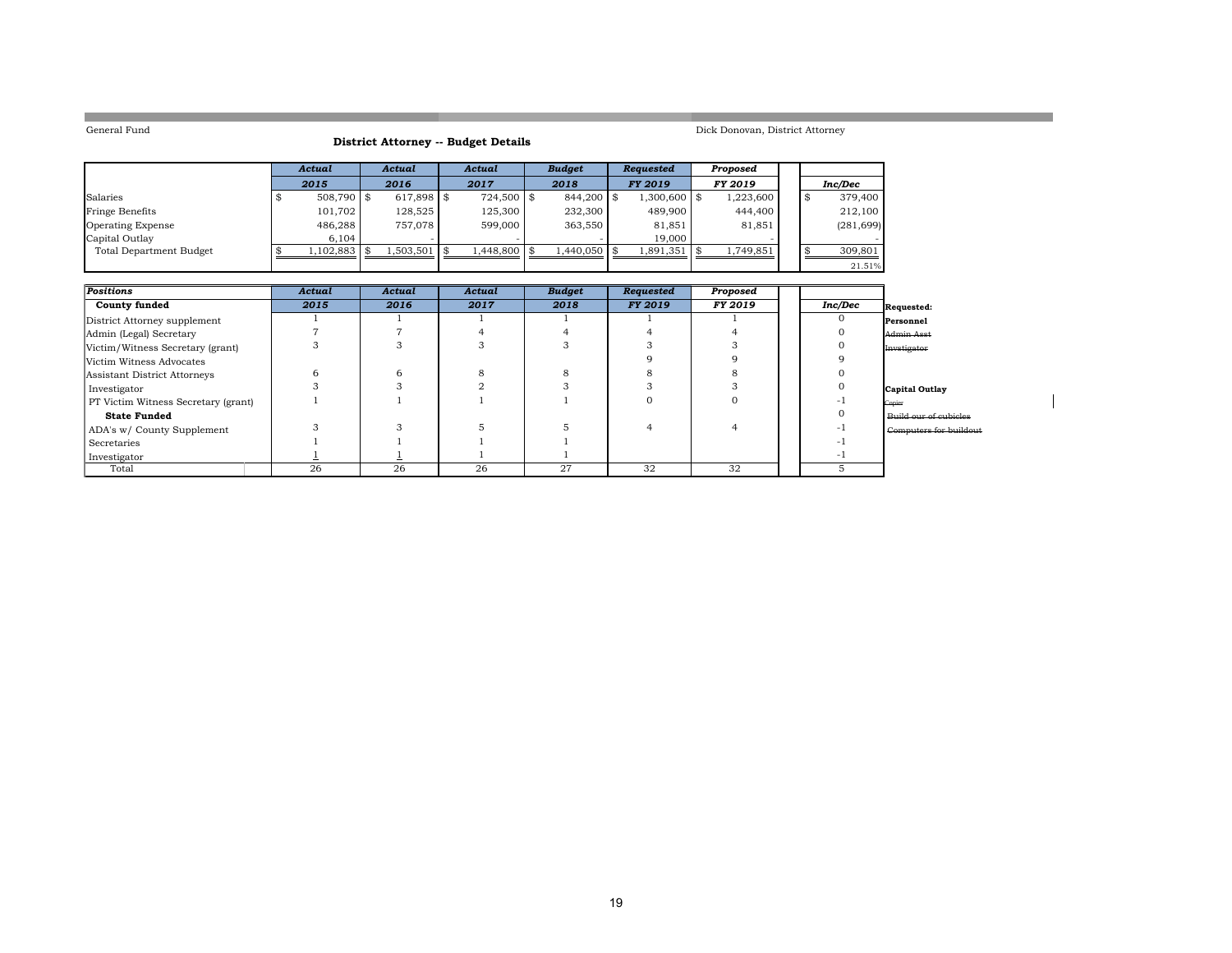General Fund

Dick Donovan, District Attorney

## District Attorney -- Budget Details

| | Actual 2015 | Actual 2016 | Actual 2017 | Budget 2018 | Requested FY 2019 | Proposed FY 2019 | Inc/Dec |
|---|---|---|---|---|---|---|---|
| Salaries | $ 508,790 | $ 617,898 | $ 724,500 | $ 844,200 | $ 1,300,600 | $ 1,223,600 | $ 379,400 |
| Fringe Benefits | 101,702 | 128,525 | 125,300 | 232,300 | 489,900 | 444,400 | 212,100 |
| Operating Expense | 486,288 | 757,078 | 599,000 | 363,550 | 81,851 | 81,851 | (281,699) |
| Capital Outlay | 6,104 | - | - | - | 19,000 | - | - |
| Total Department Budget | $ 1,102,883 | $ 1,503,501 | $ 1,448,800 | $ 1,440,050 | $ 1,891,351 | $ 1,749,851 | $ 309,801 |
| | | | | | | | 21.51% |

| Positions | Actual 2015 | Actual 2016 | Actual 2017 | Budget 2018 | Requested FY 2019 | Proposed FY 2019 | Inc/Dec |
|---|---|---|---|---|---|---|---|
| **County funded** | | | | | | | |
| District Attorney supplement | 1 | 1 | 1 | 1 | 1 | 1 | 0 |
| Admin (Legal) Secretary | 7 | 7 | 4 | 4 | 4 | 4 | 0 |
| Victim/Witness Secretary (grant) | 3 | 3 | 3 | 3 | 3 | 3 | 0 |
| Victim Witness Advocates | | | | | 9 | 9 | 9 |
| Assistant District Attorneys | 6 | 6 | 8 | 8 | 8 | 8 | 0 |
| Investigator | 3 | 3 | 2 | 3 | 3 | 3 | 0 |
| PT Victim Witness Secretary (grant) | 1 | 1 | 1 | 1 | 0 | 0 | -1 |
| **State Funded** | | | | | | | 0 |
| ADA's w/ County Supplement | 3 | 3 | 5 | 5 | 4 | 4 | -1 |
| Secretaries | 1 | 1 | 1 | 1 | | | -1 |
| Investigator | 1 | 1 | 1 | 1 | | | -1 |
| Total | 26 | 26 | 26 | 27 | 32 | 32 | 5 |

**Requested:**

**Personnel**

~~Admin Asst~~

~~Invstigator~~

**Capital Outlay**

~~Copier~~

~~Build our of cubicles~~

~~Computers for buildout~~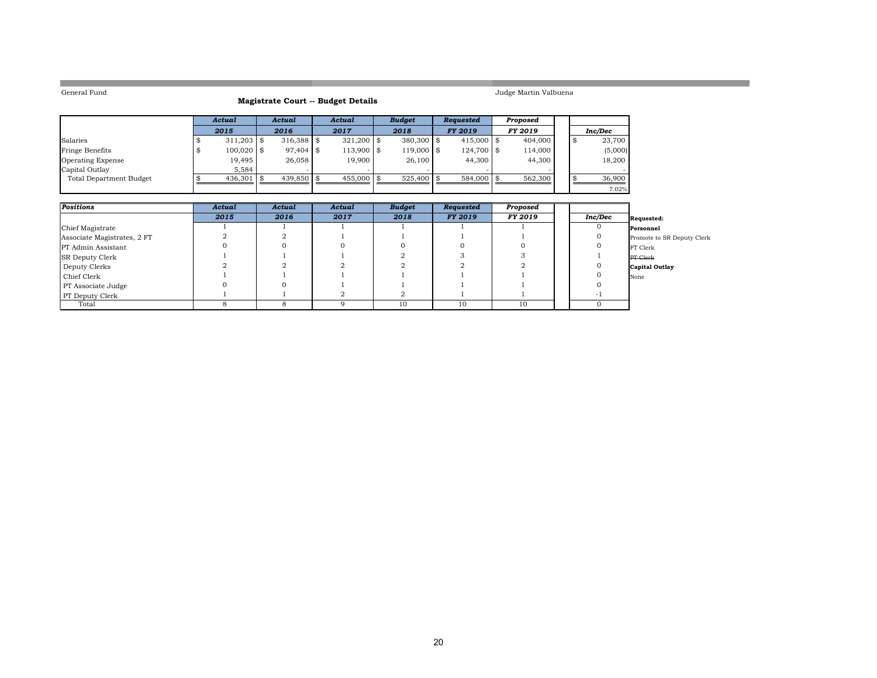General Fund

Judge Martin Valbuena

## Magistrate Court -- Budget Details

| | Actual 2015 | Actual 2016 | Actual 2017 | Budget 2018 | Requested FY 2019 | Proposed FY 2019 | Inc/Dec |
|---|---|---|---|---|---|---|---|
| Salaries | $ 311,203 | $ 316,388 | $ 321,200 | $ 380,300 | $ 415,000 | $ 404,000 | $ 23,700 |
| Fringe Benefits | $ 100,020 | $ 97,404 | $ 113,900 | $ 119,000 | $ 124,700 | $ 114,000 | (5,000) |
| Operating Expense | 19,495 | 26,058 | 19,900 | 26,100 | 44,300 | 44,300 | 18,200 |
| Capital Outlay | 5,584 | - | - | - | - | - | - |
| Total Department Budget | $ 436,301 | $ 439,850 | $ 455,000 | $ 525,400 | $ 584,000 | $ 562,300 | $ 36,900 |
| | | | | | | | 7.02% |

| Positions | Actual 2015 | Actual 2016 | Actual 2017 | Budget 2018 | Requested FY 2019 | Proposed FY 2019 | Inc/Dec |
|---|---|---|---|---|---|---|---|
| Chief Magistrate | 1 | 1 | 1 | 1 | 1 | 1 | 0 |
| Associate Magistrates, 2 FT | 2 | 2 | 1 | 1 | 1 | 1 | 0 |
| PT Admin Assistant | 0 | 0 | 0 | 0 | 0 | 0 | 0 |
| SR Deputy Clerk | 1 | 1 | 1 | 2 | 3 | 3 | 1 |
| Deputy Clerks | 2 | 2 | 2 | 2 | 2 | 2 | 0 |
| Chief Clerk | 1 | 1 | 1 | 1 | 1 | 1 | 0 |
| PT Associate Judge | 0 | 0 | 1 | 1 | 1 | 1 | 0 |
| PT Deputy Clerk | 1 | 1 | 2 | 2 | 1 | 1 | -1 |
| Total | 8 | 8 | 9 | 10 | 10 | 10 | 0 |

**Requested:**

**Personnel**

Promote to SR Deputy Clerk

FT Clerk

~~PT Clerk~~

**Capital Outlay**

None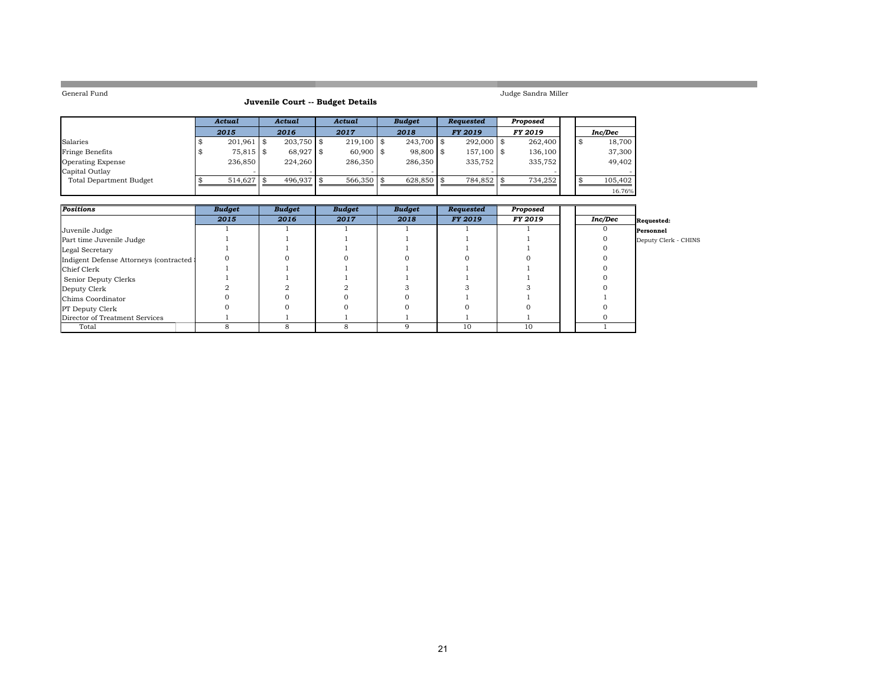General Fund

Judge Sandra Miller

## Juvenile Court -- Budget Details

| | *Actual* 2015 | *Actual* 2016 | *Actual* 2017 | *Budget* 2018 | *Requested* FY 2019 | *Proposed* FY 2019 | | *Inc/Dec* |
|---|---|---|---|---|---|---|---|---|
| Salaries | $ 201,961 | $ 203,750 | $ 219,100 | $ 243,700 | $ 292,000 | $ 262,400 | | $ 18,700 |
| Fringe Benefits | $ 75,815 | $ 68,927 | $ 60,900 | $ 98,800 | $ 157,100 | $ 136,100 | | 37,300 |
| Operating Expense | 236,850 | 224,260 | 286,350 | 286,350 | 335,752 | 335,752 | | 49,402 |
| Capital Outlay | - | - | - | - | - | - | | - |
| Total Department Budget | $ 514,627 | $ 496,937 | $ 566,350 | $ 628,850 | $ 784,852 | $ 734,252 | | $ 105,402 |
| | | | | | | | | 16.76% |

| *Positions* | *Budget* 2015 | *Budget* 2016 | *Budget* 2017 | *Budget* 2018 | *Requested* FY 2019 | *Proposed* FY 2019 | | *Inc/Dec* |
|---|---|---|---|---|---|---|---|---|
| Juvenile Judge | 1 | 1 | 1 | 1 | 1 | 1 | | 0 |
| Part time Juvenile Judge | 1 | 1 | 1 | 1 | 1 | 1 | | 0 |
| Legal Secretary | 1 | 1 | 1 | 1 | 1 | 1 | | 0 |
| Indigent Defense Attorneys (contracted | 0 | 0 | 0 | 0 | 0 | 0 | | 0 |
| Chief Clerk | 1 | 1 | 1 | 1 | 1 | 1 | | 0 |
| Senior Deputy Clerks | 1 | 1 | 1 | 1 | 1 | 1 | | 0 |
| Deputy Clerk | 2 | 2 | 2 | 3 | 3 | 3 | | 0 |
| Chims Coordinator | 0 | 0 | 0 | 0 | 1 | 1 | | 1 |
| PT Deputy Clerk | 0 | 0 | 0 | 0 | 0 | 0 | | 0 |
| Director of Treatment Services | 1 | 1 | 1 | 1 | 1 | 1 | | 0 |
| Total | 8 | 8 | 8 | 9 | 10 | 10 | | 1 |

**Requested:**

**Personnel**

Deputy Clerk - CHINS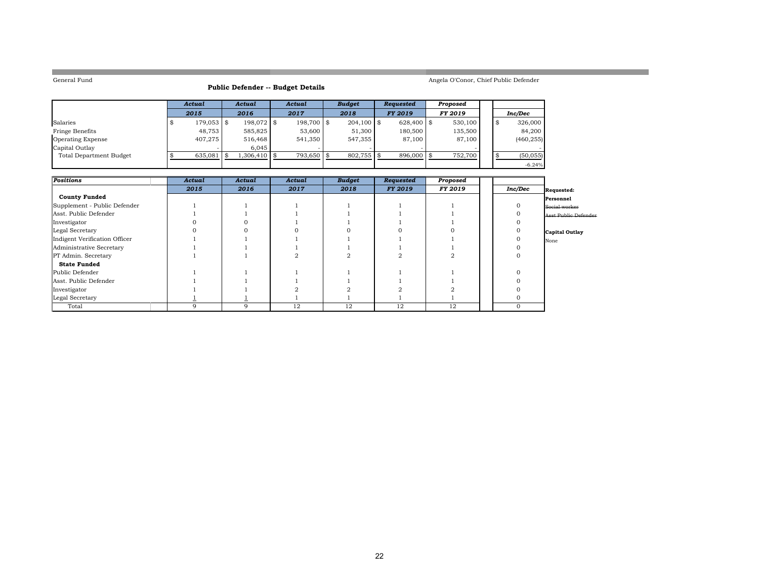General Fund

Angela O'Conor, Chief Public Defender

## Public Defender -- Budget Details

| | Actual 2015 | Actual 2016 | Actual 2017 | Budget 2018 | Requested FY 2019 | Proposed FY 2019 | Inc/Dec |
|---|---|---|---|---|---|---|---|
| Salaries | $ 179,053 | $ 198,072 | $ 198,700 | $ 204,100 | $ 628,400 | $ 530,100 | $ 326,000 |
| Fringe Benefits | 48,753 | 585,825 | 53,600 | 51,300 | 180,500 | 135,500 | 84,200 |
| Operating Expense | 407,275 | 516,468 | 541,350 | 547,355 | 87,100 | 87,100 | (460,255) |
| Capital Outlay | - | 6,045 | - | - | - | - | - |
| Total Department Budget | $ 635,081 | $ 1,306,410 | $ 793,650 | $ 802,755 | $ 896,000 | $ 752,700 | $ (50,055) |
| | | | | | | | -6.24% |

| Positions | Actual 2015 | Actual 2016 | Actual 2017 | Budget 2018 | Requested FY 2019 | Proposed FY 2019 | Inc/Dec |
|---|---|---|---|---|---|---|---|
| **County Funded** | | | | | | | |
| Supplement - Public Defender | 1 | 1 | 1 | 1 | 1 | 1 | 0 |
| Asst. Public Defender | 1 | 1 | 1 | 1 | 1 | 1 | 0 |
| Investigator | 0 | 0 | 1 | 1 | 1 | 1 | 0 |
| Legal Secretary | 0 | 0 | 0 | 0 | 0 | 0 | 0 |
| Indigent Verification Officer | 1 | 1 | 1 | 1 | 1 | 1 | 0 |
| Administrative Secretary | 1 | 1 | 1 | 1 | 1 | 1 | 0 |
| PT Admin. Secretary | 1 | 1 | 2 | 2 | 2 | 2 | 0 |
| **State Funded** | | | | | | | |
| Public Defender | 1 | 1 | 1 | 1 | 1 | 1 | 0 |
| Asst. Public Defender | 1 | 1 | 1 | 1 | 1 | 1 | 0 |
| Investigator | 1 | 1 | 2 | 2 | 2 | 2 | 0 |
| Legal Secretary | 1 | 1 | 1 | 1 | 1 | 1 | 0 |
| Total | 9 | 9 | 12 | 12 | 12 | 12 | 0 |

**Requested:**

**Personnel**

~~Social worker~~

~~Asst Public Defender~~

**Capital Outlay**

None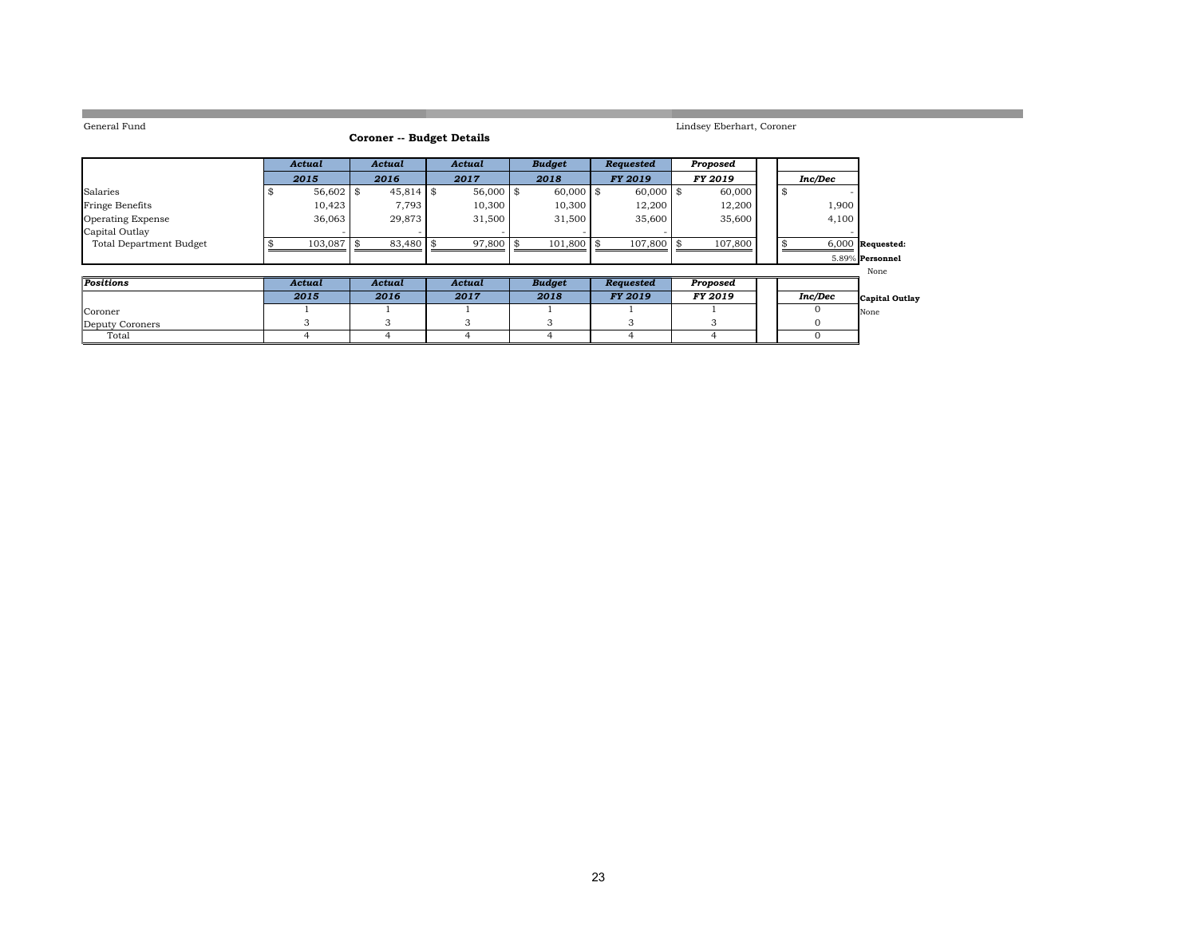General Fund

Lindsey Eberhart, Coroner

## Coroner -- Budget Details

| | *Actual* | *Actual* | *Actual* | *Budget* | *Requested* | *Proposed* | | |
|---|---|---|---|---|---|---|---|---|
| | ***2015*** | ***2016*** | ***2017*** | ***2018*** | ***FY 2019*** | ***FY 2019*** | ***Inc/Dec*** | |
| Salaries | $ 56,602 | $ 45,814 | $ 56,000 | $ 60,000 | $ 60,000 | $ 60,000 | $ - | |
| Fringe Benefits | 10,423 | 7,793 | 10,300 | 10,300 | 12,200 | 12,200 | 1,900 | |
| Operating Expense | 36,063 | 29,873 | 31,500 | 31,500 | 35,600 | 35,600 | 4,100 | |
| Capital Outlay | - | - | - | - | - | | - | |
| Total Department Budget | $ 103,087 | $ 83,480 | $ 97,800 | $ 101,800 | $ 107,800 | $ 107,800 | $ 6,000 | **Requested:** |
| | | | | | | | 5.89% | **Personnel** |
| | | | | | | | | None |

| ***Positions*** | *Actual* | *Actual* | *Actual* | *Budget* | *Requested* | *Proposed* | | |
|---|---|---|---|---|---|---|---|---|
| | ***2015*** | ***2016*** | ***2017*** | ***2018*** | ***FY 2019*** | ***FY 2019*** | ***Inc/Dec*** | **Capital Outlay** |
| Coroner | 1 | 1 | 1 | 1 | 1 | 1 | 0 | None |
| Deputy Coroners | 3 | 3 | 3 | 3 | 3 | 3 | 0 | |
| Total | 4 | 4 | 4 | 4 | 4 | 4 | 0 | |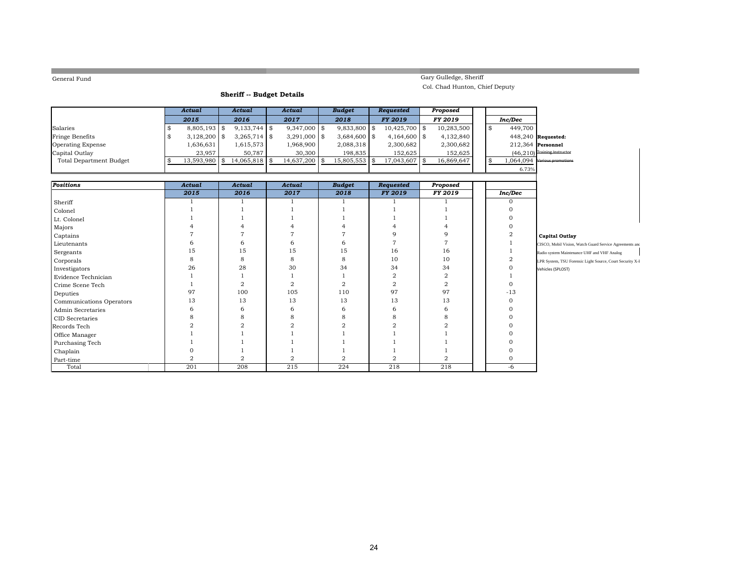General Fund

Gary Gulledge, Sheriff
Col. Chad Hunton, Chief Deputy

## Sheriff -- Budget Details

| | Actual 2015 | Actual 2016 | Actual 2017 | Budget 2018 | Requested FY 2019 | Proposed FY 2019 | Inc/Dec |
|---|---|---|---|---|---|---|---|
| Salaries | $ 8,805,193 | $ 9,133,744 | $ 9,347,000 | $ 9,833,800 | $ 10,425,700 | $ 10,283,500 | $ 449,700 |
| Fringe Benefits | $ 3,128,200 | $ 3,265,714 | $ 3,291,000 | $ 3,684,600 | $ 4,164,600 | $ 4,132,840 | 448,240 |
| Operating Expense | 1,636,631 | 1,615,573 | 1,968,900 | 2,088,318 | 2,300,682 | 2,300,682 | 212,364 |
| Capital Outlay | 23,957 | 50,787 | 30,300 | 198,835 | 152,625 | 152,625 | (46,210) |
| Total Department Budget | $ 13,593,980 | $ 14,065,818 | $ 14,637,200 | $ 15,805,553 | $ 17,043,607 | $ 16,869,647 | $ 1,064,094 |
| | | | | | | | 6.73% |

**Requested:**
**Personnel**
~~Training Instructor~~
~~Various promotions~~

| Positions | Actual 2015 | Actual 2016 | Actual 2017 | Budget 2018 | Requested FY 2019 | Proposed FY 2019 | Inc/Dec |
|---|---|---|---|---|---|---|---|
| Sheriff | 1 | 1 | 1 | 1 | 1 | 1 | 0 |
| Colonel | 1 | 1 | 1 | 1 | 1 | 1 | 0 |
| Lt. Colonel | 1 | 1 | 1 | 1 | 1 | 1 | 0 |
| Majors | 4 | 4 | 4 | 4 | 4 | 4 | 0 |
| Captains | 7 | 7 | 7 | 7 | 9 | 9 | 2 |
| Lieutenants | 6 | 6 | 6 | 6 | 7 | 7 | 1 |
| Sergeants | 15 | 15 | 15 | 15 | 16 | 16 | 1 |
| Corporals | 8 | 8 | 8 | 8 | 10 | 10 | 2 |
| Investigators | 26 | 28 | 30 | 34 | 34 | 34 | 0 |
| Evidence Technician | 1 | 1 | 1 | 1 | 2 | 2 | 1 |
| Crime Scene Tech | 1 | 2 | 2 | 2 | 2 | 2 | 0 |
| Deputies | 97 | 100 | 105 | 110 | 97 | 97 | -13 |
| Communications Operators | 13 | 13 | 13 | 13 | 13 | 13 | 0 |
| Admin Secretaries | 6 | 6 | 6 | 6 | 6 | 6 | 0 |
| CID Secretaries | 8 | 8 | 8 | 8 | 8 | 8 | 0 |
| Records Tech | 2 | 2 | 2 | 2 | 2 | 2 | 0 |
| Office Manager | 1 | 1 | 1 | 1 | 1 | 1 | 0 |
| Purchasing Tech | 1 | 1 | 1 | 1 | 1 | 1 | 0 |
| Chaplain | 0 | 1 | 1 | 1 | 1 | 1 | 0 |
| Part-time | 2 | 2 | 2 | 2 | 2 | 2 | 0 |
| Total | 201 | 208 | 215 | 224 | 218 | 218 | -6 |

**Capital Outlay**
CISCO, Mobil Vision, Watch Guard Service Agreements and
Radio system Maintenance UHF and VHF Analog
LPR System, TSU Forensic Light Source, Court Security X-
Vehicles (SPLOST)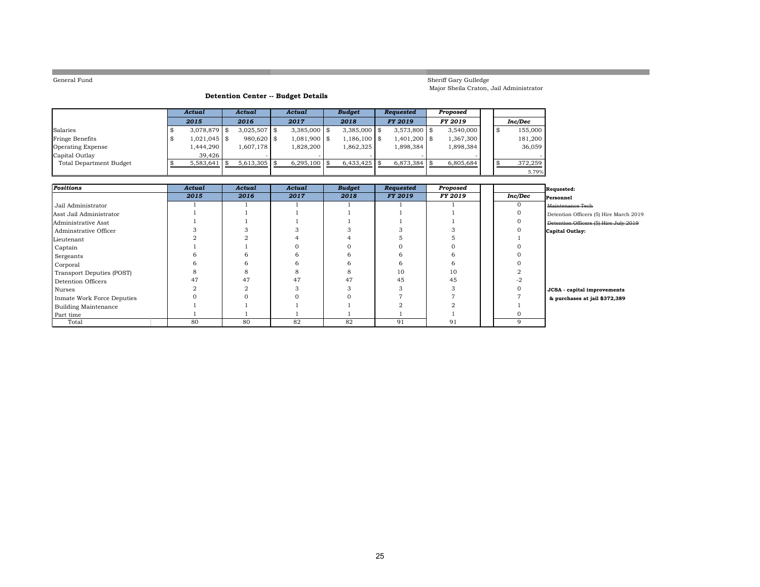General Fund

Sheriff Gary Gulledge
Major Sheila Craton, Jail Administrator

## Detention Center -- Budget Details

| | *Actual* | *Actual* | *Actual* | *Budget* | *Requested* | *Proposed* | | |
|---|---|---|---|---|---|---|---|---|
| | ***2015*** | ***2016*** | ***2017*** | ***2018*** | ***FY 2019*** | ***FY 2019*** | | ***Inc/Dec*** |
| Salaries | $ 3,078,879 | $ 3,025,507 | $ 3,385,000 | $ 3,385,000 | $ 3,573,800 | $ 3,540,000 | | $ 155,000 |
| Fringe Benefits | $ 1,021,045 | $ 980,620 | $ 1,081,900 | $ 1,186,100 | $ 1,401,200 | $ 1,367,300 | | 181,200 |
| Operating Expense | 1,444,290 | 1,607,178 | 1,828,200 | 1,862,325 | 1,898,384 | 1,898,384 | | 36,059 |
| Capital Outlay | 39,426 | - | - | - | - | - | | - |
| Total Department Budget | $ 5,583,641 | $ 5,613,305 | $ 6,295,100 | $ 6,433,425 | $ 6,873,384 | $ 6,805,684 | | $ 372,259 |
| | | | | | | | | 5.79% |

| *Positions* | *Actual* | *Actual* | *Actual* | *Budget* | *Requested* | *Proposed* | | |
|---|---|---|---|---|---|---|---|---|
| | ***2015*** | ***2016*** | ***2017*** | ***2018*** | ***FY 2019*** | ***FY 2019*** | | ***Inc/Dec*** |
| Jail Administrator | 1 | 1 | 1 | 1 | 1 | 1 | | 0 |
| Asst Jail Administrator | 1 | 1 | 1 | 1 | 1 | 1 | | 0 |
| Administrative Asst | 1 | 1 | 1 | 1 | 1 | 1 | | 0 |
| Adminstrative Officer | 3 | 3 | 3 | 3 | 3 | 3 | | 0 |
| Lieutenant | 2 | 2 | 4 | 4 | 5 | 5 | | 1 |
| Captain | 1 | 1 | 0 | 0 | 0 | 0 | | 0 |
| Sergeants | 6 | 6 | 6 | 6 | 6 | 6 | | 0 |
| Corporal | 6 | 6 | 6 | 6 | 6 | 6 | | 0 |
| Transport Deputies (POST) | 8 | 8 | 8 | 8 | 10 | 10 | | 2 |
| Detention Officers | 47 | 47 | 47 | 47 | 45 | 45 | | -2 |
| Nurses | 2 | 2 | 3 | 3 | 3 | 3 | | 0 |
| Inmate Work Force Deputies | 0 | 0 | 0 | 0 | 7 | 7 | | 7 |
| Building Maintenance | 1 | 1 | 1 | 1 | 2 | 2 | | 1 |
| Part time | 1 | 1 | 1 | 1 | 1 | 1 | | 0 |
| Total | 80 | 80 | 82 | 82 | 91 | 91 | | 9 |

**Requested:**

**Personnel**

~~Maintenance Tech~~

Detention Officers (5) Hire March 2019

~~Detention Officers (5) Hire July 2019~~

**Capital Outlay:**

**JCSA - capital improvements & purchases at jail $372,389**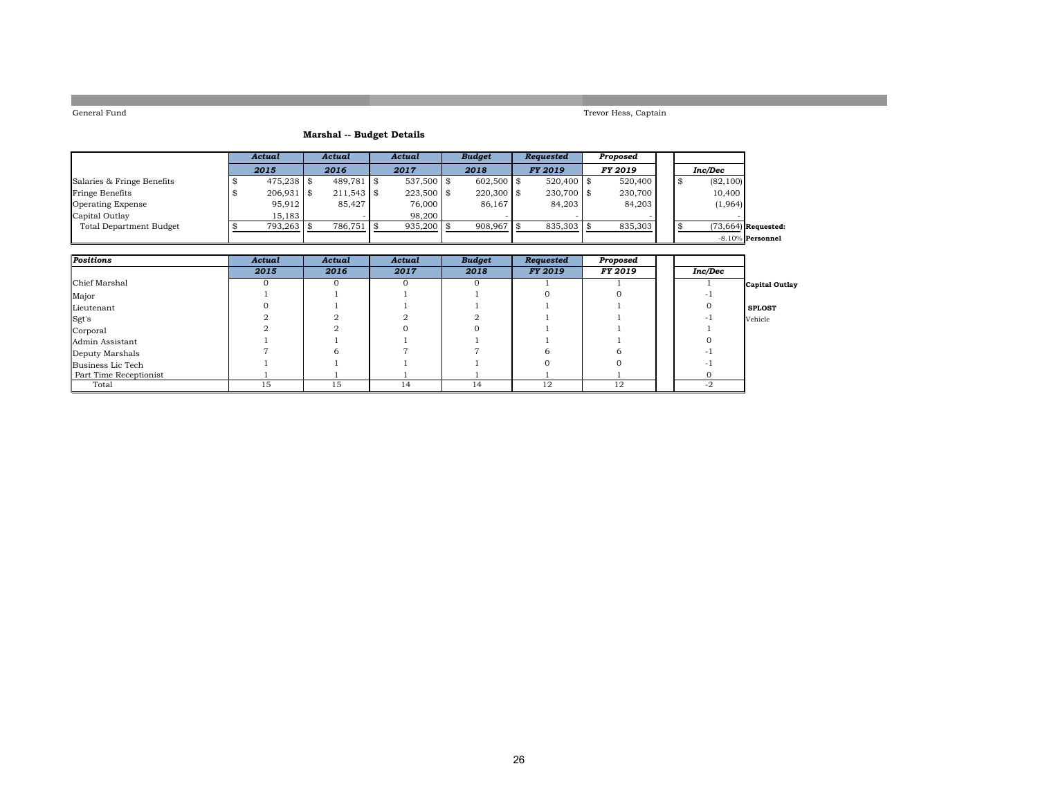General Fund

Trevor Hess, Captain

### Marshal -- Budget Details

| | *Actual* | *Actual* | *Actual* | *Budget* | *Requested* | *Proposed* | | |
|---|---|---|---|---|---|---|---|---|
| | ***2015*** | ***2016*** | ***2017*** | ***2018*** | ***FY 2019*** | ***FY 2019*** | ***Inc/Dec*** | |
| Salaries & Fringe Benefits | $ 475,238 | $ 489,781 | $ 537,500 | $ 602,500 | $ 520,400 | $ 520,400 | $ (82,100) | |
| Fringe Benefits | $ 206,931 | $ 211,543 | $ 223,500 | $ 220,300 | $ 230,700 | $ 230,700 | 10,400 | |
| Operating Expense | 95,912 | 85,427 | 76,000 | 86,167 | 84,203 | 84,203 | (1,964) | |
| Capital Outlay | 15,183 | - | 98,200 | - | - | - | - | |
| Total Department Budget | $ 793,263 | $ 786,751 | $ 935,200 | $ 908,967 | $ 835,303 | $ 835,303 | $ (73,664) | **Requested:** |
| | | | | | | | -8.10% | **Personnel** |

| ***Positions*** | *Actual* | *Actual* | *Actual* | *Budget* | *Requested* | *Proposed* | | |
|---|---|---|---|---|---|---|---|---|
| | ***2015*** | ***2016*** | ***2017*** | ***2018*** | ***FY 2019*** | ***FY 2019*** | ***Inc/Dec*** | |
| Chief Marshal | 0 | 0 | 0 | 0 | 1 | 1 | 1 | **Capital Outlay** |
| Major | 1 | 1 | 1 | 1 | 0 | 0 | -1 | |
| Lieutenant | 0 | 1 | 1 | 1 | 1 | 1 | 0 | **SPLOST** |
| Sgt's | 2 | 2 | 2 | 2 | 1 | 1 | -1 | Vehicle |
| Corporal | 2 | 2 | 0 | 0 | 1 | 1 | 1 | |
| Admin Assistant | 1 | 1 | 1 | 1 | 1 | 1 | 0 | |
| Deputy Marshals | 7 | 6 | 7 | 7 | 6 | 6 | -1 | |
| Business Lic Tech | 1 | 1 | 1 | 1 | 0 | 0 | -1 | |
| Part Time Receptionist | 1 | 1 | 1 | 1 | 1 | 1 | 0 | |
| Total | 15 | 15 | 14 | 14 | 12 | 12 | -2 | |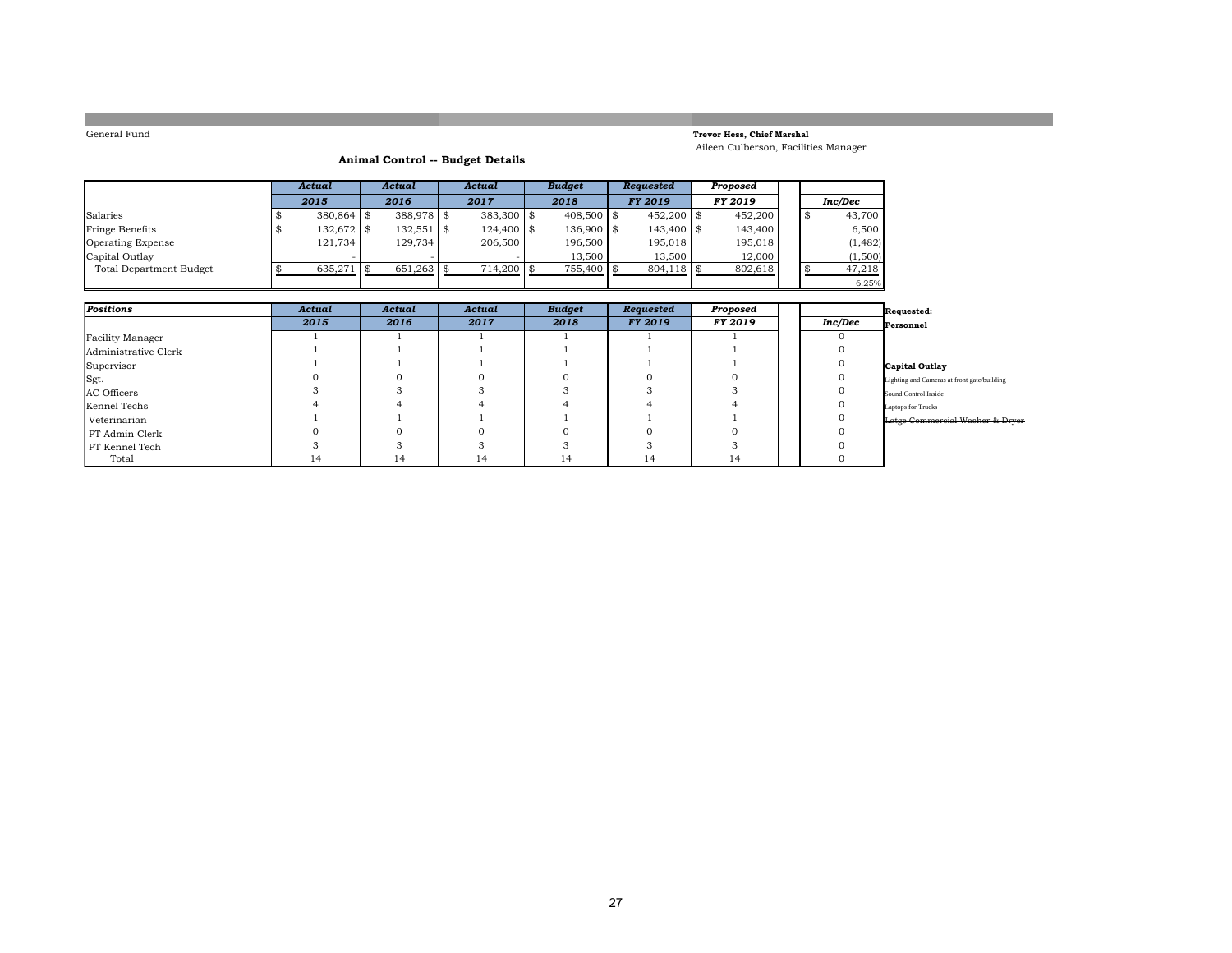General Fund

**Trevor Hess, Chief Marshal**
Aileen Culberson, Facilities Manager

## Animal Control -- Budget Details

| | *Actual* | *Actual* | *Actual* | *Budget* | *Requested* | *Proposed* | |
|---|---|---|---|---|---|---|---|
| | ***2015*** | ***2016*** | ***2017*** | ***2018*** | ***FY 2019*** | ***FY 2019*** | ***Inc/Dec*** |
| Salaries | $ 380,864 | $ 388,978 | $ 383,300 | $ 408,500 | $ 452,200 | $ 452,200 | $ 43,700 |
| Fringe Benefits | $ 132,672 | $ 132,551 | $ 124,400 | $ 136,900 | $ 143,400 | $ 143,400 | 6,500 |
| Operating Expense | 121,734 | 129,734 | 206,500 | 196,500 | 195,018 | 195,018 | (1,482) |
| Capital Outlay | - | - | - | 13,500 | 13,500 | 12,000 | (1,500) |
| Total Department Budget | $ 635,271 | $ 651,263 | $ 714,200 | $ 755,400 | $ 804,118 | $ 802,618 | $ 47,218 |
| | | | | | | | 6.25% |

| ***Positions*** | *Actual* | *Actual* | *Actual* | *Budget* | *Requested* | *Proposed* | |
|---|---|---|---|---|---|---|---|
| | ***2015*** | ***2016*** | ***2017*** | ***2018*** | ***FY 2019*** | ***FY 2019*** | ***Inc/Dec*** |
| Facility Manager | 1 | 1 | 1 | 1 | 1 | 1 | 0 |
| Administrative Clerk | 1 | 1 | 1 | 1 | 1 | 1 | 0 |
| Supervisor | 1 | 1 | 1 | 1 | 1 | 1 | 0 |
| Sgt. | 0 | 0 | 0 | 0 | 0 | 0 | 0 |
| AC Officers | 3 | 3 | 3 | 3 | 3 | 3 | 0 |
| Kennel Techs | 4 | 4 | 4 | 4 | 4 | 4 | 0 |
| Veterinarian | 1 | 1 | 1 | 1 | 1 | 1 | 0 |
| PT Admin Clerk | 0 | 0 | 0 | 0 | 0 | 0 | 0 |
| PT Kennel Tech | 3 | 3 | 3 | 3 | 3 | 3 | 0 |
| Total | 14 | 14 | 14 | 14 | 14 | 14 | 0 |

**Requested:**

**Personnel**

**Capital Outlay**

Lighting and Cameras at front gate/building

Sound Control Inside

Laptops for Trucks

~~Latge Commercial Washer & Dryer~~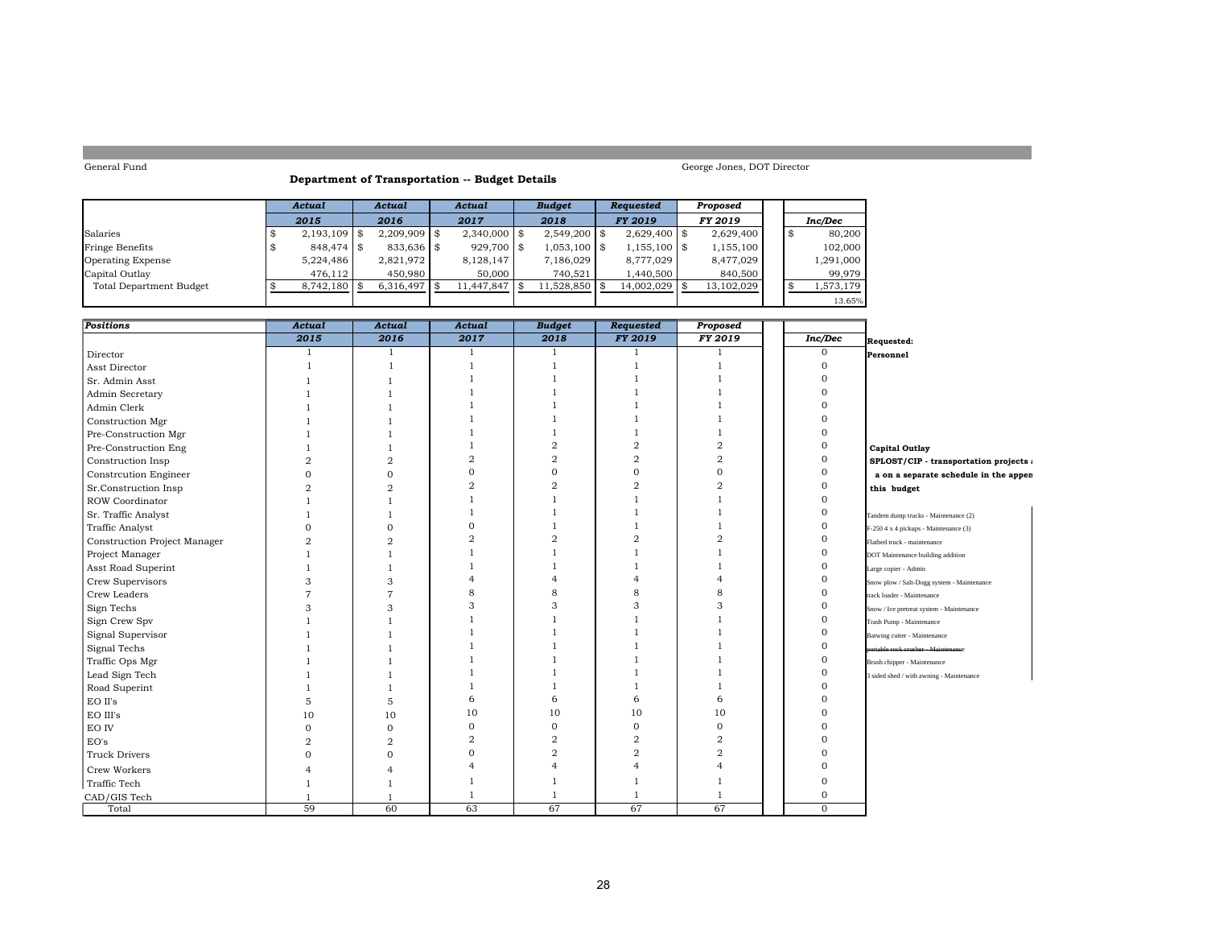General Fund

George Jones, DOT Director

## Department of Transportation -- Budget Details

| | *Actual* | *Actual* | *Actual* | *Budget* | *Requested* | *Proposed* | |
|---|---|---|---|---|---|---|---|
| | *2015* | *2016* | *2017* | *2018* | *FY 2019* | *FY 2019* | *Inc/Dec* |
| Salaries | $ 2,193,109 | $ 2,209,909 | $ 2,340,000 | $ 2,549,200 | $ 2,629,400 | $ 2,629,400 | $ 80,200 |
| Fringe Benefits | $ 848,474 | $ 833,636 | $ 929,700 | $ 1,053,100 | $ 1,155,100 | $ 1,155,100 | 102,000 |
| Operating Expense | 5,224,486 | 2,821,972 | 8,128,147 | 7,186,029 | 8,777,029 | 8,477,029 | 1,291,000 |
| Capital Outlay | 476,112 | 450,980 | 50,000 | 740,521 | 1,440,500 | 840,500 | 99,979 |
| Total Department Budget | $ 8,742,180 | $ 6,316,497 | $ 11,447,847 | $ 11,528,850 | $ 14,002,029 | $ 13,102,029 | $ 1,573,179 |
| | | | | | | | 13.65% |

| *Positions* | *Actual* | *Actual* | *Actual* | *Budget* | *Requested* | *Proposed* | |
|---|---|---|---|---|---|---|---|
| | *2015* | *2016* | *2017* | *2018* | *FY 2019* | *FY 2019* | *Inc/Dec* |
| Director | 1 | 1 | 1 | 1 | 1 | 1 | 0 |
| Asst Director | 1 | 1 | 1 | 1 | 1 | 1 | 0 |
| Sr. Admin Asst | 1 | 1 | 1 | 1 | 1 | 1 | 0 |
| Admin Secretary | 1 | 1 | 1 | 1 | 1 | 1 | 0 |
| Admin Clerk | 1 | 1 | 1 | 1 | 1 | 1 | 0 |
| Construction Mgr | 1 | 1 | 1 | 1 | 1 | 1 | 0 |
| Pre-Construction Mgr | 1 | 1 | 1 | 1 | 1 | 1 | 0 |
| Pre-Construction Eng | 1 | 1 | 1 | 2 | 2 | 2 | 0 |
| Construction Insp | 2 | 2 | 2 | 2 | 2 | 2 | 0 |
| Constrcution Engineer | 0 | 0 | 0 | 0 | 0 | 0 | 0 |
| Sr.Construction Insp | 2 | 2 | 2 | 2 | 2 | 2 | 0 |
| ROW Coordinator | 1 | 1 | 1 | 1 | 1 | 1 | 0 |
| Sr. Traffic Analyst | 1 | 1 | 1 | 1 | 1 | 1 | 0 |
| Traffic Analyst | 0 | 0 | 0 | 1 | 1 | 1 | 0 |
| Construction Project Manager | 2 | 2 | 2 | 2 | 2 | 2 | 0 |
| Project Manager | 1 | 1 | 1 | 1 | 1 | 1 | 0 |
| Asst Road Superint | 1 | 1 | 1 | 1 | 1 | 1 | 0 |
| Crew Supervisors | 3 | 3 | 4 | 4 | 4 | 4 | 0 |
| Crew Leaders | 7 | 7 | 8 | 8 | 8 | 8 | 0 |
| Sign Techs | 3 | 3 | 3 | 3 | 3 | 3 | 0 |
| Sign Crew Spv | 1 | 1 | 1 | 1 | 1 | 1 | 0 |
| Signal Supervisor | 1 | 1 | 1 | 1 | 1 | 1 | 0 |
| Signal Techs | 1 | 1 | 1 | 1 | 1 | 1 | 0 |
| Traffic Ops Mgr | 1 | 1 | 1 | 1 | 1 | 1 | 0 |
| Lead Sign Tech | 1 | 1 | 1 | 1 | 1 | 1 | 0 |
| Road Superint | 1 | 1 | 1 | 1 | 1 | 1 | 0 |
| EO II's | 5 | 5 | 6 | 6 | 6 | 6 | 0 |
| EO III's | 10 | 10 | 10 | 10 | 10 | 10 | 0 |
| EO IV | 0 | 0 | 0 | 0 | 0 | 0 | 0 |
| EO's | 2 | 2 | 2 | 2 | 2 | 2 | 0 |
| Truck Drivers | 0 | 0 | 0 | 2 | 2 | 2 | 0 |
| Crew Workers | 4 | 4 | 4 | 4 | 4 | 4 | 0 |
| Traffic Tech | 1 | 1 | 1 | 1 | 1 | 1 | 0 |
| CAD/GIS Tech | 1 | 1 | 1 | 1 | 1 | 1 | 0 |
| Total | 59 | 60 | 63 | 67 | 67 | 67 | 0 |

**Requested:**

**Personnel**

**Capital Outlay**

**SPLOST/CIP - transportation projects a on a separate schedule in the appen this budget**

- Tandem dump trucks - Maintenance (2)
- F-250 4 x 4 pickups - Maintenance (3)
- Flatbed truck - maintenance
- DOT Maintenance building addition
- Large copier - Admin
- Snow plow / Salt-Dogg system - Maintenance
- track loader - Maintenance
- Snow / Ice pretreat system - Maintenance
- Trash Pump - Maintenance
- Batwing cutter - Maintenance
- ~~portable rock crusher - Maintenance~~
- Brush chipper - Maintenance
- 3 sided shed / with awning - Maintenance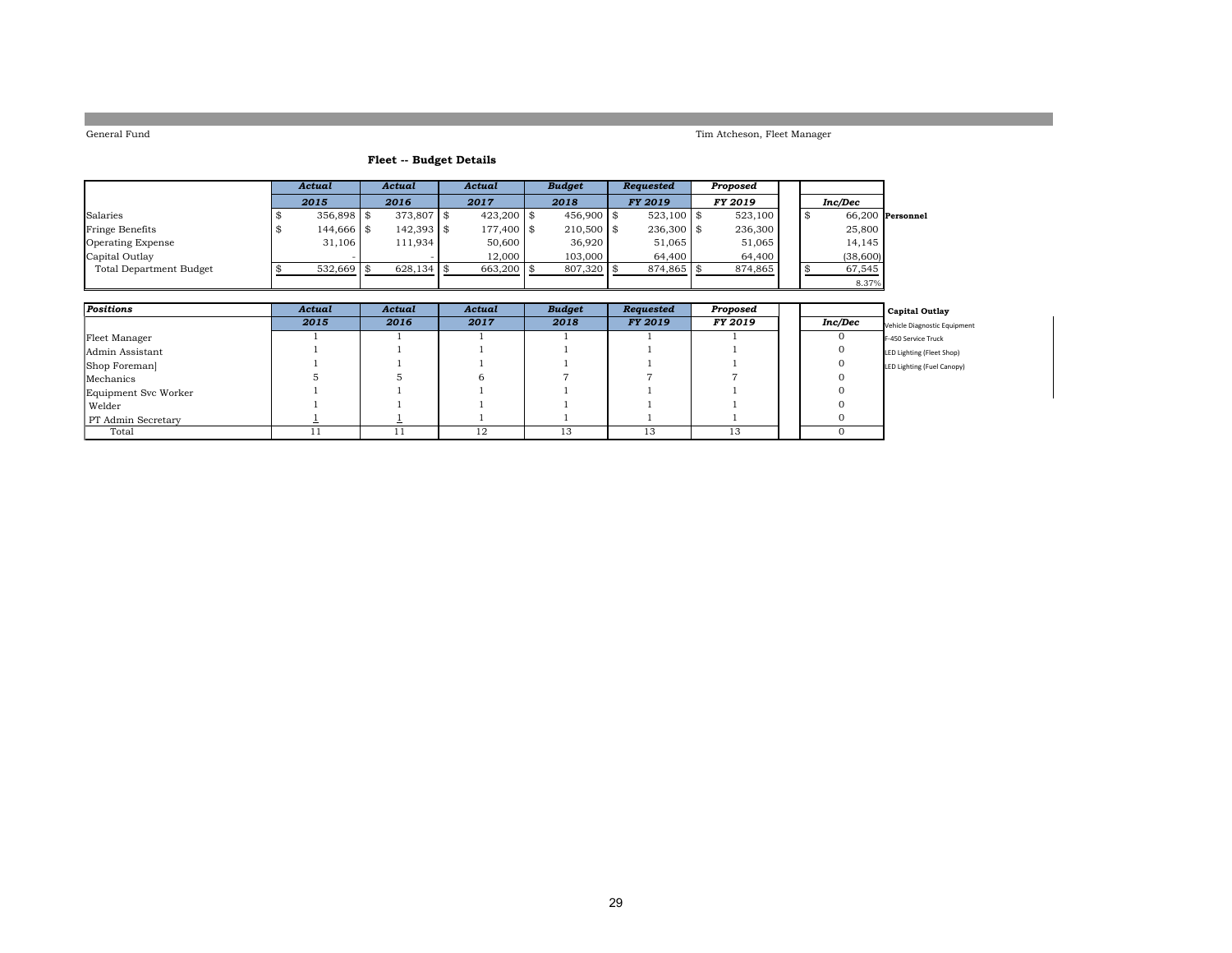General Fund

Tim Atcheson, Fleet Manager

### Fleet -- Budget Details

| | Actual 2015 | Actual 2016 | Actual 2017 | Budget 2018 | Requested FY 2019 | Proposed FY 2019 | Inc/Dec | |
|---|---|---|---|---|---|---|---|---|
| Salaries | $ 356,898 | $ 373,807 | $ 423,200 | $ 456,900 | $ 523,100 | $ 523,100 | $ 66,200 | **Personnel** |
| Fringe Benefits | $ 144,666 | $ 142,393 | $ 177,400 | $ 210,500 | $ 236,300 | $ 236,300 | 25,800 | |
| Operating Expense | 31,106 | 111,934 | 50,600 | 36,920 | 51,065 | 51,065 | 14,145 | |
| Capital Outlay | - | - | 12,000 | 103,000 | 64,400 | 64,400 | (38,600) | |
| Total Department Budget | $ 532,669 | $ 628,134 | $ 663,200 | $ 807,320 | $ 874,865 | $ 874,865 | $ 67,545 | |
| | | | | | | | 8.37% | |

| Positions | Actual 2015 | Actual 2016 | Actual 2017 | Budget 2018 | Requested FY 2019 | Proposed FY 2019 | Inc/Dec |
|---|---|---|---|---|---|---|---|
| Fleet Manager | 1 | 1 | 1 | 1 | 1 | 1 | 0 |
| Admin Assistant | 1 | 1 | 1 | 1 | 1 | 1 | 0 |
| Shop Foreman] | 1 | 1 | 1 | 1 | 1 | 1 | 0 |
| Mechanics | 5 | 5 | 6 | 7 | 7 | 7 | 0 |
| Equipment Svc Worker | 1 | 1 | 1 | 1 | 1 | 1 | 0 |
| Welder | 1 | 1 | 1 | 1 | 1 | 1 | 0 |
| PT Admin Secretary | 1 | 1 | 1 | 1 | 1 | 1 | 0 |
| Total | 11 | 11 | 12 | 13 | 13 | 13 | 0 |

**Capital Outlay**

- Vehicle Diagnostic Equipment
- F-450 Service Truck
- LED Lighting (Fleet Shop)
- LED Lighting (Fuel Canopy)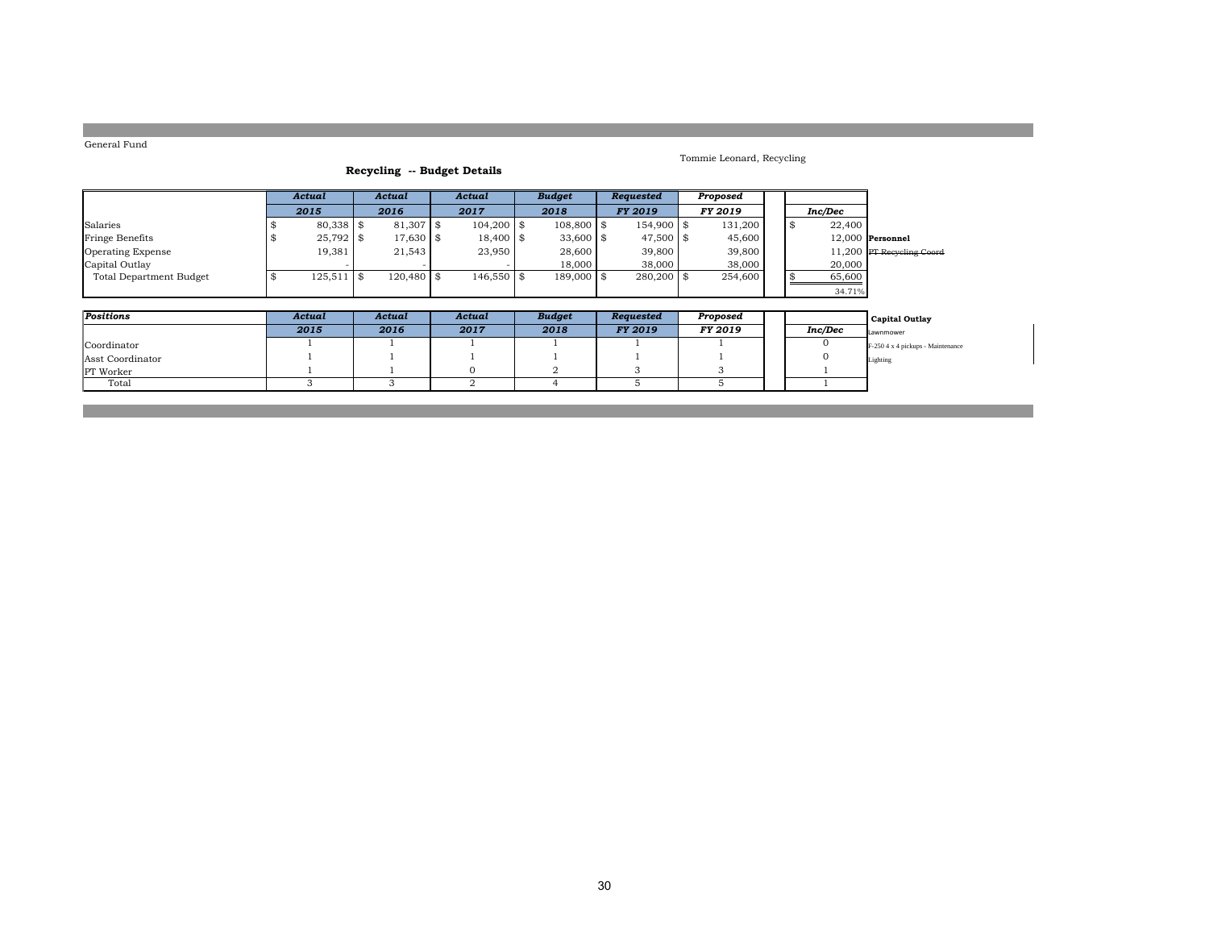General Fund

Tommie Leonard, Recycling

### Recycling -- Budget Details

| | Actual 2015 | Actual 2016 | Actual 2017 | Budget 2018 | Requested FY 2019 | Proposed FY 2019 | Inc/Dec |
|---|---|---|---|---|---|---|---|
| Salaries | $ 80,338 | $ 81,307 | $ 104,200 | $ 108,800 | $ 154,900 | $ 131,200 | $ 22,400 |
| Fringe Benefits | $ 25,792 | $ 17,630 | $ 18,400 | $ 33,600 | $ 47,500 | $ 45,600 | 12,000 |
| Operating Expense | 19,381 | 21,543 | 23,950 | 28,600 | 39,800 | 39,800 | 11,200 |
| Capital Outlay | - | - | - | 18,000 | 38,000 | 38,000 | 20,000 |
| Total Department Budget | $ 125,511 | $ 120,480 | $ 146,550 | $ 189,000 | $ 280,200 | $ 254,600 | $ 65,600 |
| | | | | | | | 34.71% |

**Personnel**

~~PT Recycling Coord~~

| Positions | Actual 2015 | Actual 2016 | Actual 2017 | Budget 2018 | Requested FY 2019 | Proposed FY 2019 | Inc/Dec |
|---|---|---|---|---|---|---|---|
| Coordinator | 1 | 1 | 1 | 1 | 1 | 1 | 0 |
| Asst Coordinator | 1 | 1 | 1 | 1 | 1 | 1 | 0 |
| PT Worker | 1 | 1 | 0 | 2 | 3 | 3 | 1 |
| Total | 3 | 3 | 2 | 4 | 5 | 5 | 1 |

**Capital Outlay**

Lawnmower

F-250 4 x 4 pickups - Maintenance

Lighting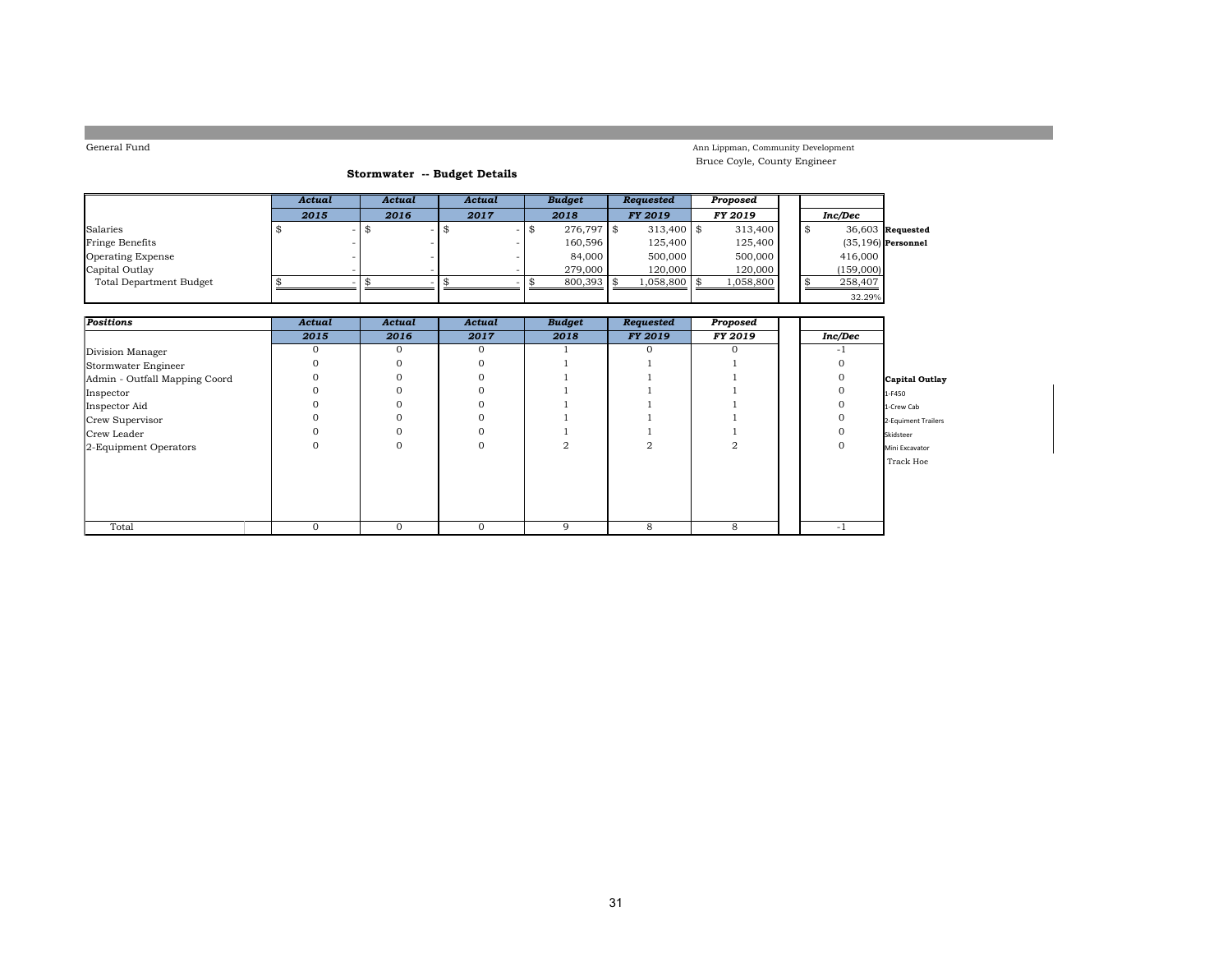General Fund

Ann Lippman, Community Development
Bruce Coyle, County Engineer

## Stormwater -- Budget Details

| | Actual 2015 | Actual 2016 | Actual 2017 | Budget 2018 | Requested FY 2019 | Proposed FY 2019 | Inc/Dec | |
|---|---|---|---|---|---|---|---|---|
| Salaries | $ - | $ - | $ - | $ 276,797 | $ 313,400 | $ 313,400 | $ 36,603 | **Requested** |
| Fringe Benefits | - | - | - | 160,596 | 125,400 | 125,400 | (35,196) | **Personnel** |
| Operating Expense | - | - | - | 84,000 | 500,000 | 500,000 | 416,000 | |
| Capital Outlay | - | - | - | 279,000 | 120,000 | 120,000 | (159,000) | |
| Total Department Budget | $ - | $ - | $ - | $ 800,393 | $ 1,058,800 | $ 1,058,800 | $ 258,407 | |
| | | | | | | | 32.29% | |

| Positions | Actual 2015 | Actual 2016 | Actual 2017 | Budget 2018 | Requested FY 2019 | Proposed FY 2019 | Inc/Dec |
|---|---|---|---|---|---|---|---|
| Division Manager | 0 | 0 | 0 | 1 | 0 | 0 | -1 |
| Stormwater Engineer | 0 | 0 | 0 | 1 | 1 | 1 | 0 |
| Admin - Outfall Mapping Coord | 0 | 0 | 0 | 1 | 1 | 1 | 0 |
| Inspector | 0 | 0 | 0 | 1 | 1 | 1 | 0 |
| Inspector Aid | 0 | 0 | 0 | 1 | 1 | 1 | 0 |
| Crew Supervisor | 0 | 0 | 0 | 1 | 1 | 1 | 0 |
| Crew Leader | 0 | 0 | 0 | 1 | 1 | 1 | 0 |
| 2-Equipment Operators | 0 | 0 | 0 | 2 | 2 | 2 | 0 |
| Total | 0 | 0 | 0 | 9 | 8 | 8 | -1 |

**Capital Outlay**

- 1-F450
- 1-Crew Cab
- 2-Equiment Trailers
- Skidsteer
- Mini Excavator
- Track Hoe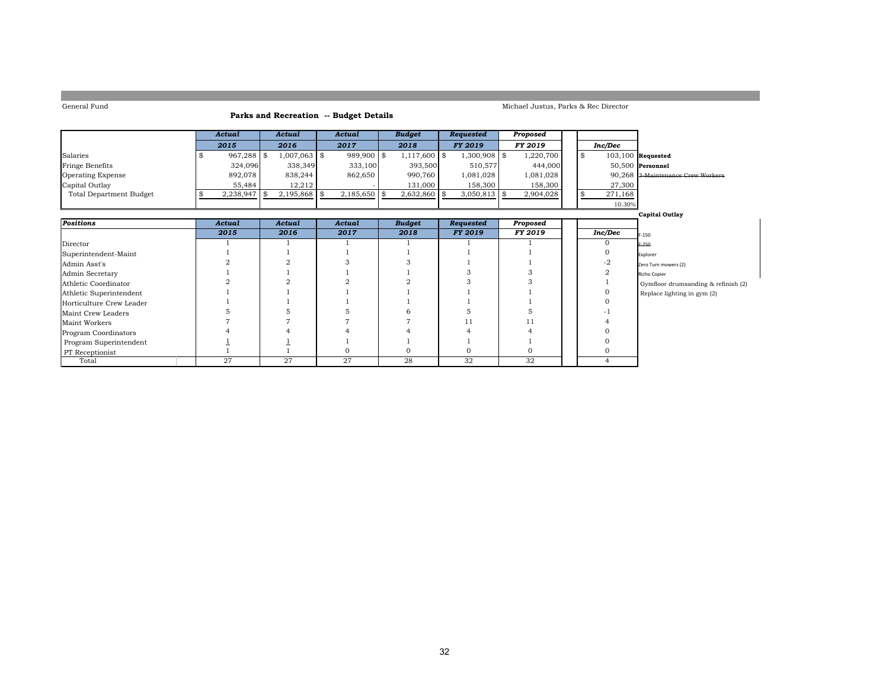General Fund

Michael Justus, Parks & Rec Director

## Parks and Recreation -- Budget Details

| | Actual | Actual | Actual | Budget | Requested | Proposed | Inc/Dec |
|---|---|---|---|---|---|---|---|
| | 2015 | 2016 | 2017 | 2018 | FY 2019 | FY 2019 | |
| Salaries | $ 967,288 | $ 1,007,063 | $ 989,900 | $ 1,117,600 | $ 1,300,908 | $ 1,220,700 | $ 103,100 |
| Fringe Benefits | 324,096 | 338,349 | 333,100 | 393,500 | 510,577 | 444,000 | 50,500 |
| Operating Expense | 892,078 | 838,244 | 862,650 | 990,760 | 1,081,028 | 1,081,028 | 90,268 |
| Capital Outlay | 55,484 | 12,212 | - | 131,000 | 158,300 | 158,300 | 27,300 |
| Total Department Budget | $ 2,238,947 | $ 2,195,868 | $ 2,185,650 | $ 2,632,860 | $ 3,050,813 | $ 2,904,028 | $ 271,168 |
| | | | | | | | 10.30% |

**Requested Personnel**

~~3-Maintenance Crew Workers~~

| Positions | Actual | Actual | Actual | Budget | Requested | Proposed | Inc/Dec |
|---|---|---|---|---|---|---|---|
| | 2015 | 2016 | 2017 | 2018 | FY 2019 | FY 2019 | |
| Director | 1 | 1 | 1 | 1 | 1 | 1 | 0 |
| Superintendent-Maint | 1 | 1 | 1 | 1 | 1 | 1 | 0 |
| Admin Asst's | 2 | 2 | 3 | 3 | 1 | 1 | -2 |
| Admin Secretary | 1 | 1 | 1 | 1 | 3 | 3 | 2 |
| Athletic Coordinator | 2 | 2 | 2 | 2 | 3 | 3 | 1 |
| Athletic Superintendent | 1 | 1 | 1 | 1 | 1 | 1 | 0 |
| Horticulture Crew Leader | 1 | 1 | 1 | 1 | 1 | 1 | 0 |
| Maint Crew Leaders | 5 | 5 | 5 | 6 | 5 | 5 | -1 |
| Maint Workers | 7 | 7 | 7 | 7 | 11 | 11 | 4 |
| Program Coordinators | 4 | 4 | 4 | 4 | 4 | 4 | 0 |
| Program Superintendent | 1 | 1 | 1 | 1 | 1 | 1 | 0 |
| PT Receptionist | 1 | 1 | 0 | 0 | 0 | 0 | 0 |
| Total | 27 | 27 | 27 | 28 | 32 | 32 | 4 |

**Capital Outlay**

- F-150
- ~~F-250~~
- Explorer
- Zero Turn mowers (2)
- Richo Copier
- Gymfloor drumsanding & refinish (2)
- Replace lighting in gym (2)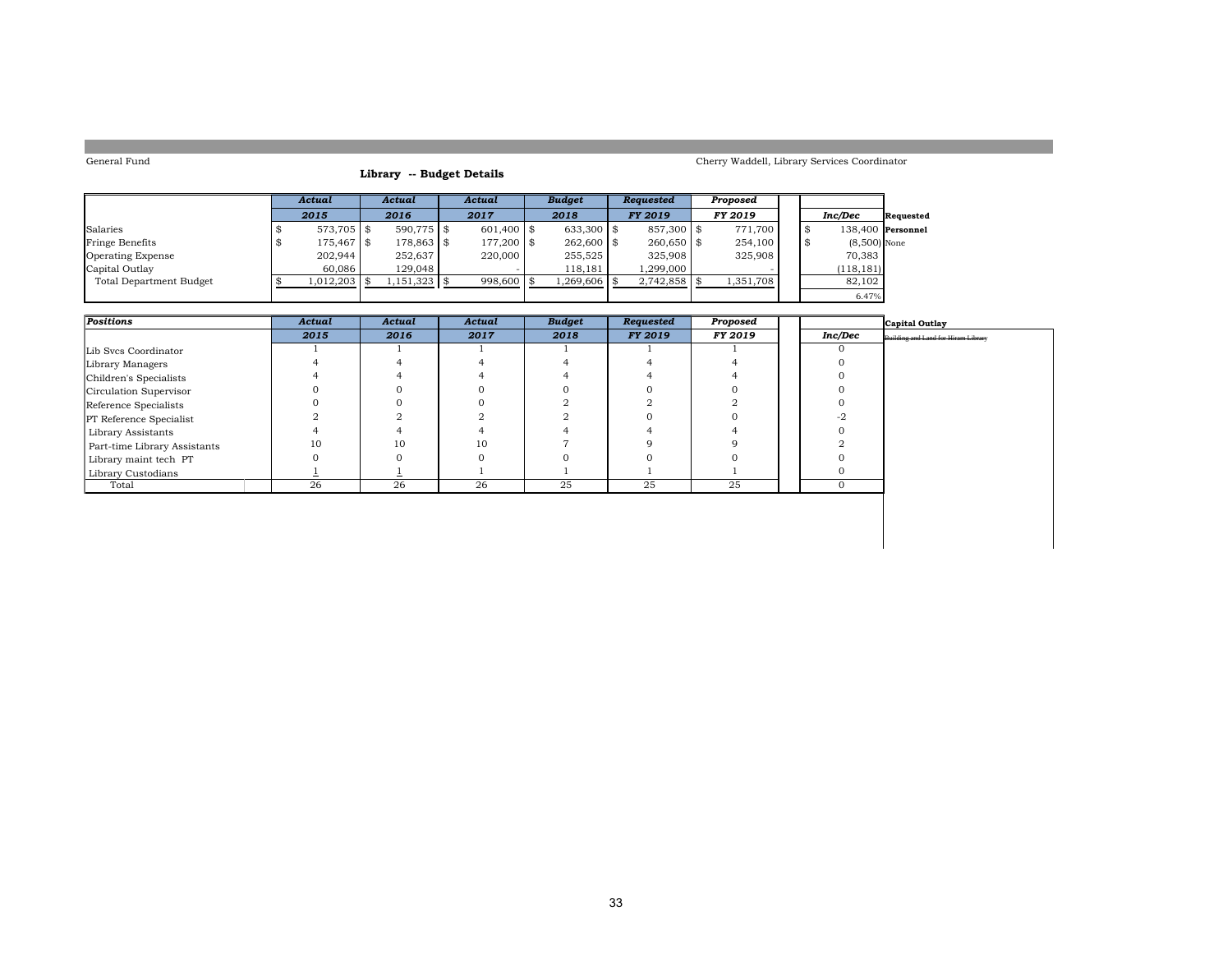General Fund

Cherry Waddell, Library Services Coordinator

**Library -- Budget Details**

| | *Actual* | *Actual* | *Actual* | *Budget* | *Requested* | *Proposed* | | |
|---|---|---|---|---|---|---|---|---|
| | *2015* | *2016* | *2017* | *2018* | *FY 2019* | *FY 2019* | *Inc/Dec* | **Requested** |
| Salaries | $ 573,705 | $ 590,775 | $ 601,400 | $ 633,300 | $ 857,300 | $ 771,700 | $ 138,400 | **Personnel** |
| Fringe Benefits | $ 175,467 | $ 178,863 | $ 177,200 | $ 262,600 | $ 260,650 | $ 254,100 | $ (8,500) | None |
| Operating Expense | 202,944 | 252,637 | 220,000 | 255,525 | 325,908 | 325,908 | 70,383 | |
| Capital Outlay | 60,086 | 129,048 | - | 118,181 | 1,299,000 | - | (118,181) | |
| Total Department Budget | $ 1,012,203 | $ 1,151,323 | $ 998,600 | $ 1,269,606 | $ 2,742,858 | $ 1,351,708 | 82,102 | |
| | | | | | | | 6.47% | |

| *Positions* | *Actual* | *Actual* | *Actual* | *Budget* | *Requested* | *Proposed* | | **Capital Outlay** |
|---|---|---|---|---|---|---|---|---|
| | *2015* | *2016* | *2017* | *2018* | *FY 2019* | *FY 2019* | *Inc/Dec* | ~~Building and Land for Hiram Library~~ |
| Lib Svcs Coordinator | 1 | 1 | 1 | 1 | 1 | 1 | 0 | |
| Library Managers | 4 | 4 | 4 | 4 | 4 | 4 | 0 | |
| Children's Specialists | 4 | 4 | 4 | 4 | 4 | 4 | 0 | |
| Circulation Supervisor | 0 | 0 | 0 | 0 | 0 | 0 | 0 | |
| Reference Specialists | 0 | 0 | 0 | 2 | 2 | 2 | 0 | |
| PT Reference Specialist | 2 | 2 | 2 | 2 | 0 | 0 | -2 | |
| Library Assistants | 4 | 4 | 4 | 4 | 4 | 4 | 0 | |
| Part-time Library Assistants | 10 | 10 | 10 | 7 | 9 | 9 | 2 | |
| Library maint tech PT | 0 | 0 | 0 | 0 | 0 | 0 | 0 | |
| Library Custodians | 1 | 1 | 1 | 1 | 1 | 1 | 0 | |
| Total | 26 | 26 | 26 | 25 | 25 | 25 | 0 | |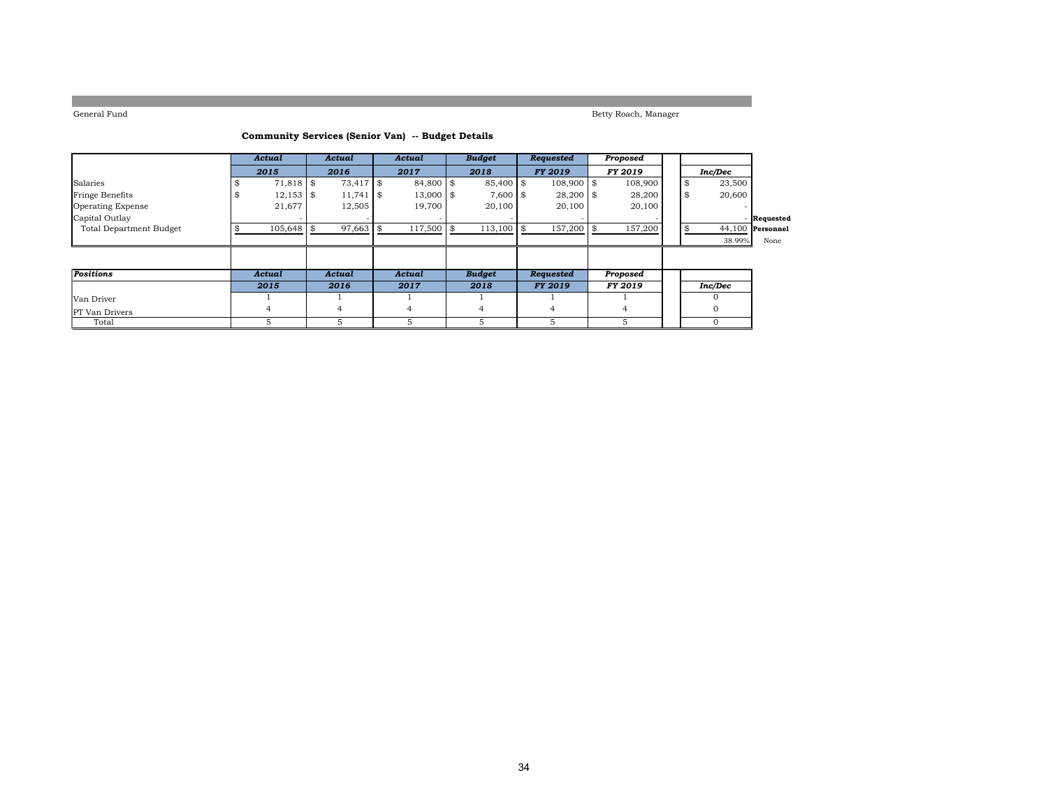General Fund

Betty Roach, Manager

### Community Services (Senior Van) -- Budget Details

| | *Actual* | *Actual* | *Actual* | *Budget* | *Requested* | *Proposed* | | |
|---|---|---|---|---|---|---|---|---|
| | *2015* | *2016* | *2017* | *2018* | *FY 2019* | *FY 2019* | *Inc/Dec* | |
| Salaries | $ 71,818 | $ 73,417 | $ 84,800 | $ 85,400 | $ 108,900 | $ 108,900 | $ 23,500 | |
| Fringe Benefits | $ 12,153 | $ 11,741 | $ 13,000 | $ 7,600 | $ 28,200 | $ 28,200 | $ 20,600 | |
| Operating Expense | 21,677 | 12,505 | 19,700 | 20,100 | 20,100 | 20,100 | - | |
| Capital Outlay | - | - | - | - | - | - | - | **Requested** |
| Total Department Budget | $ 105,648 | $ 97,663 | $ 117,500 | $ 113,100 | $ 157,200 | $ 157,200 | $ 44,100 | **Personnel** |
| | | | | | | | 38.99% | None |

| *Positions* | *Actual* | *Actual* | *Actual* | *Budget* | *Requested* | *Proposed* | |
|---|---|---|---|---|---|---|---|
| | *2015* | *2016* | *2017* | *2018* | *FY 2019* | *FY 2019* | *Inc/Dec* |
| Van Driver | 1 | 1 | 1 | 1 | 1 | 1 | 0 |
| PT Van Drivers | 4 | 4 | 4 | 4 | 4 | 4 | 0 |
| Total | 5 | 5 | 5 | 5 | 5 | 5 | 0 |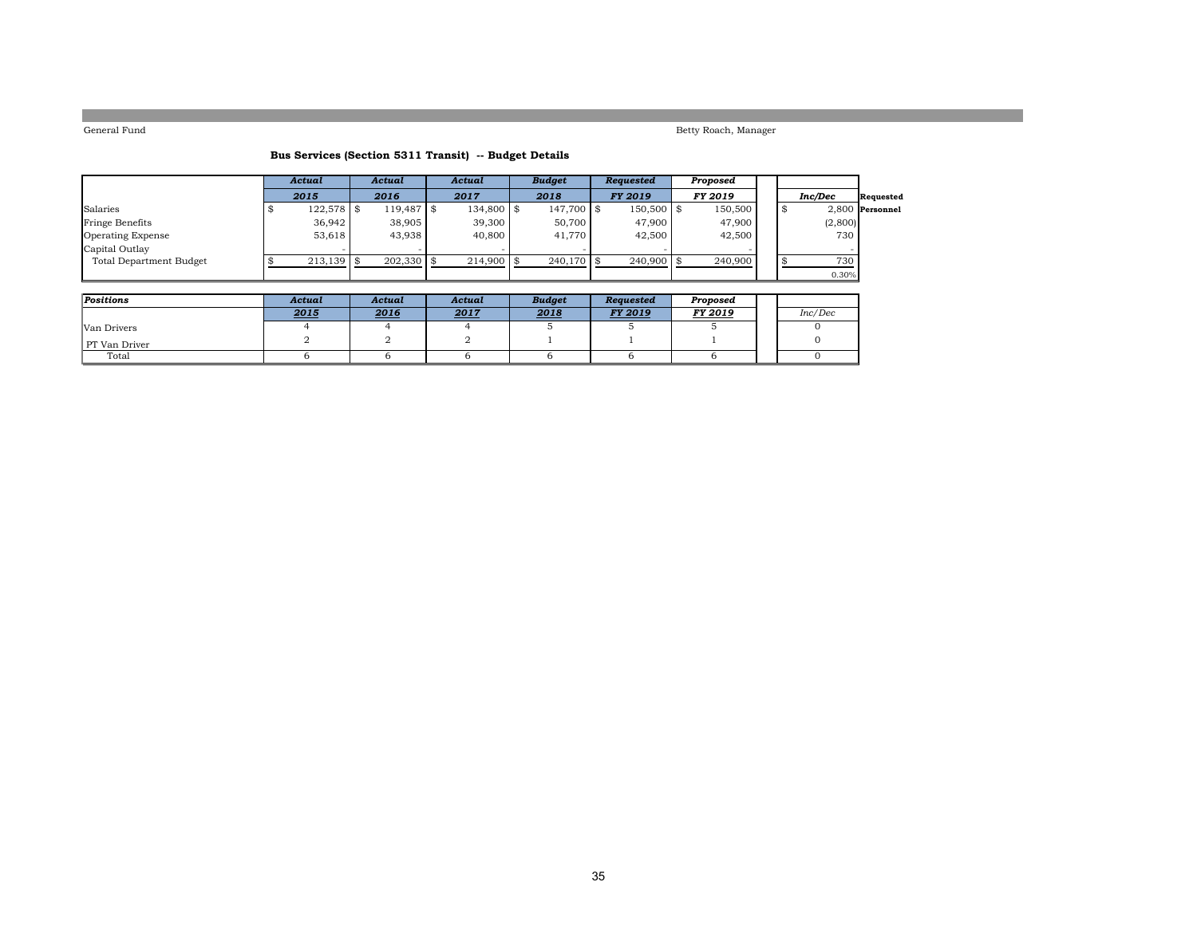General Fund

Betty Roach, Manager

**Bus Services (Section 5311 Transit) -- Budget Details**

| | *Actual* | *Actual* | *Actual* | *Budget* | *Requested* | *Proposed* | | |
|---|---|---|---|---|---|---|---|---|
| | *2015* | *2016* | *2017* | *2018* | *FY 2019* | *FY 2019* | *Inc/Dec* | **Requested** |
| Salaries | $ 122,578 | $ 119,487 | $ 134,800 | $ 147,700 | $ 150,500 | $ 150,500 | $ 2,800 | **Personnel** |
| Fringe Benefits | 36,942 | 38,905 | 39,300 | 50,700 | 47,900 | 47,900 | (2,800) | |
| Operating Expense | 53,618 | 43,938 | 40,800 | 41,770 | 42,500 | 42,500 | 730 | |
| Capital Outlay | - | - | - | - | - | - | - | |
| Total Department Budget | $ 213,139 | $ 202,330 | $ 214,900 | $ 240,170 | $ 240,900 | $ 240,900 | $ 730 | |
| | | | | | | | 0.30% | |

| *Positions* | *Actual* | *Actual* | *Actual* | *Budget* | *Requested* | *Proposed* | |
|---|---|---|---|---|---|---|---|
| | *2015* | *2016* | *2017* | *2018* | *FY 2019* | *FY 2019* | *Inc/Dec* |
| Van Drivers | 4 | 4 | 4 | 5 | 5 | 5 | 0 |
| PT Van Driver | 2 | 2 | 2 | 1 | 1 | 1 | 0 |
| Total | 6 | 6 | 6 | 6 | 6 | 6 | 0 |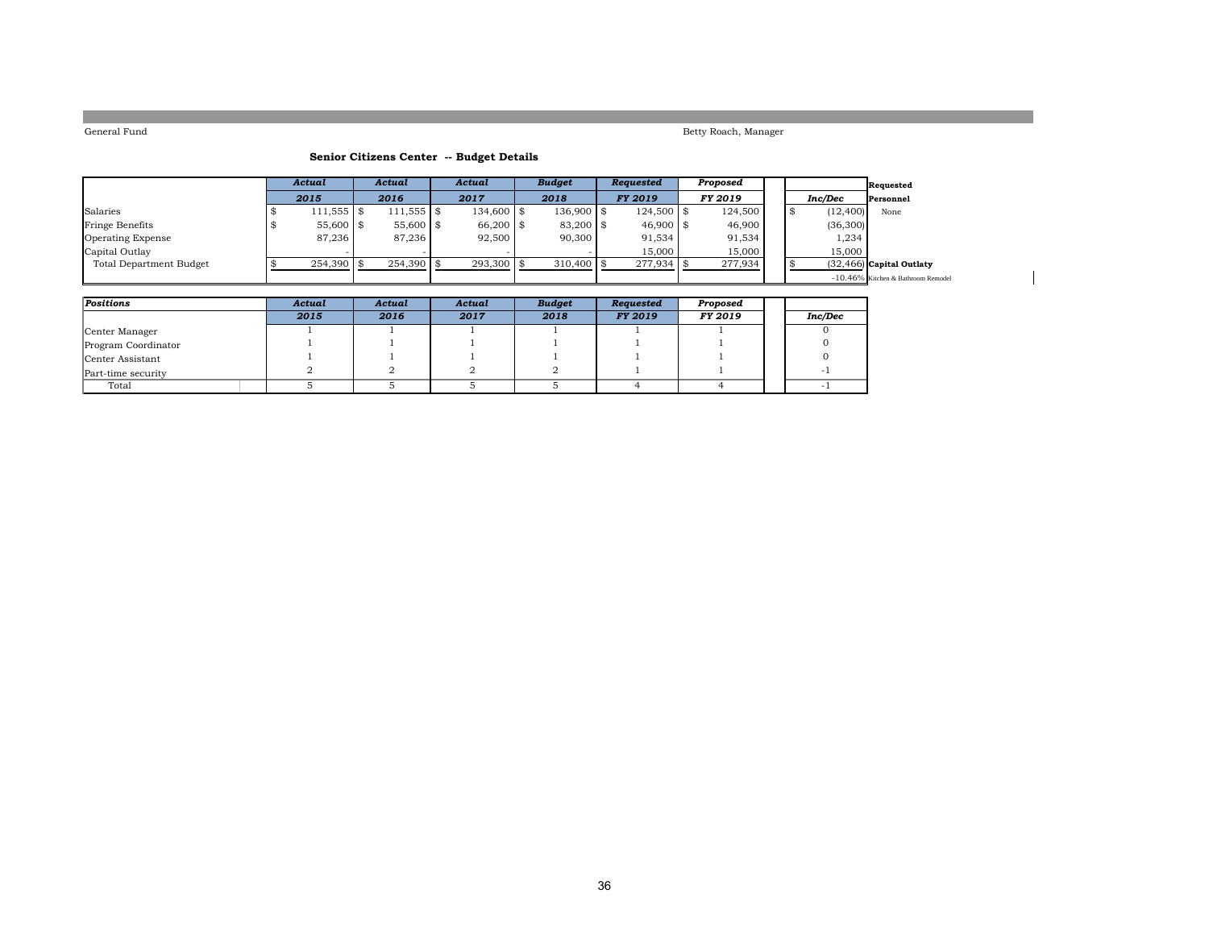General Fund

Betty Roach, Manager

### Senior Citizens Center -- Budget Details

| | Actual 2015 | Actual 2016 | Actual 2017 | Budget 2018 | Requested FY 2019 | Proposed FY 2019 | Inc/Dec | Requested |
|---|---|---|---|---|---|---|---|---|
| | | | | | | | | **Personnel** |
| Salaries | $ 111,555 | $ 111,555 | $ 134,600 | $ 136,900 | $ 124,500 | $ 124,500 | $ (12,400) | None |
| Fringe Benefits | $ 55,600 | $ 55,600 | $ 66,200 | $ 83,200 | $ 46,900 | $ 46,900 | (36,300) | |
| Operating Expense | 87,236 | 87,236 | 92,500 | 90,300 | 91,534 | 91,534 | 1,234 | |
| Capital Outlay | - | - | - | - | 15,000 | 15,000 | 15,000 | |
| Total Department Budget | $ 254,390 | $ 254,390 | $ 293,300 | $ 310,400 | $ 277,934 | $ 277,934 | $ (32,466) | **Capital Outlaty** |
| | | | | | | | -10.46% | Kitchen & Bathroom Remodel |

| Positions | Actual 2015 | Actual 2016 | Actual 2017 | Budget 2018 | Requested FY 2019 | Proposed FY 2019 | Inc/Dec |
|---|---|---|---|---|---|---|---|
| Center Manager | 1 | 1 | 1 | 1 | 1 | 1 | 0 |
| Program Coordinator | 1 | 1 | 1 | 1 | 1 | 1 | 0 |
| Center Assistant | 1 | 1 | 1 | 1 | 1 | 1 | 0 |
| Part-time security | 2 | 2 | 2 | 2 | 1 | 1 | -1 |
| Total | 5 | 5 | 5 | 5 | 4 | 4 | -1 |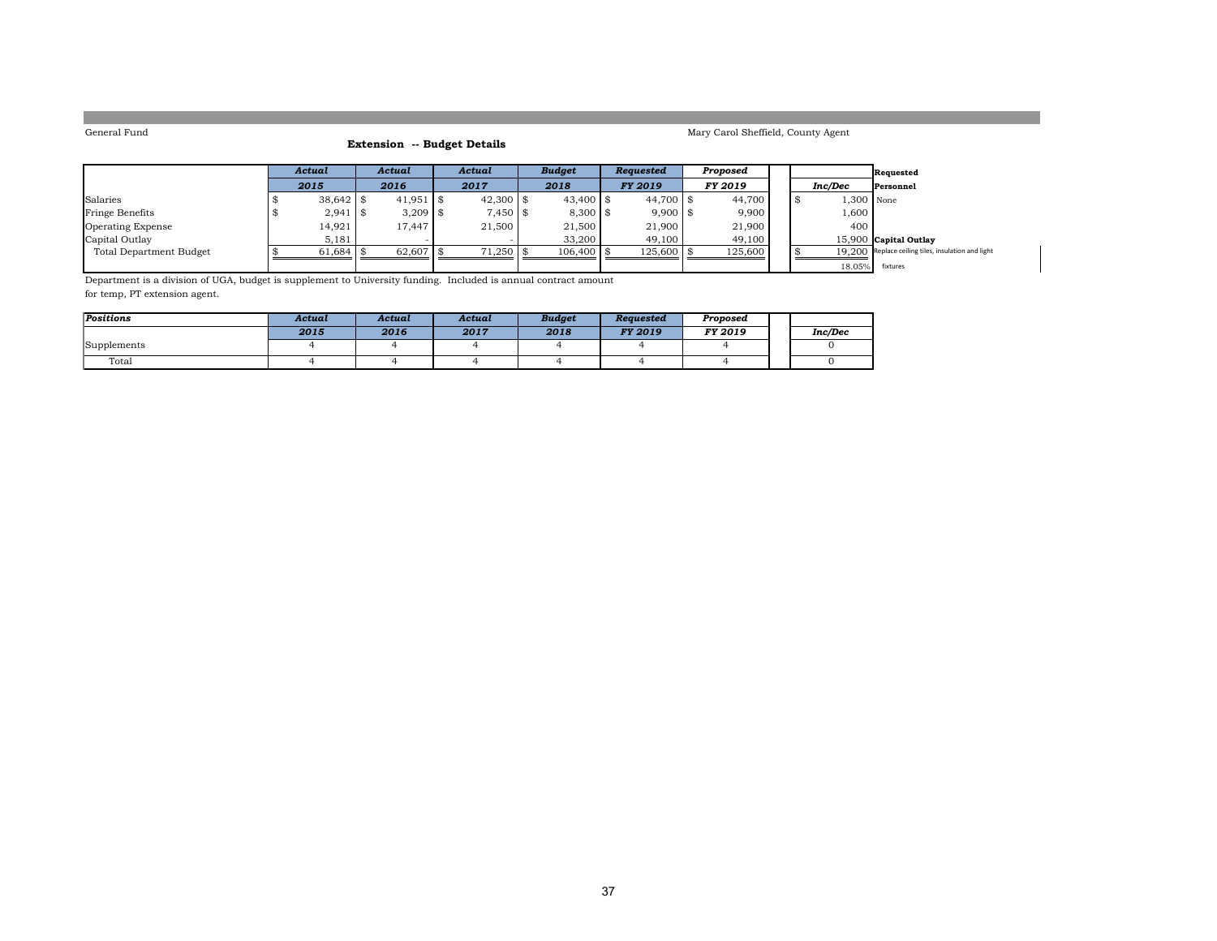General Fund

Mary Carol Sheffield, County Agent

## Extension -- Budget Details

| | *Actual* | *Actual* | *Actual* | *Budget* | *Requested* | *Proposed* | | | Requested |
|---|---|---|---|---|---|---|---|---|---|
| | *2015* | *2016* | *2017* | *2018* | *FY 2019* | *FY 2019* | | *Inc/Dec* | **Personnel** |
| Salaries | $ 38,642 | $ 41,951 | $ 42,300 | $ 43,400 | $ 44,700 | $ 44,700 | | $ 1,300 | None |
| Fringe Benefits | $ 2,941 | $ 3,209 | $ 7,450 | $ 8,300 | $ 9,900 | $ 9,900 | | 1,600 | |
| Operating Expense | 14,921 | 17,447 | 21,500 | 21,500 | 21,900 | 21,900 | | 400 | |
| Capital Outlay | 5,181 | - | - | 33,200 | 49,100 | 49,100 | | 15,900 | **Capital Outlay** |
| Total Department Budget | $ 61,684 | $ 62,607 | $ 71,250 | $ 106,400 | $ 125,600 | $ 125,600 | | $ 19,200 | Replace ceiling tiles, insulation and light |
| | | | | | | | | 18.05% | fixtures |

Department is a division of UGA, budget is supplement to University funding. Included is annual contract amount for temp, PT extension agent.

| *Positions* | *Actual* | *Actual* | *Actual* | *Budget* | *Requested* | *Proposed* | | |
|---|---|---|---|---|---|---|---|---|
| | *2015* | *2016* | *2017* | *2018* | *FY 2019* | *FY 2019* | | *Inc/Dec* |
| Supplements | 4 | 4 | 4 | 4 | 4 | 4 | | 0 |
| Total | 4 | 4 | 4 | 4 | 4 | 4 | | 0 |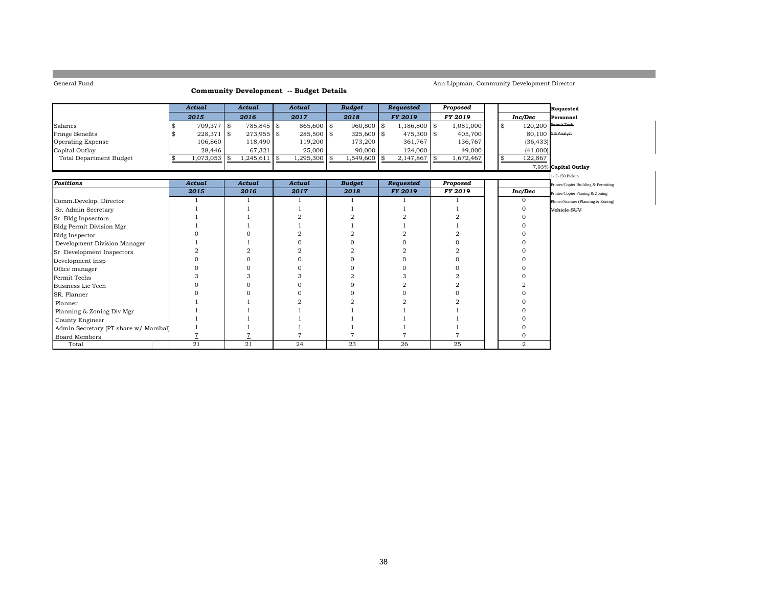General Fund

Ann Lippman, Community Development Director

## Community Development -- Budget Details

| | Actual 2015 | Actual 2016 | Actual 2017 | Budget 2018 | Requested FY 2019 | Proposed FY 2019 | Inc/Dec |
|---|---|---|---|---|---|---|---|
| Salaries | $ 709,377 | $ 785,845 | $ 865,600 | $ 960,800 | $ 1,186,800 | $ 1,081,000 | $ 120,200 |
| Fringe Benefits | $ 228,371 | $ 273,955 | $ 285,500 | $ 325,600 | $ 475,300 | $ 405,700 | 80,100 |
| Operating Expense | 106,860 | 118,490 | 119,200 | 173,200 | 361,767 | 136,767 | (36,433) |
| Capital Outlay | 28,446 | 67,321 | 25,000 | 90,000 | 124,000 | 49,000 | (41,000) |
| Total Department Budget | $ 1,073,053 | $ 1,245,611 | $ 1,295,300 | $ 1,549,600 | $ 2,147,867 | $ 1,672,467 | $ 122,867 |
| | | | | | | | 7.93% |

| Positions | Actual 2015 | Actual 2016 | Actual 2017 | Budget 2018 | Requested FY 2019 | Proposed FY 2019 | Inc/Dec |
|---|---|---|---|---|---|---|---|
| Comm.Develop. Director | 1 | 1 | 1 | 1 | 1 | 1 | 0 |
| Sr. Admin Secretary | 1 | 1 | 1 | 1 | 1 | 1 | 0 |
| Sr. Bldg Inpsectors | 1 | 1 | 2 | 2 | 2 | 2 | 0 |
| Bldg Permit Division Mgr | 1 | 1 | 1 | 1 | 1 | 1 | 0 |
| Bldg Inspector | 0 | 0 | 2 | 2 | 2 | 2 | 0 |
| Development Division Manager | 1 | 1 | 0 | 0 | 0 | 0 | 0 |
| Sr. Development Inspectors | 2 | 2 | 2 | 2 | 2 | 2 | 0 |
| Development Insp | 0 | 0 | 0 | 0 | 0 | 0 | 0 |
| Office manager | 0 | 0 | 0 | 0 | 0 | 0 | 0 |
| Permit Techs | 3 | 3 | 3 | 2 | 3 | 2 | 0 |
| Business Lic Tech | 0 | 0 | 0 | 0 | 2 | 2 | 2 |
| SR. Planner | 0 | 0 | 0 | 0 | 0 | 0 | 0 |
| Planner | 1 | 1 | 2 | 2 | 2 | 2 | 0 |
| Planning & Zoning Div Mgr | 1 | 1 | 1 | 1 | 1 | 1 | 0 |
| County Engineer | 1 | 1 | 1 | 1 | 1 | 1 | 0 |
| Admin Secretary (PT share w/ Marshal | 1 | 1 | 1 | 1 | 1 | 1 | 0 |
| Board Members | 7 | 7 | 7 | 7 | 7 | 7 | 0 |
| Total | 21 | 21 | 24 | 23 | 26 | 25 | 2 |

**Requested**

**Personnel**

~~Permit Tech~~

~~GIS Analyst~~

**Capital Outlay**

1- F-150 Pickup

Printer/Copier Building & Permiting

Printer/Copier Planing & Zoning

Plotter/Scanner (Planning & Zoning)

~~Vehicle SUV~~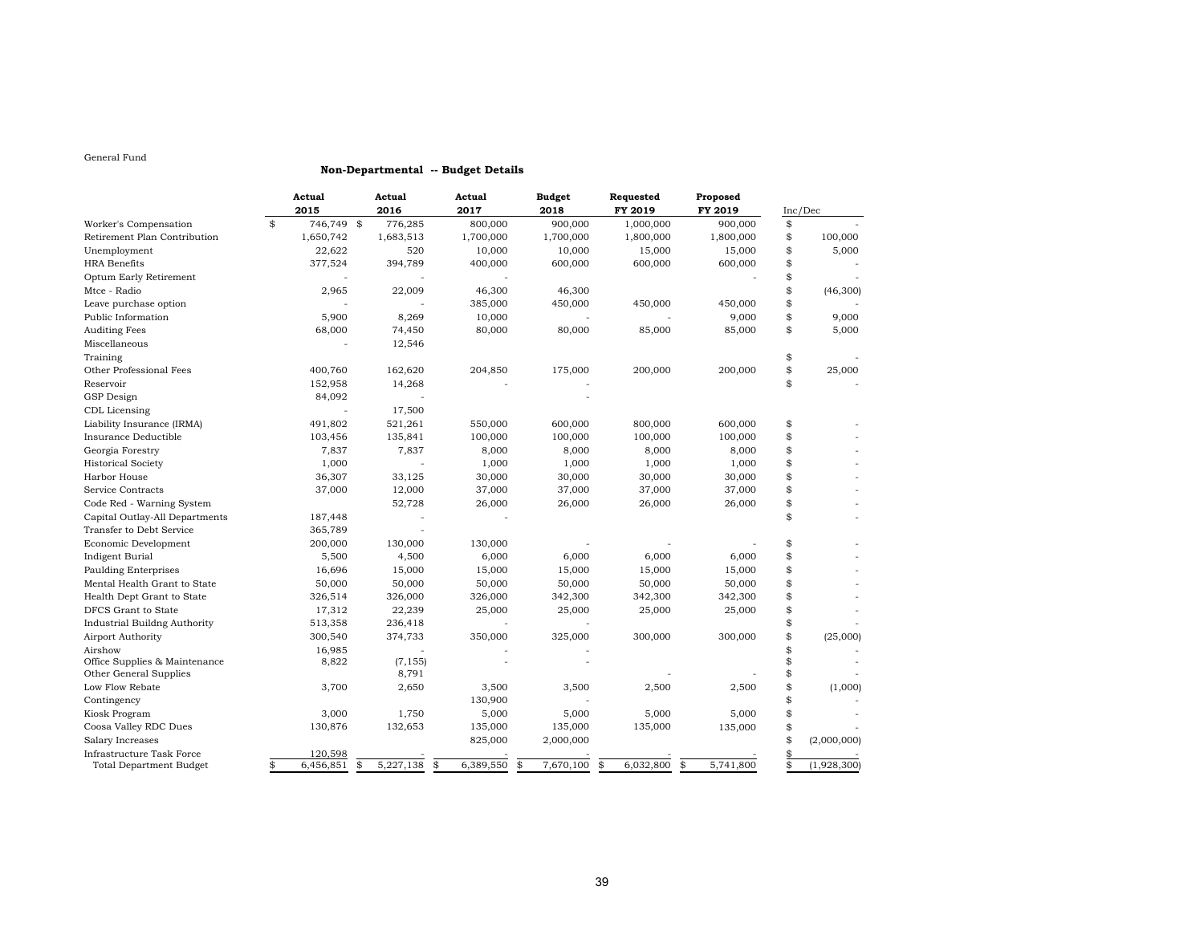General Fund

## Non-Departmental -- Budget Details

| | Actual 2015 | Actual 2016 | Actual 2017 | Budget 2018 | Requested FY 2019 | Proposed FY 2019 | Inc/Dec |
|---|---|---|---|---|---|---|---|
| Worker's Compensation | $ 746,749 | $ 776,285 | 800,000 | 900,000 | 1,000,000 | 900,000 | $ - |
| Retirement Plan Contribution | 1,650,742 | 1,683,513 | 1,700,000 | 1,700,000 | 1,800,000 | 1,800,000 | $ 100,000 |
| Unemployment | 22,622 | 520 | 10,000 | 10,000 | 15,000 | 15,000 | $ 5,000 |
| HRA Benefits | 377,524 | 394,789 | 400,000 | 600,000 | 600,000 | 600,000 | $ - |
| Optum Early Retirement | - | - | - | | | - | $ - |
| Mtce - Radio | 2,965 | 22,009 | 46,300 | 46,300 | | | $ (46,300) |
| Leave purchase option | - | - | 385,000 | 450,000 | 450,000 | 450,000 | $ - |
| Public Information | 5,900 | 8,269 | 10,000 | - | - | 9,000 | $ 9,000 |
| Auditing Fees | 68,000 | 74,450 | 80,000 | 80,000 | 85,000 | 85,000 | $ 5,000 |
| Miscellaneous | - | 12,546 | | | | | |
| Training | | | | | | | $ - |
| Other Professional Fees | 400,760 | 162,620 | 204,850 | 175,000 | 200,000 | 200,000 | $ 25,000 |
| Reservoir | 152,958 | 14,268 | - | - | | | $ - |
| GSP Design | 84,092 | - | | - | | | |
| CDL Licensing | - | 17,500 | | | | | |
| Liability Insurance (IRMA) | 491,802 | 521,261 | 550,000 | 600,000 | 800,000 | 600,000 | $ - |
| Insurance Deductible | 103,456 | 135,841 | 100,000 | 100,000 | 100,000 | 100,000 | $ - |
| Georgia Forestry | 7,837 | 7,837 | 8,000 | 8,000 | 8,000 | 8,000 | $ - |
| Historical Society | 1,000 | - | 1,000 | 1,000 | 1,000 | 1,000 | $ - |
| Harbor House | 36,307 | 33,125 | 30,000 | 30,000 | 30,000 | 30,000 | $ - |
| Service Contracts | 37,000 | 12,000 | 37,000 | 37,000 | 37,000 | 37,000 | $ - |
| Code Red - Warning System | | 52,728 | 26,000 | 26,000 | 26,000 | 26,000 | $ - |
| Capital Outlay-All Departments | 187,448 | - | - | | | | $ - |
| Transfer to Debt Service | 365,789 | - | | | | | |
| Economic Development | 200,000 | 130,000 | 130,000 | - | - | - | $ - |
| Indigent Burial | 5,500 | 4,500 | 6,000 | 6,000 | 6,000 | 6,000 | $ - |
| Paulding Enterprises | 16,696 | 15,000 | 15,000 | 15,000 | 15,000 | 15,000 | $ - |
| Mental Health Grant to State | 50,000 | 50,000 | 50,000 | 50,000 | 50,000 | 50,000 | $ - |
| Health Dept Grant to State | 326,514 | 326,000 | 326,000 | 342,300 | 342,300 | 342,300 | $ - |
| DFCS Grant to State | 17,312 | 22,239 | 25,000 | 25,000 | 25,000 | 25,000 | $ - |
| Industrial Buildng Authority | 513,358 | 236,418 | - | - | | | $ - |
| Airport Authority | 300,540 | 374,733 | 350,000 | 325,000 | 300,000 | 300,000 | $ (25,000) |
| Airshow | 16,985 | - | - | - | | | $ - |
| Office Supplies & Maintenance | 8,822 | (7,155) | - | - | | | $ - |
| Other General Supplies | | 8,791 | | | - | - | $ - |
| Low Flow Rebate | 3,700 | 2,650 | 3,500 | 3,500 | 2,500 | 2,500 | $ (1,000) |
| Contingency | | | 130,900 | - | | | $ - |
| Kiosk Program | 3,000 | 1,750 | 5,000 | 5,000 | 5,000 | 5,000 | $ - |
| Coosa Valley RDC Dues | 130,876 | 132,653 | 135,000 | 135,000 | 135,000 | 135,000 | $ - |
| Salary Increases | | | 825,000 | 2,000,000 | | | $ (2,000,000) |
| Infrastructure Task Force | 120,598 | - | - | - | - | - | $ - |
| Total Department Budget | $ 6,456,851 | $ 5,227,138 | $ 6,389,550 | $ 7,670,100 | $ 6,032,800 | $ 5,741,800 | $ (1,928,300) |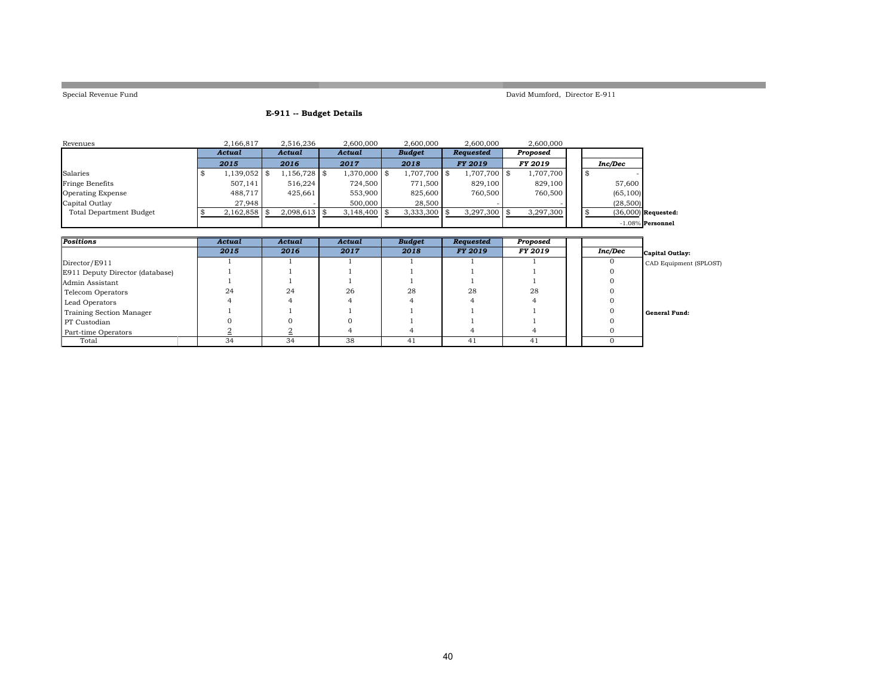Special Revenue Fund

David Mumford, Director E-911

## E-911 -- Budget Details

| Revenues | 2,166,817 | 2,516,236 | 2,600,000 | 2,600,000 | 2,600,000 | 2,600,000 | | |
|---|---|---|---|---|---|---|---|---|
| | ***Actual*** | ***Actual*** | ***Actual*** | ***Budget*** | ***Requested*** | ***Proposed*** | | |
| | **2015** | **2016** | **2017** | **2018** | ***FY 2019*** | ***FY 2019*** | ***Inc/Dec*** | |
| Salaries | $ 1,139,052 | $ 1,156,728 | $ 1,370,000 | $ 1,707,700 | $ 1,707,700 | $ 1,707,700 | $ - | |
| Fringe Benefits | 507,141 | 516,224 | 724,500 | 771,500 | 829,100 | 829,100 | 57,600 | |
| Operating Expense | 488,717 | 425,661 | 553,900 | 825,600 | 760,500 | 760,500 | (65,100) | |
| Capital Outlay | 27,948 | - | 500,000 | 28,500 | - | - | (28,500) | |
| Total Department Budget | $ 2,162,858 | $ 2,098,613 | $ 3,148,400 | $ 3,333,300 | $ 3,297,300 | $ 3,297,300 | $ (36,000) | **Requested:** |
| | | | | | | | -1.08% | **Personnel** |

| *Positions* | ***Actual*** | ***Actual*** | ***Actual*** | ***Budget*** | ***Requested*** | ***Proposed*** | | |
|---|---|---|---|---|---|---|---|---|
| | **2015** | **2016** | **2017** | **2018** | ***FY 2019*** | ***FY 2019*** | ***Inc/Dec*** | **Capital Outlay:** |
| Director/E911 | 1 | 1 | 1 | 1 | 1 | 1 | 0 | CAD Equipment (SPLOST) |
| E911 Deputy Director (database) | 1 | 1 | 1 | 1 | 1 | 1 | 0 | |
| Admin Assistant | 1 | 1 | 1 | 1 | 1 | 1 | 0 | |
| Telecom Operators | 24 | 24 | 26 | 28 | 28 | 28 | 0 | |
| Lead Operators | 4 | 4 | 4 | 4 | 4 | 4 | 0 | |
| Training Section Manager | 1 | 1 | 1 | 1 | 1 | 1 | 0 | **General Fund:** |
| PT Custodian | 0 | 0 | 0 | 1 | 1 | 1 | 0 | |
| Part-time Operators | 2 | 2 | 4 | 4 | 4 | 4 | 0 | |
| Total | 34 | 34 | 38 | 41 | 41 | 41 | 0 | |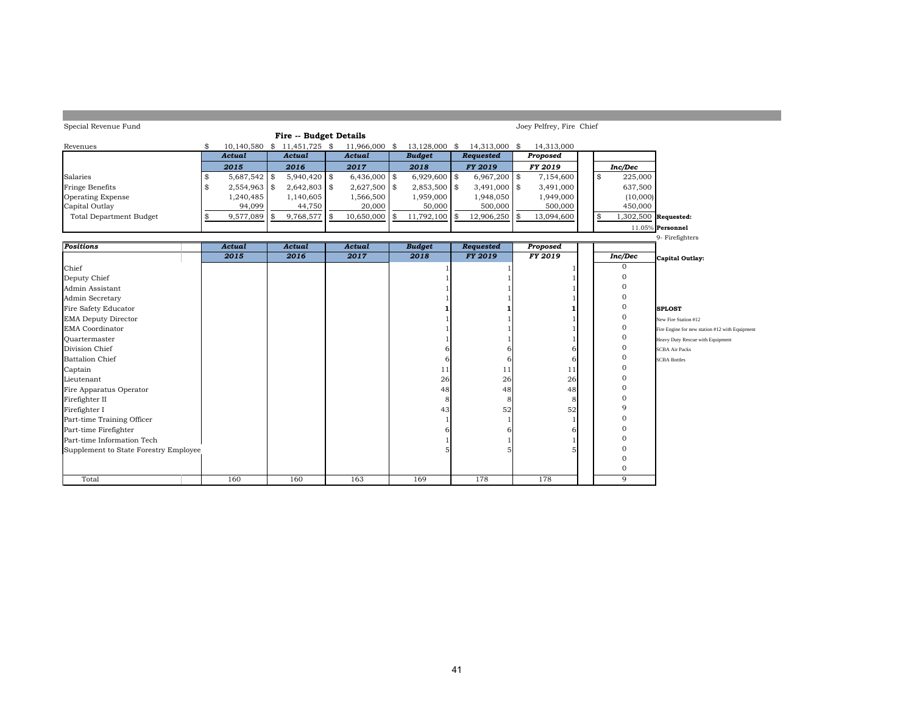Special Revenue Fund

Joey Pelfrey, Fire Chief

## Fire -- Budget Details

| | Actual 2015 | Actual 2016 | Actual 2017 | Budget 2018 | Requested FY 2019 | Proposed FY 2019 | Inc/Dec |
|---|---|---|---|---|---|---|---|
| Revenues | $ 10,140,580 | $ 11,451,725 | $ 11,966,000 | $ 13,128,000 | $ 14,313,000 | $ 14,313,000 | |
| Salaries | $ 5,687,542 | $ 5,940,420 | $ 6,436,000 | $ 6,929,600 | $ 6,967,200 | $ 7,154,600 | $ 225,000 |
| Fringe Benefits | $ 2,554,963 | $ 2,642,803 | $ 2,627,500 | $ 2,853,500 | $ 3,491,000 | $ 3,491,000 | 637,500 |
| Operating Expense | 1,240,485 | 1,140,605 | 1,566,500 | 1,959,000 | 1,948,050 | 1,949,000 | (10,000) |
| Capital Outlay | 94,099 | 44,750 | 20,000 | 50,000 | 500,000 | 500,000 | 450,000 |
| Total Department Budget | $ 9,577,089 | $ 9,768,577 | $ 10,650,000 | $ 11,792,100 | $ 12,906,250 | $ 13,094,600 | $ 1,302,500 |
| | | | | | | | 11.05% |

| Positions | Actual 2015 | Actual 2016 | Actual 2017 | Budget 2018 | Requested FY 2019 | Proposed FY 2019 | Inc/Dec |
|---|---|---|---|---|---|---|---|
| Chief | | | | 1 | 1 | 1 | 0 |
| Deputy Chief | | | | 1 | 1 | 1 | 0 |
| Admin Assistant | | | | 1 | 1 | 1 | 0 |
| Admin Secretary | | | | 1 | 1 | 1 | 0 |
| Fire Safety Educator | | | | **1** | **1** | **1** | 0 |
| EMA Deputy Director | | | | 1 | 1 | 1 | 0 |
| EMA Coordinator | | | | 1 | 1 | 1 | 0 |
| Quartermaster | | | | 1 | 1 | 1 | 0 |
| Division Chief | | | | 6 | 6 | 6 | 0 |
| Battalion Chief | | | | 6 | 6 | 6 | 0 |
| Captain | | | | 11 | 11 | 11 | 0 |
| Lieutenant | | | | 26 | 26 | 26 | 0 |
| Fire Apparatus Operator | | | | 48 | 48 | 48 | 0 |
| Firefighter II | | | | 8 | 8 | 8 | 0 |
| Firefighter I | | | | 43 | 52 | 52 | 9 |
| Part-time Training Officer | | | | 1 | 1 | 1 | 0 |
| Part-time Firefighter | | | | 6 | 6 | 6 | 0 |
| Part-time Information Tech | | | | 1 | 1 | 1 | 0 |
| Supplement to State Forestry Employee | | | | 5 | 5 | 5 | 0 |
| | | | | | | | 0 |
| | | | | | | | 0 |
| Total | 160 | 160 | 163 | 169 | 178 | 178 | 9 |

**Requested:**

**Personnel**

9- Firefighters

**Capital Outlay:**

**SPLOST**

- New Fire Station #12
- Fire Engine for new station #12 with Equipment
- Heavy Duty Rescue with Equipment
- SCBA Air Packs
- SCBA Bottles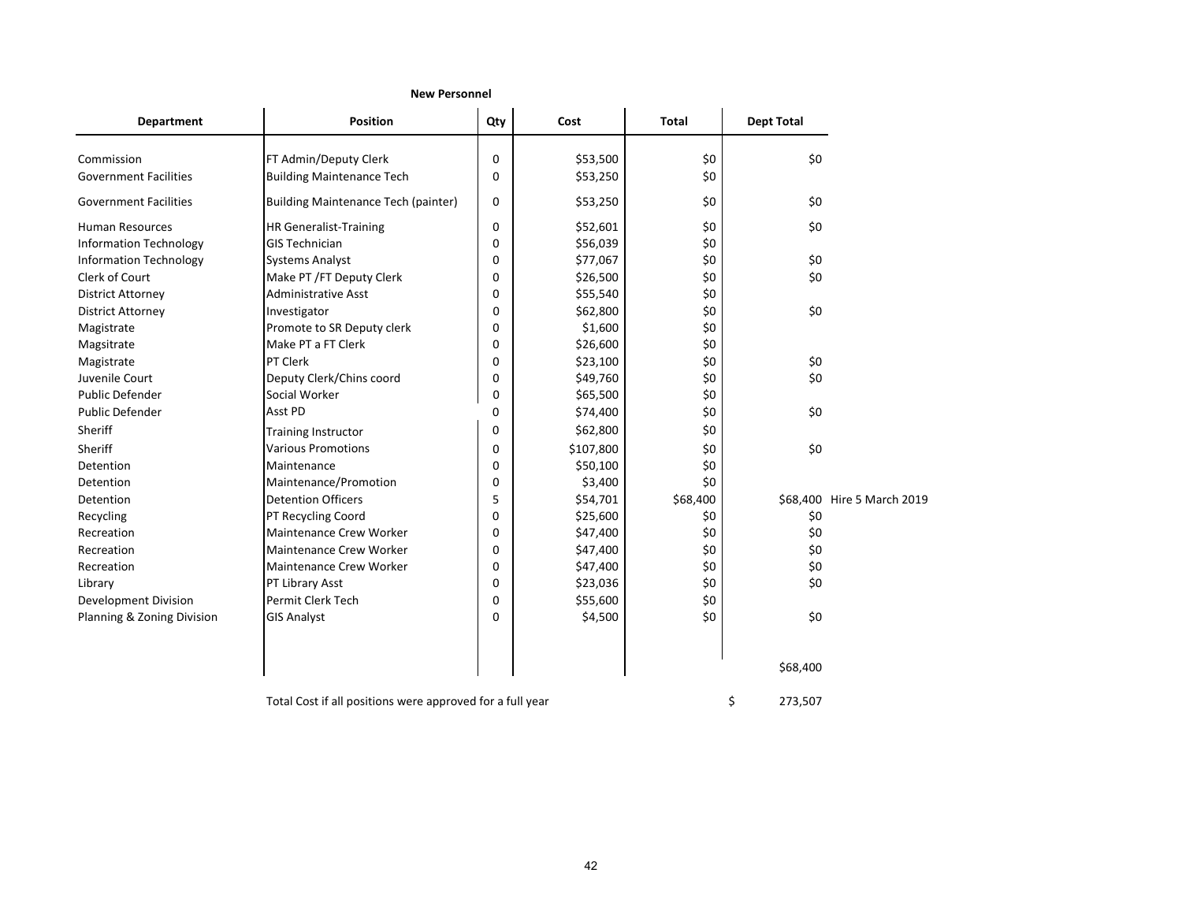**New Personnel**

| Department | Position | Qty | Cost | Total | Dept Total | |
|---|---|---|---|---|---|---|
| Commission | FT Admin/Deputy Clerk | 0 | $53,500 | $0 | $0 | |
| Government Facilities | Building Maintenance Tech | 0 | $53,250 | $0 | | |
| Government Facilities | Building Maintenance Tech (painter) | 0 | $53,250 | $0 | $0 | |
| Human Resources | HR Generalist-Training | 0 | $52,601 | $0 | $0 | |
| Information Technology | GIS Technician | 0 | $56,039 | $0 | | |
| Information Technology | Systems Analyst | 0 | $77,067 | $0 | $0 | |
| Clerk of Court | Make PT /FT Deputy Clerk | 0 | $26,500 | $0 | $0 | |
| District Attorney | Administrative Asst | 0 | $55,540 | $0 | | |
| District Attorney | Investigator | 0 | $62,800 | $0 | $0 | |
| Magistrate | Promote to SR Deputy clerk | 0 | $1,600 | $0 | | |
| Magsitrate | Make PT a FT Clerk | 0 | $26,600 | $0 | | |
| Magistrate | PT Clerk | 0 | $23,100 | $0 | $0 | |
| Juvenile Court | Deputy Clerk/Chins coord | 0 | $49,760 | $0 | $0 | |
| Public Defender | Social Worker | 0 | $65,500 | $0 | | |
| Public Defender | Asst PD | 0 | $74,400 | $0 | $0 | |
| Sheriff | Training Instructor | 0 | $62,800 | $0 | | |
| Sheriff | Various Promotions | 0 | $107,800 | $0 | $0 | |
| Detention | Maintenance | 0 | $50,100 | $0 | | |
| Detention | Maintenance/Promotion | 0 | $3,400 | $0 | | |
| Detention | Detention Officers | 5 | $54,701 | $68,400 | $68,400 | Hire 5 March 2019 |
| Recycling | PT Recycling Coord | 0 | $25,600 | $0 | $0 | |
| Recreation | Maintenance Crew Worker | 0 | $47,400 | $0 | $0 | |
| Recreation | Maintenance Crew Worker | 0 | $47,400 | $0 | $0 | |
| Recreation | Maintenance Crew Worker | 0 | $47,400 | $0 | $0 | |
| Library | PT Library Asst | 0 | $23,036 | $0 | $0 | |
| Development Division | Permit Clerk Tech | 0 | $55,600 | $0 | | |
| Planning & Zoning Division | GIS Analyst | 0 | $4,500 | $0 | $0 | |
| | | | | | $68,400 | |

Total Cost if all positions were approved for a full year $ 273,507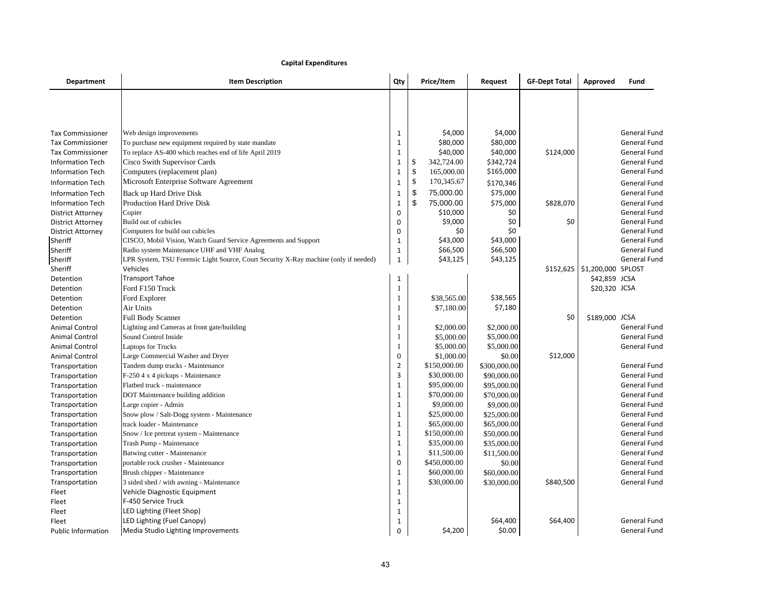**Capital Expenditures**

| Department | Item Description | Qty | Price/Item | Request | GF-Dept Total | Approved | Fund |
|---|---|---|---|---|---|---|---|
| Tax Commissioner | Web design improvements | 1 | $4,000 | $4,000 | | | General Fund |
| Tax Commissioner | To purchase new equipment required by state mandate | 1 | $80,000 | $80,000 | | | General Fund |
| Tax Commissioner | To replace AS-400 which reaches end of life April 2019 | 1 | $40,000 | $40,000 | $124,000 | | General Fund |
| Information Tech | Cisco Swith Supervisor Cards | 1 | $ 342,724.00 | $342,724 | | | General Fund |
| Information Tech | Computers (replacement plan) | 1 | $ 165,000.00 | $165,000 | | | General Fund |
| Information Tech | Microsoft Enterprise Software Agreement | 1 | $ 170,345.67 | $170,346 | | | General Fund |
| Information Tech | Back up Hard Drive Disk | 1 | $ 75,000.00 | $75,000 | | | General Fund |
| Information Tech | Production Hard Drive Disk | 1 | $ 75,000.00 | $75,000 | $828,070 | | General Fund |
| District Attorney | Copier | 0 | $10,000 | $0 | | | General Fund |
| District Attorney | Build out of cubicles | 0 | $9,000 | $0 | $0 | | General Fund |
| District Attorney | Computers for build out cubicles | 0 | $0 | $0 | | | General Fund |
| Sheriff | CISCO, Mobil Vision, Watch Guard Service Agreements and Support | 1 | $43,000 | $43,000 | | | General Fund |
| Sheriff | Radio system Maintenance UHF and VHF Analog | 1 | $66,500 | $66,500 | | | General Fund |
| Sheriff | LPR System, TSU Forensic Light Source, Court Security X-Ray machine (only if needed) | 1 | $43,125 | $43,125 | | | General Fund |
| Sheriff | Vehicles | | | | $152,625 | $1,200,000 | SPLOST |
| Detention | Transport Tahoe | 1 | | | | $42,859 | JCSA |
| Detention | Ford F150 Truck | 1 | | | | $20,320 | JCSA |
| Detention | Ford Explorer | 1 | $38,565.00 | $38,565 | | | |
| Detention | Air Units | 1 | $7,180.00 | $7,180 | | | |
| Detention | Full Body Scanner | 1 | | | $0 | $189,000 | JCSA |
| Animal Control | Lighting and Cameras at front gate/building | 1 | $2,000.00 | $2,000.00 | | | General Fund |
| Animal Control | Sound Control Inside | 1 | $5,000.00 | $5,000.00 | | | General Fund |
| Animal Control | Laptops for Trucks | 1 | $5,000.00 | $5,000.00 | | | General Fund |
| Animal Control | Large Commercial Washer and Dryer | 0 | $1,000.00 | $0.00 | $12,000 | | |
| Transportation | Tandem dump trucks - Maintenance | 2 | $150,000.00 | $300,000.00 | | | General Fund |
| Transportation | F-250 4 x 4 pickups - Maintenance | 3 | $30,000.00 | $90,000.00 | | | General Fund |
| Transportation | Flatbed truck - maintenance | 1 | $95,000.00 | $95,000.00 | | | General Fund |
| Transportation | DOT Maintenance building addition | 1 | $70,000.00 | $70,000.00 | | | General Fund |
| Transportation | Large copier - Admin | 1 | $9,000.00 | $9,000.00 | | | General Fund |
| Transportation | Snow plow / Salt-Dogg system - Maintenance | 1 | $25,000.00 | $25,000.00 | | | General Fund |
| Transportation | track loader - Maintenance | 1 | $65,000.00 | $65,000.00 | | | General Fund |
| Transportation | Snow / Ice pretreat system - Maintenance | 1 | $150,000.00 | $50,000.00 | | | General Fund |
| Transportation | Trash Pump - Maintenance | 1 | $35,000.00 | $35,000.00 | | | General Fund |
| Transportation | Batwing cutter - Maintenance | 1 | $11,500.00 | $11,500.00 | | | General Fund |
| Transportation | portable rock crusher - Maintenance | 0 | $450,000.00 | $0.00 | | | General Fund |
| Transportation | Brush chipper - Maintenance | 1 | $60,000.00 | $60,000.00 | | | General Fund |
| Transportation | 3 sided shed / with awning - Maintenance | 1 | $30,000.00 | $30,000.00 | $840,500 | | General Fund |
| Fleet | Vehicle Diagnostic Equipment | 1 | | | | | |
| Fleet | F-450 Service Truck | 1 | | | | | |
| Fleet | LED Lighting (Fleet Shop) | 1 | | | | | |
| Fleet | LED Lighting (Fuel Canopy) | 1 | | $64,400 | $64,400 | | General Fund |
| Public Information | Media Studio Lighting Improvements | 0 | $4,200 | $0.00 | | | General Fund |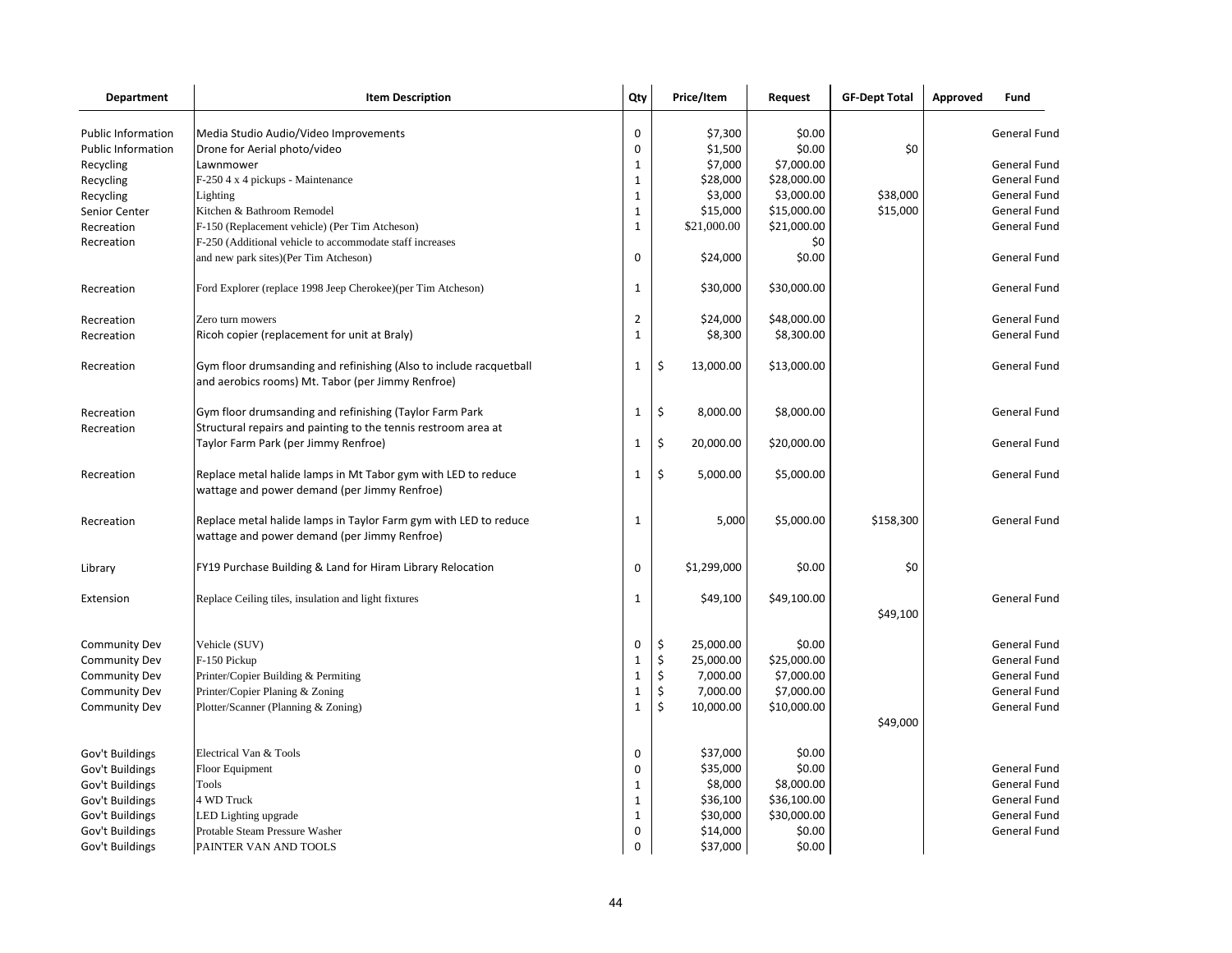| Department | Item Description | Qty | Price/Item | Request | GF-Dept Total | Approved | Fund |
|---|---|---|---|---|---|---|---|
| Public Information | Media Studio Audio/Video Improvements | 0 | $7,300 | $0.00 | | | General Fund |
| Public Information | Drone for Aerial photo/video | 0 | $1,500 | $0.00 | $0 | | General Fund |
| Recycling | Lawnmower | 1 | $7,000 | $7,000.00 | | | General Fund |
| Recycling | F-250 4 x 4 pickups - Maintenance | 1 | $28,000 | $28,000.00 | | | General Fund |
| Recycling | Lighting | 1 | $3,000 | $3,000.00 | $38,000 | | General Fund |
| Senior Center | Kitchen & Bathroom Remodel | 1 | $15,000 | $15,000.00 | $15,000 | | General Fund |
| Recreation | F-150 (Replacement vehicle) (Per Tim Atcheson) | 1 | $21,000.00 | $21,000.00 | | | General Fund |
| Recreation | F-250 (Additional vehicle to accommodate staff increases and new park sites)(Per Tim Atcheson) | 0 | $24,000 | $0 $0.00 | | | General Fund |
| Recreation | Ford Explorer (replace 1998 Jeep Cherokee)(per Tim Atcheson) | 1 | $30,000 | $30,000.00 | | | General Fund |
| Recreation | Zero turn mowers | 2 | $24,000 | $48,000.00 | | | General Fund |
| Recreation | Ricoh copier (replacement for unit at Braly) | 1 | $8,300 | $8,300.00 | | | General Fund |
| Recreation | Gym floor drumsanding and refinishing (Also to include racquetball and aerobics rooms) Mt. Tabor (per Jimmy Renfroe) | 1 | $ 13,000.00 | $13,000.00 | | | General Fund |
| Recreation | Gym floor drumsanding and refinishing (Taylor Farm Park | 1 | $ 8,000.00 | $8,000.00 | | | General Fund |
| Recreation | Structural repairs and painting to the tennis restroom area at Taylor Farm Park (per Jimmy Renfroe) | 1 | $ 20,000.00 | $20,000.00 | | | General Fund |
| Recreation | Replace metal halide lamps in Mt Tabor gym with LED to reduce wattage and power demand (per Jimmy Renfroe) | 1 | $ 5,000.00 | $5,000.00 | | | General Fund |
| Recreation | Replace metal halide lamps in Taylor Farm gym with LED to reduce wattage and power demand (per Jimmy Renfroe) | 1 | 5,000 | $5,000.00 | $158,300 | | General Fund |
| Library | FY19 Purchase Building & Land for Hiram Library Relocation | 0 | $1,299,000 | $0.00 | $0 | | |
| Extension | Replace Ceiling tiles, insulation and light fixtures | 1 | $49,100 | $49,100.00 | $49,100 | | General Fund |
| Community Dev | Vehicle (SUV) | 0 | $ 25,000.00 | $0.00 | | | General Fund |
| Community Dev | F-150 Pickup | 1 | $ 25,000.00 | $25,000.00 | | | General Fund |
| Community Dev | Printer/Copier Building & Permiting | 1 | $ 7,000.00 | $7,000.00 | | | General Fund |
| Community Dev | Printer/Copier Planing & Zoning | 1 | $ 7,000.00 | $7,000.00 | | | General Fund |
| Community Dev | Plotter/Scanner (Planning & Zoning) | 1 | $ 10,000.00 | $10,000.00 | $49,000 | | General Fund |
| Gov't Buildings | Electrical Van & Tools | 0 | $37,000 | $0.00 | | | |
| Gov't Buildings | Floor Equipment | 0 | $35,000 | $0.00 | | | General Fund |
| Gov't Buildings | Tools | 1 | $8,000 | $8,000.00 | | | General Fund |
| Gov't Buildings | 4 WD Truck | 1 | $36,100 | $36,100.00 | | | General Fund |
| Gov't Buildings | LED Lighting upgrade | 1 | $30,000 | $30,000.00 | | | General Fund |
| Gov't Buildings | Protable Steam Pressure Washer | 0 | $14,000 | $0.00 | | | General Fund |
| Gov't Buildings | PAINTER VAN AND TOOLS | 0 | $37,000 | $0.00 | | | |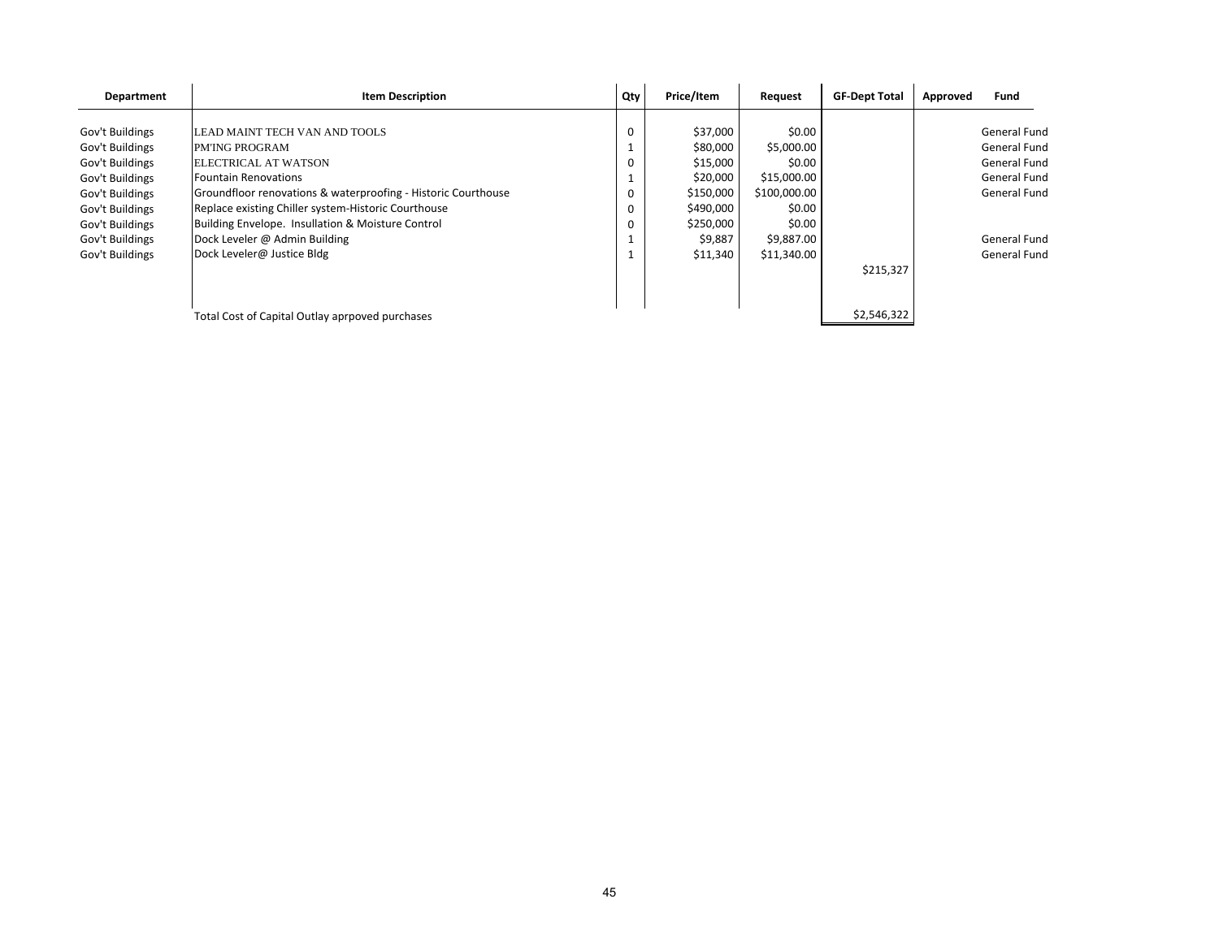| Department | Item Description | Qty | Price/Item | Request | GF-Dept Total | Approved | Fund |
|---|---|---|---|---|---|---|---|
| Gov't Buildings | LEAD MAINT TECH VAN AND TOOLS | 0 | $37,000 | $0.00 | | | General Fund |
| Gov't Buildings | PM'ING PROGRAM | 1 | $80,000 | $5,000.00 | | | General Fund |
| Gov't Buildings | ELECTRICAL AT WATSON | 0 | $15,000 | $0.00 | | | General Fund |
| Gov't Buildings | Fountain Renovations | 1 | $20,000 | $15,000.00 | | | General Fund |
| Gov't Buildings | Groundfloor renovations & waterproofing - Historic Courthouse | 0 | $150,000 | $100,000.00 | | | General Fund |
| Gov't Buildings | Replace existing Chiller system-Historic Courthouse | 0 | $490,000 | $0.00 | | | |
| Gov't Buildings | Building Envelope. Insullation & Moisture Control | 0 | $250,000 | $0.00 | | | |
| Gov't Buildings | Dock Leveler @ Admin Building | 1 | $9,887 | $9,887.00 | | | General Fund |
| Gov't Buildings | Dock Leveler@ Justice Bldg | 1 | $11,340 | $11,340.00 | | | General Fund |
| | | | | | $215,327 | | |
| | Total Cost of Capital Outlay arpproved purchases | | | | $2,546,322 | | |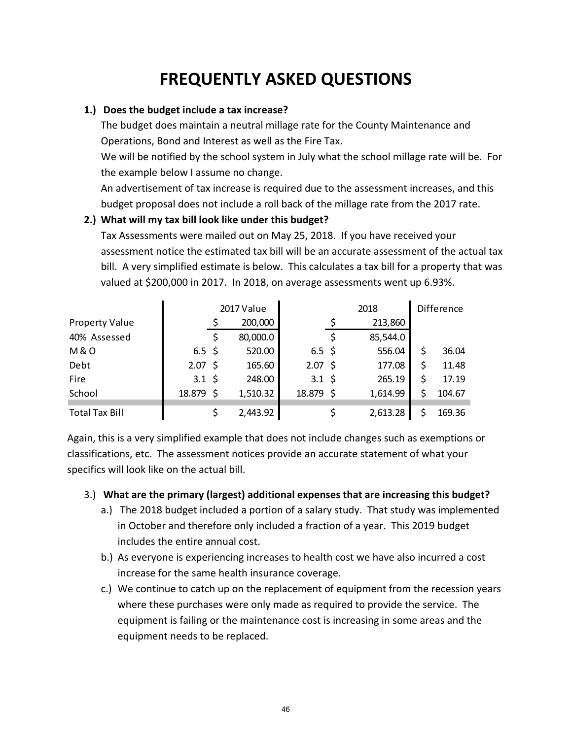# FREQUENTLY ASKED QUESTIONS

**1.) Does the budget include a tax increase?**

The budget does maintain a neutral millage rate for the County Maintenance and Operations, Bond and Interest as well as the Fire Tax.

We will be notified by the school system in July what the school millage rate will be. For the example below I assume no change.

An advertisement of tax increase is required due to the assessment increases, and this budget proposal does not include a roll back of the millage rate from the 2017 rate.

**2.) What will my tax bill look like under this budget?**

Tax Assessments were mailed out on May 25, 2018. If you have received your assessment notice the estimated tax bill will be an accurate assessment of the actual tax bill. A very simplified estimate is below. This calculates a tax bill for a property that was valued at $200,000 in 2017. In 2018, on average assessments went up 6.93%.

| | | 2017 Value | | 2018 | Difference |
|---|---|---|---|---|---|
| Property Value | | $ 200,000 | | $ 213,860 | |
| 40% Assessed | | $ 80,000.0 | | $ 85,544.0 | |
| M & O | 6.5 | $ 520.00 | 6.5 | $ 556.04 | $ 36.04 |
| Debt | 2.07 | $ 165.60 | 2.07 | $ 177.08 | $ 11.48 |
| Fire | 3.1 | $ 248.00 | 3.1 | $ 265.19 | $ 17.19 |
| School | 18.879 | $ 1,510.32 | 18.879 | $ 1,614.99 | $ 104.67 |
| Total Tax Bill | | $ 2,443.92 | | $ 2,613.28 | $ 169.36 |

Again, this is a very simplified example that does not include changes such as exemptions or classifications, etc. The assessment notices provide an accurate statement of what your specifics will look like on the actual bill.

3.) **What are the primary (largest) additional expenses that are increasing this budget?**

a.) The 2018 budget included a portion of a salary study. That study was implemented in October and therefore only included a fraction of a year. This 2019 budget includes the entire annual cost.

b.) As everyone is experiencing increases to health cost we have also incurred a cost increase for the same health insurance coverage.

c.) We continue to catch up on the replacement of equipment from the recession years where these purchases were only made as required to provide the service. The equipment is failing or the maintenance cost is increasing in some areas and the equipment needs to be replaced.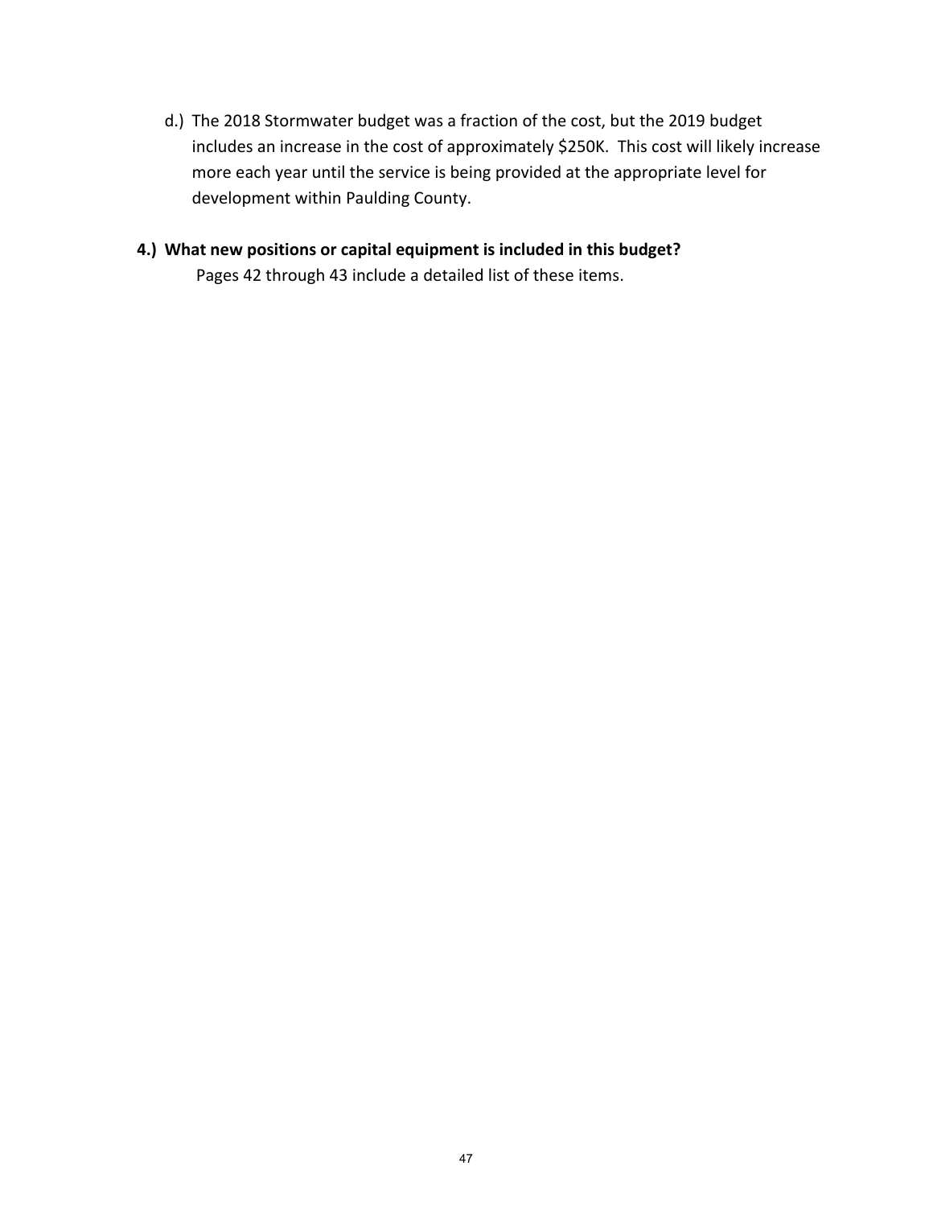d.) The 2018 Stormwater budget was a fraction of the cost, but the 2019 budget includes an increase in the cost of approximately $250K. This cost will likely increase more each year until the service is being provided at the appropriate level for development within Paulding County.

**4.) What new positions or capital equipment is included in this budget?**

Pages 42 through 43 include a detailed list of these items.